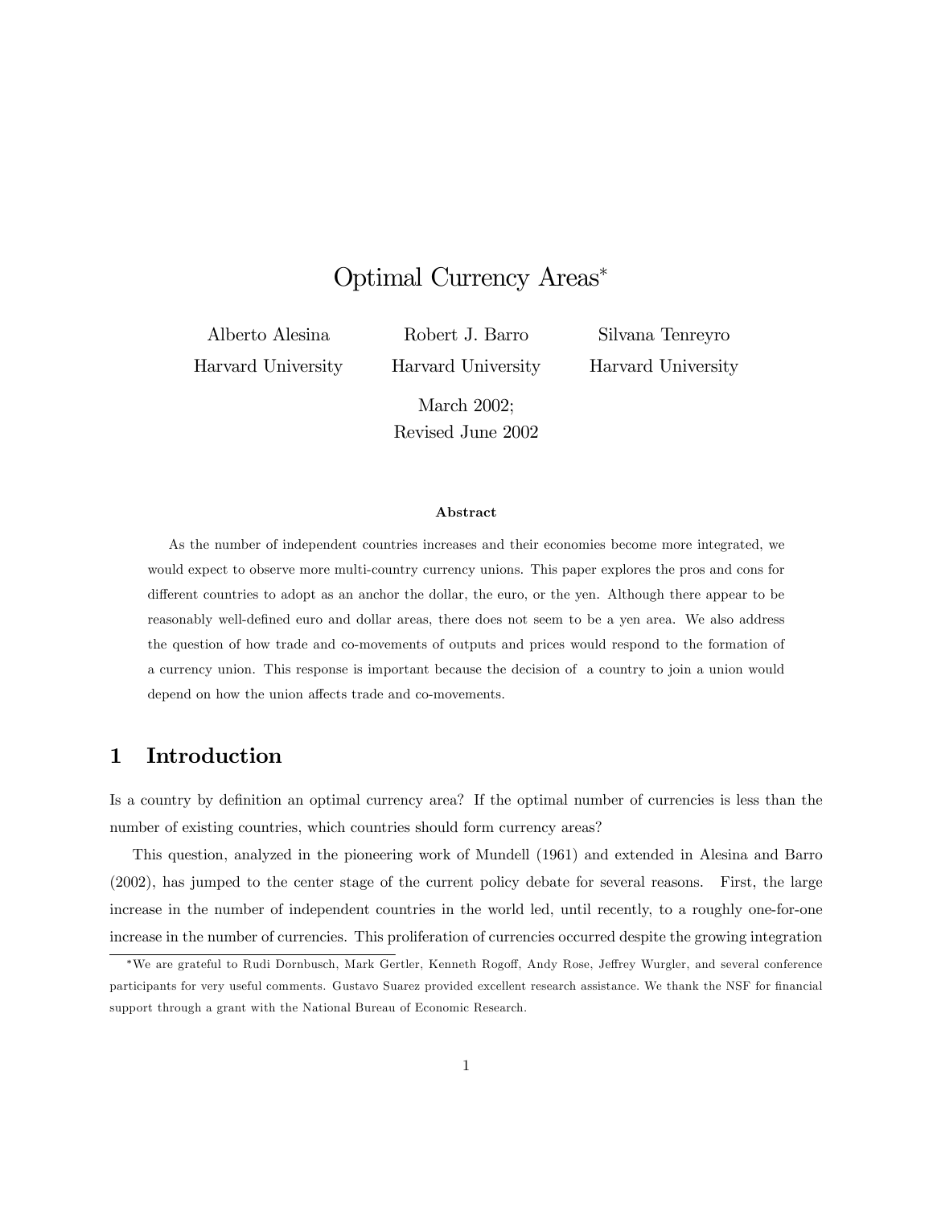# Optimal Currency Areas*

Alberto Alesina
Harvard University

Robert J. Barro
Harvard University

Silvana Tenreyro
Harvard University

March 2002;
Revised June 2002

**Abstract**

As the number of independent countries increases and their economies become more integrated, we would expect to observe more multi-country currency unions. This paper explores the pros and cons for different countries to adopt as an anchor the dollar, the euro, or the yen. Although there appear to be reasonably well-defined euro and dollar areas, there does not seem to be a yen area. We also address the question of how trade and co-movements of outputs and prices would respond to the formation of a currency union. This response is important because the decision of a country to join a union would depend on how the union affects trade and co-movements.

## 1 Introduction

Is a country by definition an optimal currency area? If the optimal number of currencies is less than the number of existing countries, which countries should form currency areas?

This question, analyzed in the pioneering work of Mundell (1961) and extended in Alesina and Barro (2002), has jumped to the center stage of the current policy debate for several reasons. First, the large increase in the number of independent countries in the world led, until recently, to a roughly one-for-one increase in the number of currencies. This proliferation of currencies occurred despite the growing integration

*We are grateful to Rudi Dornbusch, Mark Gertler, Kenneth Rogoff, Andy Rose, Jeffrey Wurgler, and several conference participants for very useful comments. Gustavo Suarez provided excellent research assistance. We thank the NSF for financial support through a grant with the National Bureau of Economic Research.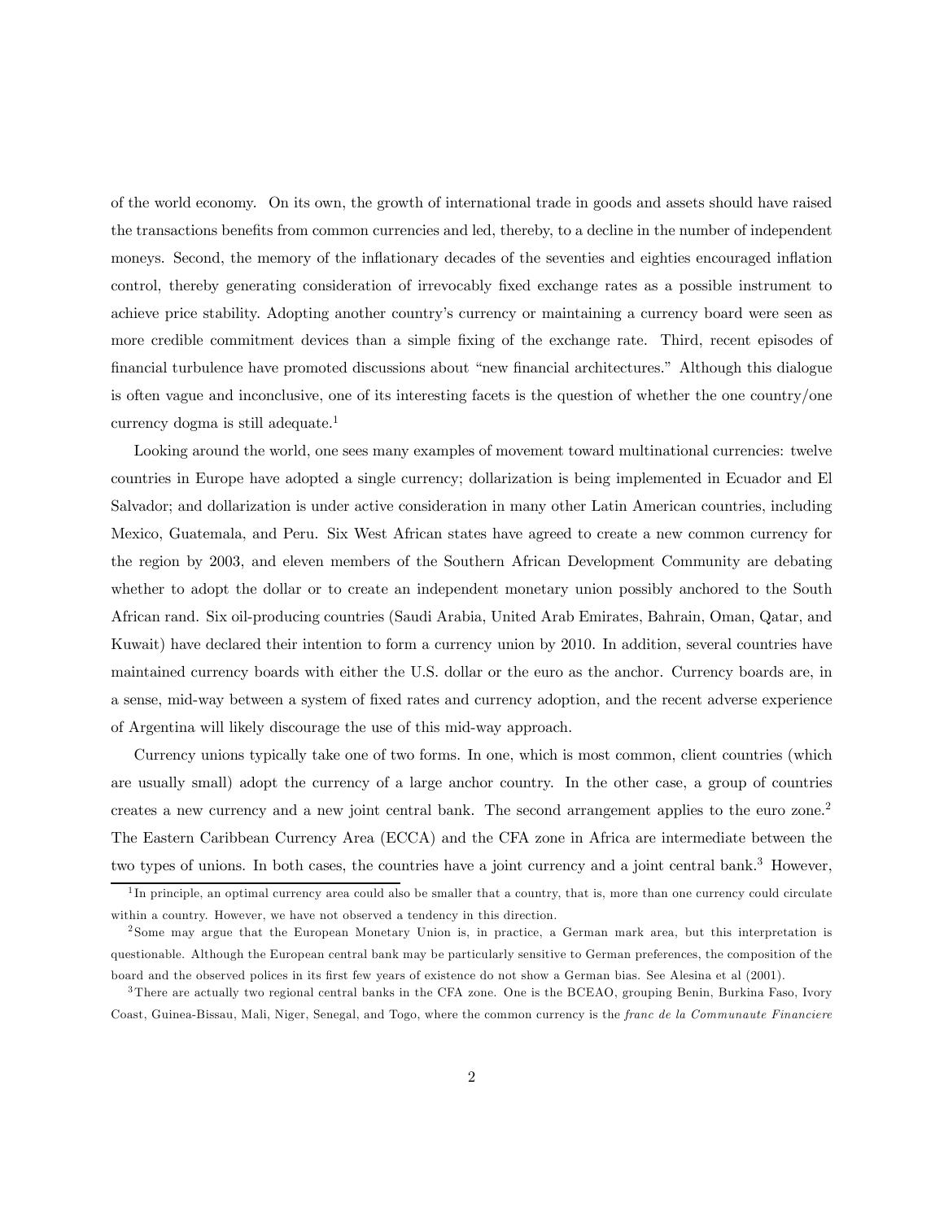of the world economy. On its own, the growth of international trade in goods and assets should have raised the transactions benefits from common currencies and led, thereby, to a decline in the number of independent moneys. Second, the memory of the inflationary decades of the seventies and eighties encouraged inflation control, thereby generating consideration of irrevocably fixed exchange rates as a possible instrument to achieve price stability. Adopting another country's currency or maintaining a currency board were seen as more credible commitment devices than a simple fixing of the exchange rate. Third, recent episodes of financial turbulence have promoted discussions about "new financial architectures." Although this dialogue is often vague and inconclusive, one of its interesting facets is the question of whether the one country/one currency dogma is still adequate.[1]

Looking around the world, one sees many examples of movement toward multinational currencies: twelve countries in Europe have adopted a single currency; dollarization is being implemented in Ecuador and El Salvador; and dollarization is under active consideration in many other Latin American countries, including Mexico, Guatemala, and Peru. Six West African states have agreed to create a new common currency for the region by 2003, and eleven members of the Southern African Development Community are debating whether to adopt the dollar or to create an independent monetary union possibly anchored to the South African rand. Six oil-producing countries (Saudi Arabia, United Arab Emirates, Bahrain, Oman, Qatar, and Kuwait) have declared their intention to form a currency union by 2010. In addition, several countries have maintained currency boards with either the U.S. dollar or the euro as the anchor. Currency boards are, in a sense, mid-way between a system of fixed rates and currency adoption, and the recent adverse experience of Argentina will likely discourage the use of this mid-way approach.

Currency unions typically take one of two forms. In one, which is most common, client countries (which are usually small) adopt the currency of a large anchor country. In the other case, a group of countries creates a new currency and a new joint central bank. The second arrangement applies to the euro zone.[2] The Eastern Caribbean Currency Area (ECCA) and the CFA zone in Africa are intermediate between the two types of unions. In both cases, the countries have a joint currency and a joint central bank.[3] However,

[1] In principle, an optimal currency area could also be smaller that a country, that is, more than one currency could circulate within a country. However, we have not observed a tendency in this direction.

[2] Some may argue that the European Monetary Union is, in practice, a German mark area, but this interpretation is questionable. Although the European central bank may be particularly sensitive to German preferences, the composition of the board and the observed polices in its first few years of existence do not show a German bias. See Alesina et al (2001).

[3] There are actually two regional central banks in the CFA zone. One is the BCEAO, grouping Benin, Burkina Faso, Ivory Coast, Guinea-Bissau, Mali, Niger, Senegal, and Togo, where the common currency is the *franc de la Communaute Financiere*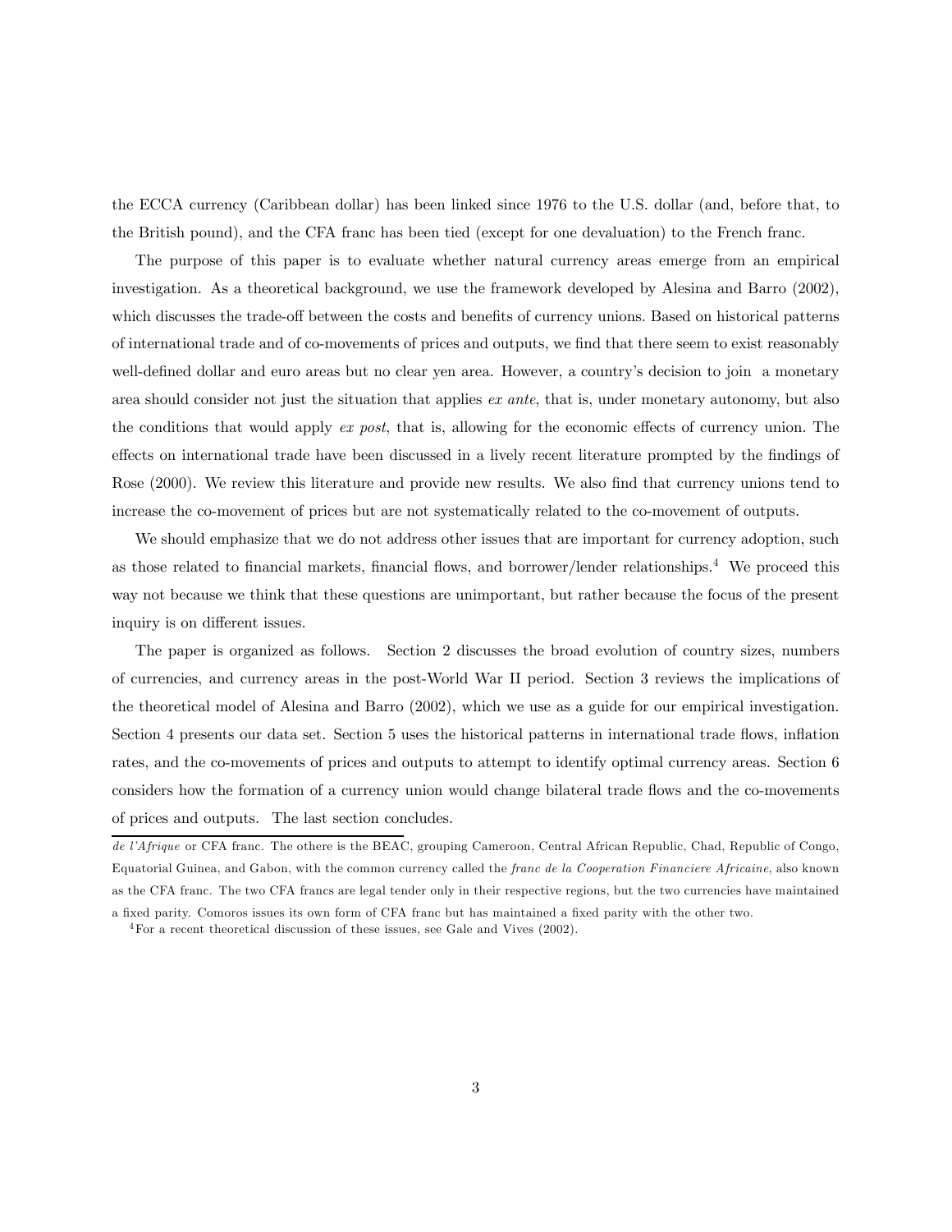the ECCA currency (Caribbean dollar) has been linked since 1976 to the U.S. dollar (and, before that, to the British pound), and the CFA franc has been tied (except for one devaluation) to the French franc.

The purpose of this paper is to evaluate whether natural currency areas emerge from an empirical investigation. As a theoretical background, we use the framework developed by Alesina and Barro (2002), which discusses the trade-off between the costs and benefits of currency unions. Based on historical patterns of international trade and of co-movements of prices and outputs, we find that there seem to exist reasonably well-defined dollar and euro areas but no clear yen area. However, a country's decision to join a monetary area should consider not just the situation that applies *ex ante*, that is, under monetary autonomy, but also the conditions that would apply *ex post*, that is, allowing for the economic effects of currency union. The effects on international trade have been discussed in a lively recent literature prompted by the findings of Rose (2000). We review this literature and provide new results. We also find that currency unions tend to increase the co-movement of prices but are not systematically related to the co-movement of outputs.

We should emphasize that we do not address other issues that are important for currency adoption, such as those related to financial markets, financial flows, and borrower/lender relationships.[4] We proceed this way not because we think that these questions are unimportant, but rather because the focus of the present inquiry is on different issues.

The paper is organized as follows. Section 2 discusses the broad evolution of country sizes, numbers of currencies, and currency areas in the post-World War II period. Section 3 reviews the implications of the theoretical model of Alesina and Barro (2002), which we use as a guide for our empirical investigation. Section 4 presents our data set. Section 5 uses the historical patterns in international trade flows, inflation rates, and the co-movements of prices and outputs to attempt to identify optimal currency areas. Section 6 considers how the formation of a currency union would change bilateral trade flows and the co-movements of prices and outputs. The last section concludes.

---

*de l'Afrique* or CFA franc. The othere is the BEAC, grouping Cameroon, Central African Republic, Chad, Republic of Congo, Equatorial Guinea, and Gabon, with the common currency called the *franc de la Cooperation Financiere Africaine*, also known as the CFA franc. The two CFA francs are legal tender only in their respective regions, but the two currencies have maintained a fixed parity. Comoros issues its own form of CFA franc but has maintained a fixed parity with the other two.

[4] For a recent theoretical discussion of these issues, see Gale and Vives (2002).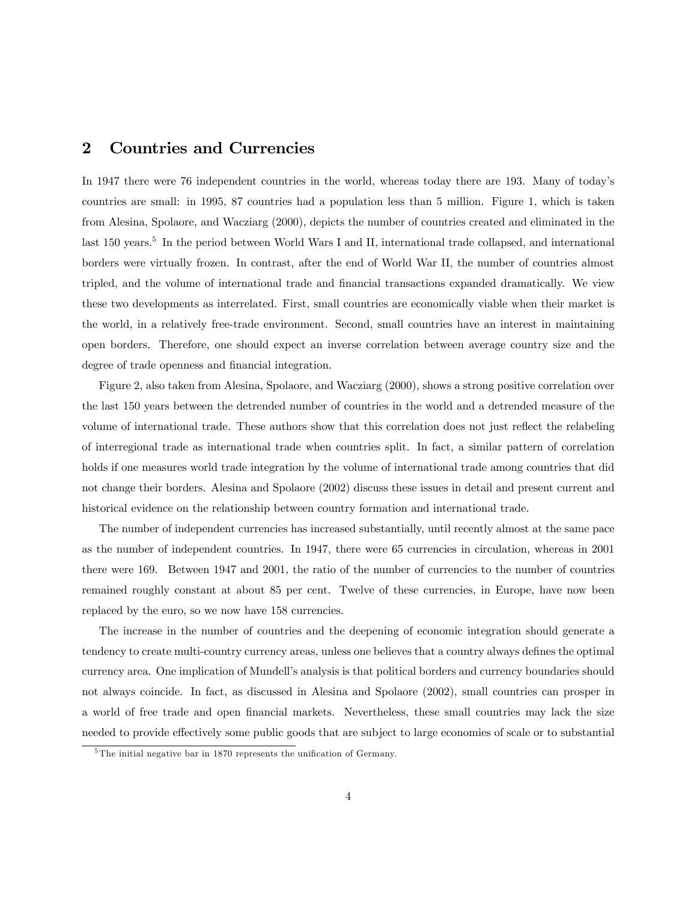## 2 Countries and Currencies

In 1947 there were 76 independent countries in the world, whereas today there are 193. Many of today's countries are small: in 1995, 87 countries had a population less than 5 million. Figure 1, which is taken from Alesina, Spolaore, and Wacziarg (2000), depicts the number of countries created and eliminated in the last 150 years.[5] In the period between World Wars I and II, international trade collapsed, and international borders were virtually frozen. In contrast, after the end of World War II, the number of countries almost tripled, and the volume of international trade and financial transactions expanded dramatically. We view these two developments as interrelated. First, small countries are economically viable when their market is the world, in a relatively free-trade environment. Second, small countries have an interest in maintaining open borders. Therefore, one should expect an inverse correlation between average country size and the degree of trade openness and financial integration.

Figure 2, also taken from Alesina, Spolaore, and Wacziarg (2000), shows a strong positive correlation over the last 150 years between the detrended number of countries in the world and a detrended measure of the volume of international trade. These authors show that this correlation does not just reflect the relabeling of interregional trade as international trade when countries split. In fact, a similar pattern of correlation holds if one measures world trade integration by the volume of international trade among countries that did not change their borders. Alesina and Spolaore (2002) discuss these issues in detail and present current and historical evidence on the relationship between country formation and international trade.

The number of independent currencies has increased substantially, until recently almost at the same pace as the number of independent countries. In 1947, there were 65 currencies in circulation, whereas in 2001 there were 169. Between 1947 and 2001, the ratio of the number of currencies to the number of countries remained roughly constant at about 85 per cent. Twelve of these currencies, in Europe, have now been replaced by the euro, so we now have 158 currencies.

The increase in the number of countries and the deepening of economic integration should generate a tendency to create multi-country currency areas, unless one believes that a country always defines the optimal currency area. One implication of Mundell's analysis is that political borders and currency boundaries should not always coincide. In fact, as discussed in Alesina and Spolaore (2002), small countries can prosper in a world of free trade and open financial markets. Nevertheless, these small countries may lack the size needed to provide effectively some public goods that are subject to large economies of scale or to substantial

[5] The initial negative bar in 1870 represents the unification of Germany.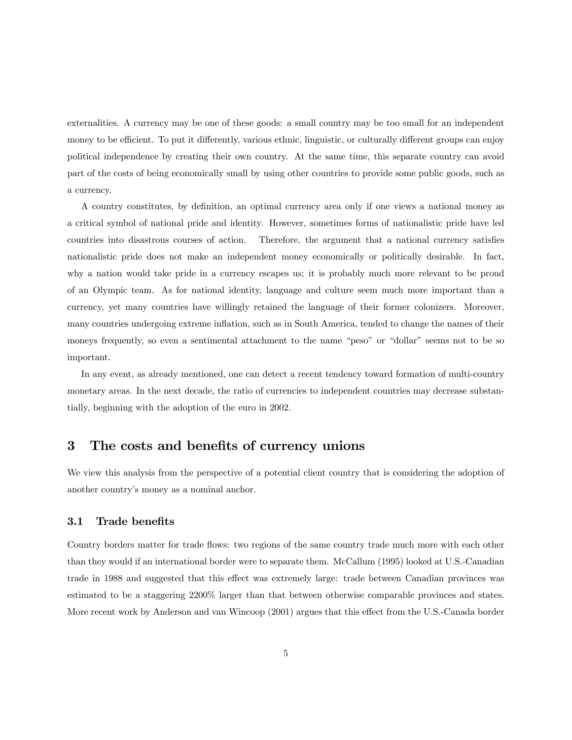externalities. A currency may be one of these goods: a small country may be too small for an independent money to be efficient. To put it differently, various ethnic, linguistic, or culturally different groups can enjoy political independence by creating their own country. At the same time, this separate country can avoid part of the costs of being economically small by using other countries to provide some public goods, such as a currency.

A country constitutes, by definition, an optimal currency area only if one views a national money as a critical symbol of national pride and identity. However, sometimes forms of nationalistic pride have led countries into disastrous courses of action. Therefore, the argument that a national currency satisfies nationalistic pride does not make an independent money economically or politically desirable. In fact, why a nation would take pride in a currency escapes us; it is probably much more relevant to be proud of an Olympic team. As for national identity, language and culture seem much more important than a currency, yet many countries have willingly retained the language of their former colonizers. Moreover, many countries undergoing extreme inflation, such as in South America, tended to change the names of their moneys frequently, so even a sentimental attachment to the name "peso" or "dollar" seems not to be so important.

In any event, as already mentioned, one can detect a recent tendency toward formation of multi-country monetary areas. In the next decade, the ratio of currencies to independent countries may decrease substantially, beginning with the adoption of the euro in 2002.

## 3 The costs and benefits of currency unions

We view this analysis from the perspective of a potential client country that is considering the adoption of another country's money as a nominal anchor.

### 3.1 Trade benefits

Country borders matter for trade flows: two regions of the same country trade much more with each other than they would if an international border were to separate them. McCallum (1995) looked at U.S.-Canadian trade in 1988 and suggested that this effect was extremely large: trade between Canadian provinces was estimated to be a staggering 2200% larger than that between otherwise comparable provinces and states. More recent work by Anderson and van Wincoop (2001) argues that this effect from the U.S.-Canada border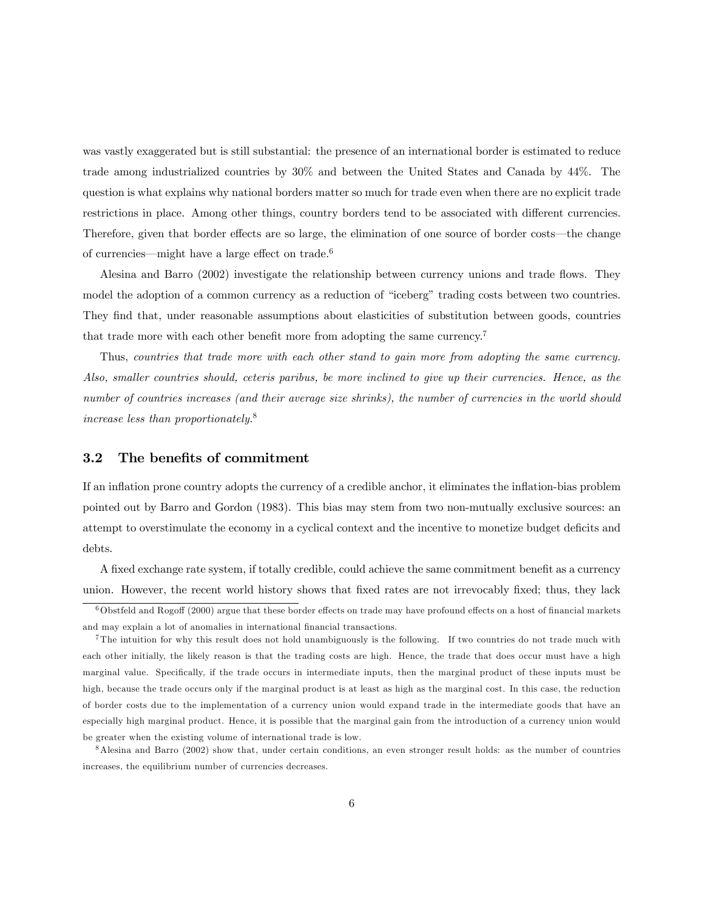was vastly exaggerated but is still substantial: the presence of an international border is estimated to reduce trade among industrialized countries by 30% and between the United States and Canada by 44%. The question is what explains why national borders matter so much for trade even when there are no explicit trade restrictions in place. Among other things, country borders tend to be associated with different currencies. Therefore, given that border effects are so large, the elimination of one source of border costs—the change of currencies—might have a large effect on trade.[6]

Alesina and Barro (2002) investigate the relationship between currency unions and trade flows. They model the adoption of a common currency as a reduction of "iceberg" trading costs between two countries. They find that, under reasonable assumptions about elasticities of substitution between goods, countries that trade more with each other benefit more from adopting the same currency.[7]

Thus, *countries that trade more with each other stand to gain more from adopting the same currency. Also, smaller countries should, ceteris paribus, be more inclined to give up their currencies. Hence, as the number of countries increases (and their average size shrinks), the number of currencies in the world should increase less than proportionately.*[8]

### 3.2 The benefits of commitment

If an inflation prone country adopts the currency of a credible anchor, it eliminates the inflation-bias problem pointed out by Barro and Gordon (1983). This bias may stem from two non-mutually exclusive sources: an attempt to overstimulate the economy in a cyclical context and the incentive to monetize budget deficits and debts.

A fixed exchange rate system, if totally credible, could achieve the same commitment benefit as a currency union. However, the recent world history shows that fixed rates are not irrevocably fixed; thus, they lack

---

[6] Obstfeld and Rogoff (2000) argue that these border effects on trade may have profound effects on a host of financial markets and may explain a lot of anomalies in international financial transactions.

[7] The intuition for why this result does not hold unambiguously is the following. If two countries do not trade much with each other initially, the likely reason is that the trading costs are high. Hence, the trade that does occur must have a high marginal value. Specifically, if the trade occurs in intermediate inputs, then the marginal product of these inputs must be high, because the trade occurs only if the marginal product is at least as high as the marginal cost. In this case, the reduction of border costs due to the implementation of a currency union would expand trade in the intermediate goods that have an especially high marginal product. Hence, it is possible that the marginal gain from the introduction of a currency union would be greater when the existing volume of international trade is low.

[8] Alesina and Barro (2002) show that, under certain conditions, an even stronger result holds: as the number of countries increases, the equilibrium number of currencies decreases.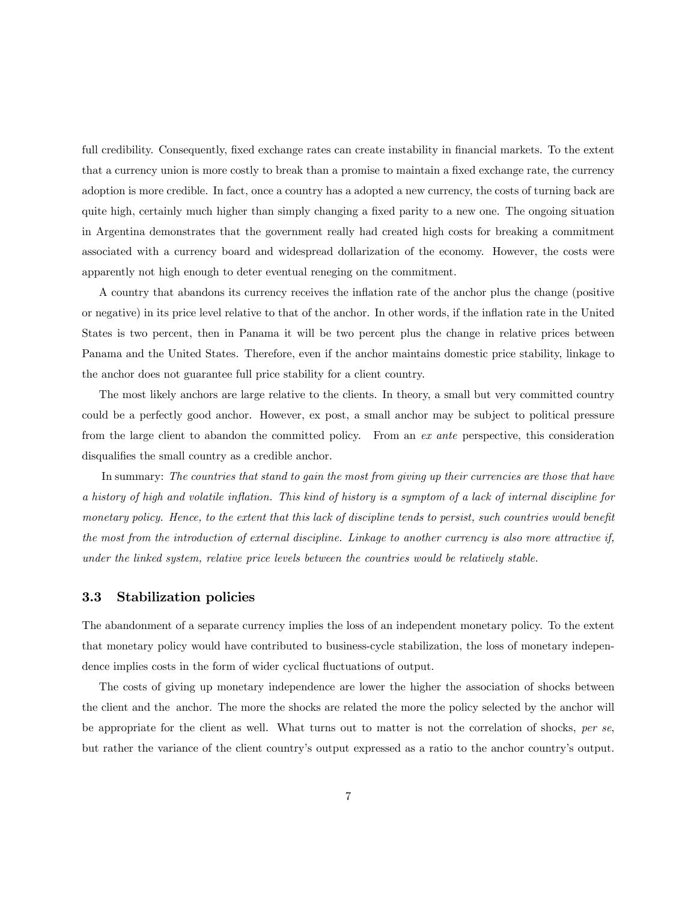full credibility. Consequently, fixed exchange rates can create instability in financial markets. To the extent that a currency union is more costly to break than a promise to maintain a fixed exchange rate, the currency adoption is more credible. In fact, once a country has a adopted a new currency, the costs of turning back are quite high, certainly much higher than simply changing a fixed parity to a new one. The ongoing situation in Argentina demonstrates that the government really had created high costs for breaking a commitment associated with a currency board and widespread dollarization of the economy. However, the costs were apparently not high enough to deter eventual reneging on the commitment.

A country that abandons its currency receives the inflation rate of the anchor plus the change (positive or negative) in its price level relative to that of the anchor. In other words, if the inflation rate in the United States is two percent, then in Panama it will be two percent plus the change in relative prices between Panama and the United States. Therefore, even if the anchor maintains domestic price stability, linkage to the anchor does not guarantee full price stability for a client country.

The most likely anchors are large relative to the clients. In theory, a small but very committed country could be a perfectly good anchor. However, ex post, a small anchor may be subject to political pressure from the large client to abandon the committed policy. From an *ex ante* perspective, this consideration disqualifies the small country as a credible anchor.

In summary: *The countries that stand to gain the most from giving up their currencies are those that have a history of high and volatile inflation. This kind of history is a symptom of a lack of internal discipline for monetary policy. Hence, to the extent that this lack of discipline tends to persist, such countries would benefit the most from the introduction of external discipline. Linkage to another currency is also more attractive if, under the linked system, relative price levels between the countries would be relatively stable.*

### 3.3 Stabilization policies

The abandonment of a separate currency implies the loss of an independent monetary policy. To the extent that monetary policy would have contributed to business-cycle stabilization, the loss of monetary independence implies costs in the form of wider cyclical fluctuations of output.

The costs of giving up monetary independence are lower the higher the association of shocks between the client and the anchor. The more the shocks are related the more the policy selected by the anchor will be appropriate for the client as well. What turns out to matter is not the correlation of shocks, *per se*, but rather the variance of the client country's output expressed as a ratio to the anchor country's output.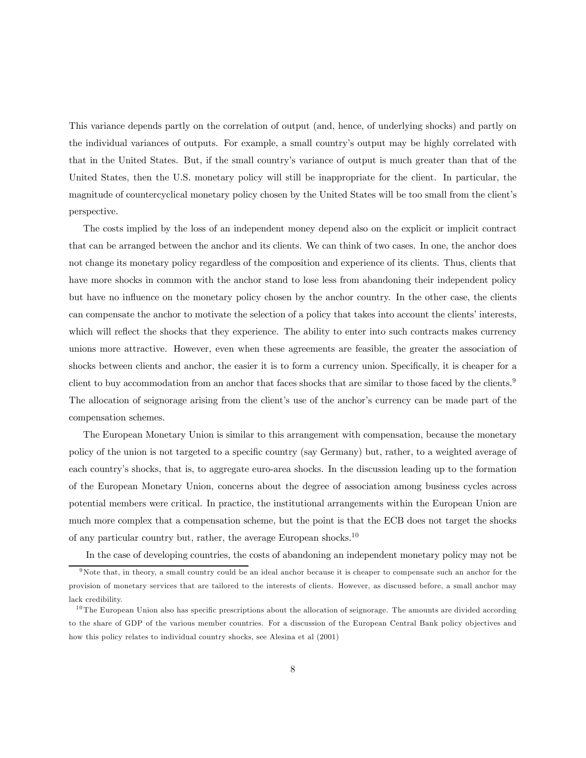This variance depends partly on the correlation of output (and, hence, of underlying shocks) and partly on the individual variances of outputs. For example, a small country's output may be highly correlated with that in the United States. But, if the small country's variance of output is much greater than that of the United States, then the U.S. monetary policy will still be inappropriate for the client. In particular, the magnitude of countercyclical monetary policy chosen by the United States will be too small from the client's perspective.

The costs implied by the loss of an independent money depend also on the explicit or implicit contract that can be arranged between the anchor and its clients. We can think of two cases. In one, the anchor does not change its monetary policy regardless of the composition and experience of its clients. Thus, clients that have more shocks in common with the anchor stand to lose less from abandoning their independent policy but have no influence on the monetary policy chosen by the anchor country. In the other case, the clients can compensate the anchor to motivate the selection of a policy that takes into account the clients' interests, which will reflect the shocks that they experience. The ability to enter into such contracts makes currency unions more attractive. However, even when these agreements are feasible, the greater the association of shocks between clients and anchor, the easier it is to form a currency union. Specifically, it is cheaper for a client to buy accommodation from an anchor that faces shocks that are similar to those faced by the clients.[9] The allocation of seignorage arising from the client's use of the anchor's currency can be made part of the compensation schemes.

The European Monetary Union is similar to this arrangement with compensation, because the monetary policy of the union is not targeted to a specific country (say Germany) but, rather, to a weighted average of each country's shocks, that is, to aggregate euro-area shocks. In the discussion leading up to the formation of the European Monetary Union, concerns about the degree of association among business cycles across potential members were critical. In practice, the institutional arrangements within the European Union are much more complex that a compensation scheme, but the point is that the ECB does not target the shocks of any particular country but, rather, the average European shocks.[10]

In the case of developing countries, the costs of abandoning an independent monetary policy may not be

[9] Note that, in theory, a small country could be an ideal anchor because it is cheaper to compensate such an anchor for the provision of monetary services that are tailored to the interests of clients. However, as discussed before, a small anchor may lack credibility.

[10] The European Union also has specific prescriptions about the allocation of seignorage. The amounts are divided according to the share of GDP of the various member countries. For a discussion of the European Central Bank policy objectives and how this policy relates to individual country shocks, see Alesina et al (2001)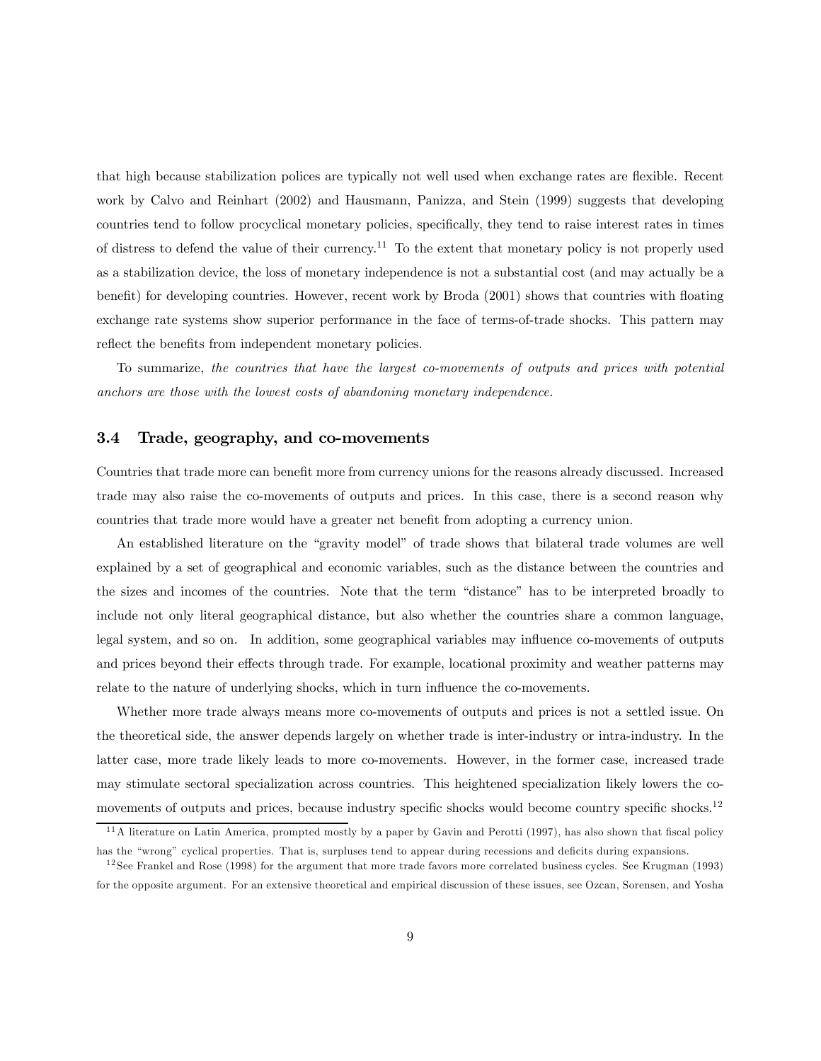that high because stabilization polices are typically not well used when exchange rates are flexible. Recent work by Calvo and Reinhart (2002) and Hausmann, Panizza, and Stein (1999) suggests that developing countries tend to follow procyclical monetary policies, specifically, they tend to raise interest rates in times of distress to defend the value of their currency.[11] To the extent that monetary policy is not properly used as a stabilization device, the loss of monetary independence is not a substantial cost (and may actually be a benefit) for developing countries. However, recent work by Broda (2001) shows that countries with floating exchange rate systems show superior performance in the face of terms-of-trade shocks. This pattern may reflect the benefits from independent monetary policies.

To summarize, *the countries that have the largest co-movements of outputs and prices with potential anchors are those with the lowest costs of abandoning monetary independence.*

### 3.4 Trade, geography, and co-movements

Countries that trade more can benefit more from currency unions for the reasons already discussed. Increased trade may also raise the co-movements of outputs and prices. In this case, there is a second reason why countries that trade more would have a greater net benefit from adopting a currency union.

An established literature on the "gravity model" of trade shows that bilateral trade volumes are well explained by a set of geographical and economic variables, such as the distance between the countries and the sizes and incomes of the countries. Note that the term "distance" has to be interpreted broadly to include not only literal geographical distance, but also whether the countries share a common language, legal system, and so on. In addition, some geographical variables may influence co-movements of outputs and prices beyond their effects through trade. For example, locational proximity and weather patterns may relate to the nature of underlying shocks, which in turn influence the co-movements.

Whether more trade always means more co-movements of outputs and prices is not a settled issue. On the theoretical side, the answer depends largely on whether trade is inter-industry or intra-industry. In the latter case, more trade likely leads to more co-movements. However, in the former case, increased trade may stimulate sectoral specialization across countries. This heightened specialization likely lowers the co-movements of outputs and prices, because industry specific shocks would become country specific shocks.[12]

[11] A literature on Latin America, prompted mostly by a paper by Gavin and Perotti (1997), has also shown that fiscal policy has the "wrong" cyclical properties. That is, surpluses tend to appear during recessions and deficits during expansions.

[12] See Frankel and Rose (1998) for the argument that more trade favors more correlated business cycles. See Krugman (1993) for the opposite argument. For an extensive theoretical and empirical discussion of these issues, see Ozcan, Sorensen, and Yosha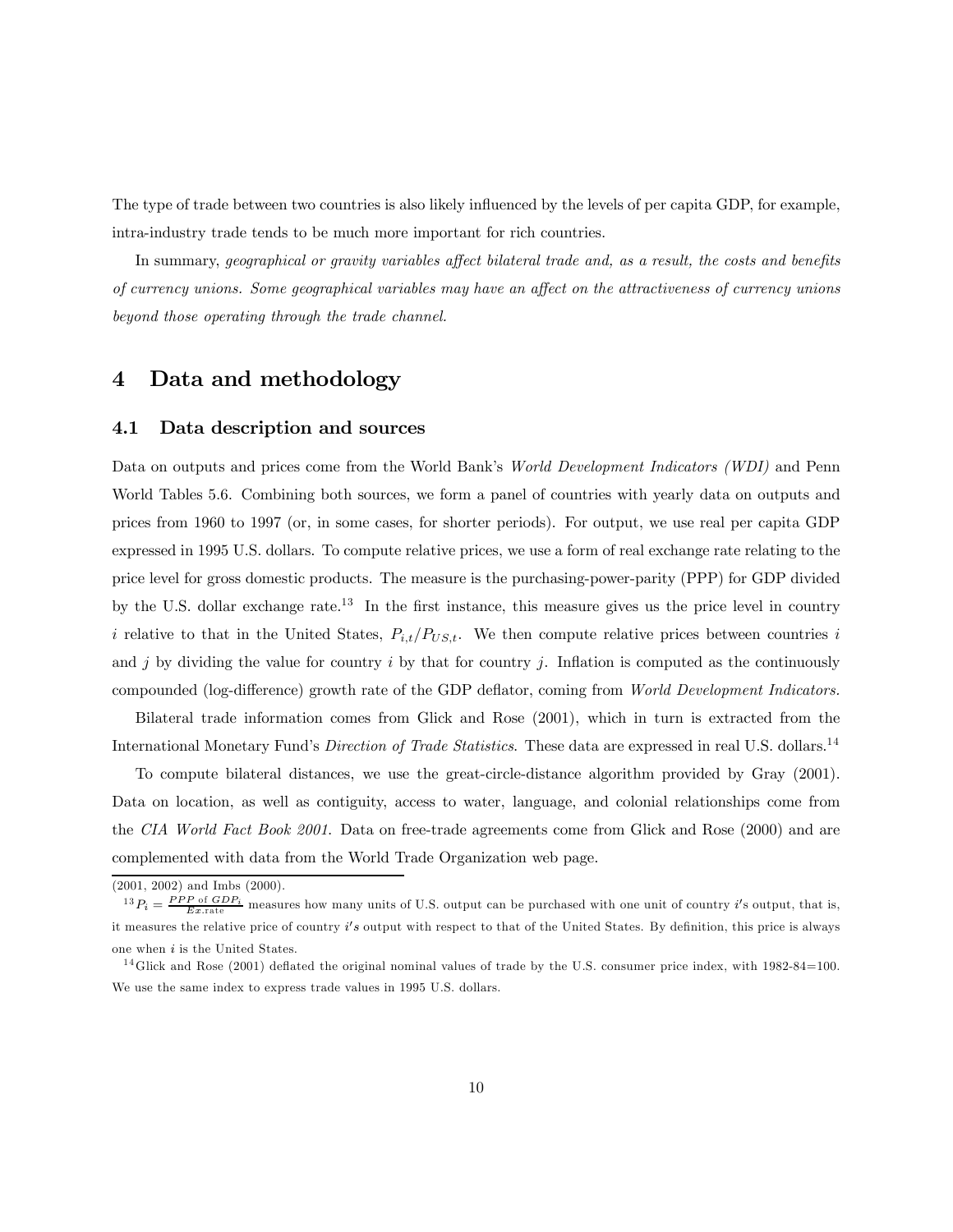The type of trade between two countries is also likely influenced by the levels of per capita GDP, for example, intra-industry trade tends to be much more important for rich countries.

In summary, *geographical or gravity variables affect bilateral trade and, as a result, the costs and benefits of currency unions. Some geographical variables may have an affect on the attractiveness of currency unions beyond those operating through the trade channel.*

# 4 Data and methodology

## 4.1 Data description and sources

Data on outputs and prices come from the World Bank's *World Development Indicators (WDI)* and Penn World Tables 5.6. Combining both sources, we form a panel of countries with yearly data on outputs and prices from 1960 to 1997 (or, in some cases, for shorter periods). For output, we use real per capita GDP expressed in 1995 U.S. dollars. To compute relative prices, we use a form of real exchange rate relating to the price level for gross domestic products. The measure is the purchasing-power-parity (PPP) for GDP divided by the U.S. dollar exchange rate.[13] In the first instance, this measure gives us the price level in country $i$ relative to that in the United States, $P_{i,t}/P_{US,t}$. We then compute relative prices between countries $i$ and $j$ by dividing the value for country $i$ by that for country $j$. Inflation is computed as the continuously compounded (log-difference) growth rate of the GDP deflator, coming from *World Development Indicators.*

Bilateral trade information comes from Glick and Rose (2001), which in turn is extracted from the International Monetary Fund's *Direction of Trade Statistics*. These data are expressed in real U.S. dollars.[14]

To compute bilateral distances, we use the great-circle-distance algorithm provided by Gray (2001). Data on location, as well as contiguity, access to water, language, and colonial relationships come from the *CIA World Fact Book 2001.* Data on free-trade agreements come from Glick and Rose (2000) and are complemented with data from the World Trade Organization web page.

---

(2001, 2002) and Imbs (2000).

[13] $P_i = \frac{PPP \text{ of } GDP_i}{Ex.\text{rate}}$ measures how many units of U.S. output can be purchased with one unit of country $i'$s output, that is, it measures the relative price of country $i's$ output with respect to that of the United States. By definition, this price is always one when $i$ is the United States.

[14] Glick and Rose (2001) deflated the original nominal values of trade by the U.S. consumer price index, with 1982-84=100. We use the same index to express trade values in 1995 U.S. dollars.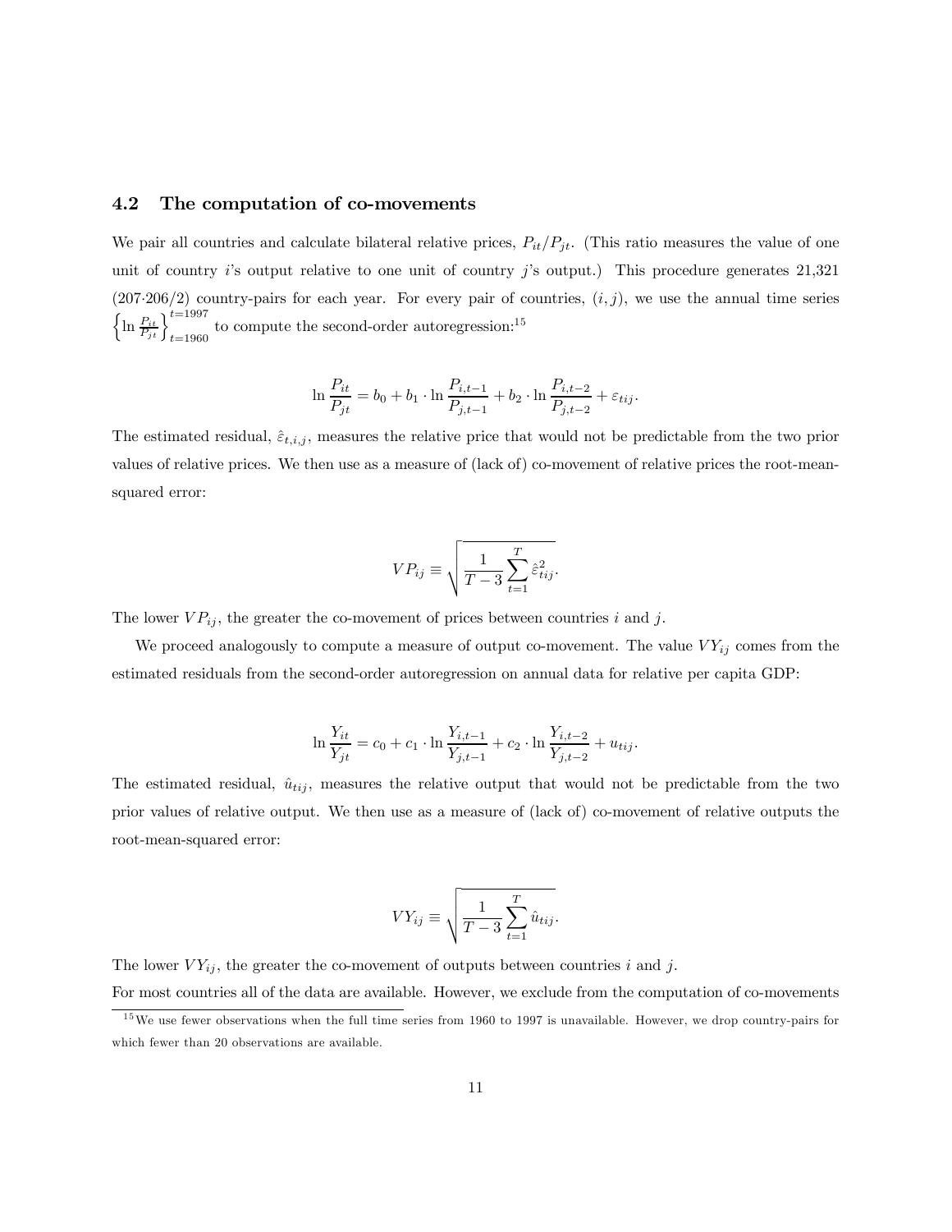### 4.2 The computation of co-movements

We pair all countries and calculate bilateral relative prices, $P_{it}/P_{jt}$. (This ratio measures the value of one unit of country $i$'s output relative to one unit of country $j$'s output.) This procedure generates 21,321 ($207 \cdot 206/2$) country-pairs for each year. For every pair of countries, $(i, j)$, we use the annual time series $\left\{ \ln \frac{P_{it}}{P_{jt}} \right\}_{t=1960}^{t=1997}$ to compute the second-order autoregression:[15]

$$\ln \frac{P_{it}}{P_{jt}} = b_0 + b_1 \cdot \ln \frac{P_{i,t-1}}{P_{j,t-1}} + b_2 \cdot \ln \frac{P_{i,t-2}}{P_{j,t-2}} + \varepsilon_{tij}.$$

The estimated residual, $\hat{\varepsilon}_{t,i,j}$, measures the relative price that would not be predictable from the two prior values of relative prices. We then use as a measure of (lack of) co-movement of relative prices the root-mean-squared error:

$$VP_{ij} \equiv \sqrt{\frac{1}{T-3} \sum_{t=1}^{T} \hat{\varepsilon}_{tij}^2}.$$

The lower $VP_{ij}$, the greater the co-movement of prices between countries $i$ and $j$.

We proceed analogously to compute a measure of output co-movement. The value $VY_{ij}$ comes from the estimated residuals from the second-order autoregression on annual data for relative per capita GDP:

$$\ln \frac{Y_{it}}{Y_{jt}} = c_0 + c_1 \cdot \ln \frac{Y_{i,t-1}}{Y_{j,t-1}} + c_2 \cdot \ln \frac{Y_{i,t-2}}{Y_{j,t-2}} + u_{tij}.$$

The estimated residual, $\hat{u}_{tij}$, measures the relative output that would not be predictable from the two prior values of relative output. We then use as a measure of (lack of) co-movement of relative outputs the root-mean-squared error:

$$VY_{ij} \equiv \sqrt{\frac{1}{T-3} \sum_{t=1}^{T} \hat{u}_{tij}}.$$

The lower $VY_{ij}$, the greater the co-movement of outputs between countries $i$ and $j$.

For most countries all of the data are available. However, we exclude from the computation of co-movements

[15] We use fewer observations when the full time series from 1960 to 1997 is unavailable. However, we drop country-pairs for which fewer than 20 observations are available.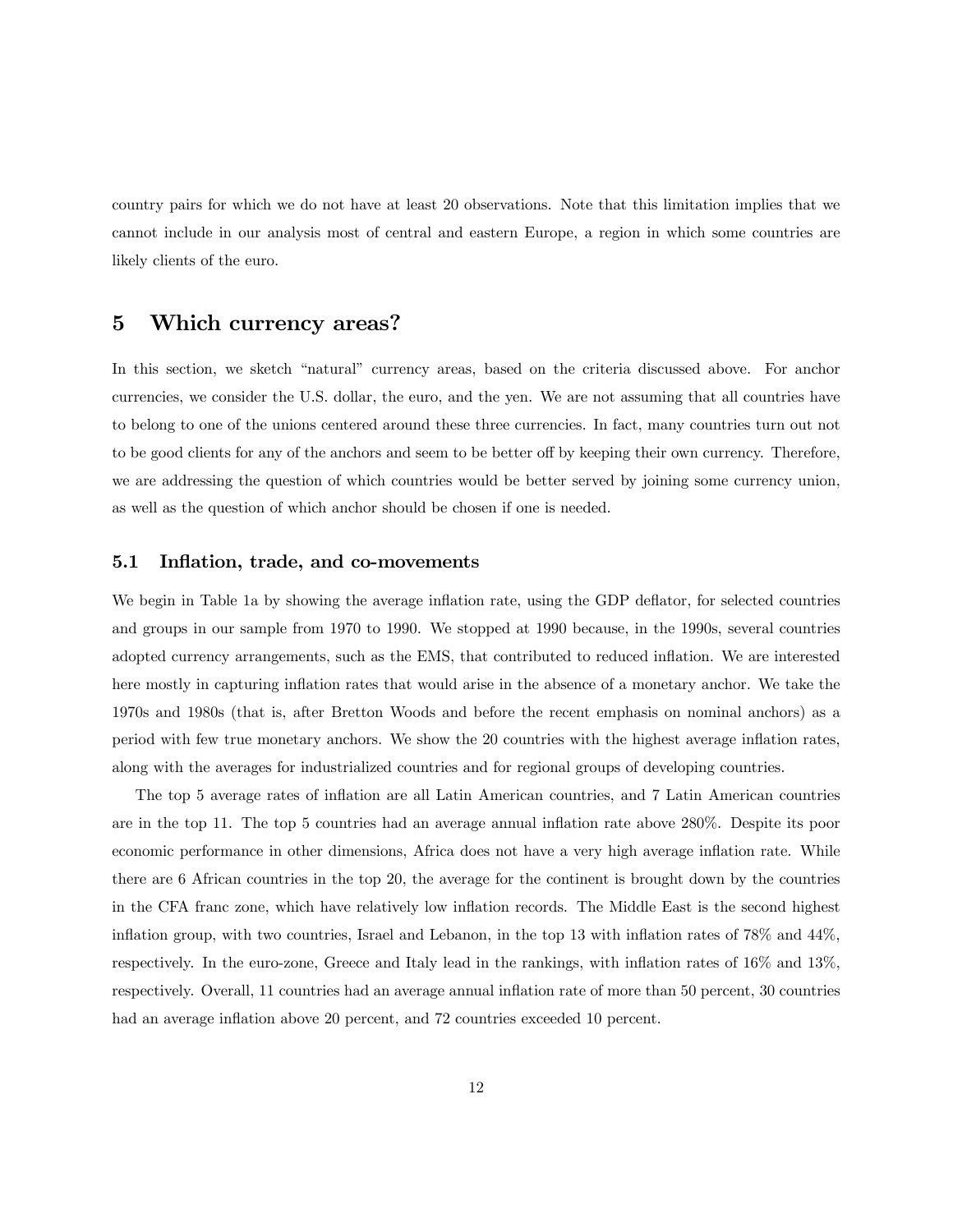country pairs for which we do not have at least 20 observations. Note that this limitation implies that we cannot include in our analysis most of central and eastern Europe, a region in which some countries are likely clients of the euro.

## 5 Which currency areas?

In this section, we sketch "natural" currency areas, based on the criteria discussed above. For anchor currencies, we consider the U.S. dollar, the euro, and the yen. We are not assuming that all countries have to belong to one of the unions centered around these three currencies. In fact, many countries turn out not to be good clients for any of the anchors and seem to be better off by keeping their own currency. Therefore, we are addressing the question of which countries would be better served by joining some currency union, as well as the question of which anchor should be chosen if one is needed.

### 5.1 Inflation, trade, and co-movements

We begin in Table 1a by showing the average inflation rate, using the GDP deflator, for selected countries and groups in our sample from 1970 to 1990. We stopped at 1990 because, in the 1990s, several countries adopted currency arrangements, such as the EMS, that contributed to reduced inflation. We are interested here mostly in capturing inflation rates that would arise in the absence of a monetary anchor. We take the 1970s and 1980s (that is, after Bretton Woods and before the recent emphasis on nominal anchors) as a period with few true monetary anchors. We show the 20 countries with the highest average inflation rates, along with the averages for industrialized countries and for regional groups of developing countries.

The top 5 average rates of inflation are all Latin American countries, and 7 Latin American countries are in the top 11. The top 5 countries had an average annual inflation rate above 280%. Despite its poor economic performance in other dimensions, Africa does not have a very high average inflation rate. While there are 6 African countries in the top 20, the average for the continent is brought down by the countries in the CFA franc zone, which have relatively low inflation records. The Middle East is the second highest inflation group, with two countries, Israel and Lebanon, in the top 13 with inflation rates of 78% and 44%, respectively. In the euro-zone, Greece and Italy lead in the rankings, with inflation rates of 16% and 13%, respectively. Overall, 11 countries had an average annual inflation rate of more than 50 percent, 30 countries had an average inflation above 20 percent, and 72 countries exceeded 10 percent.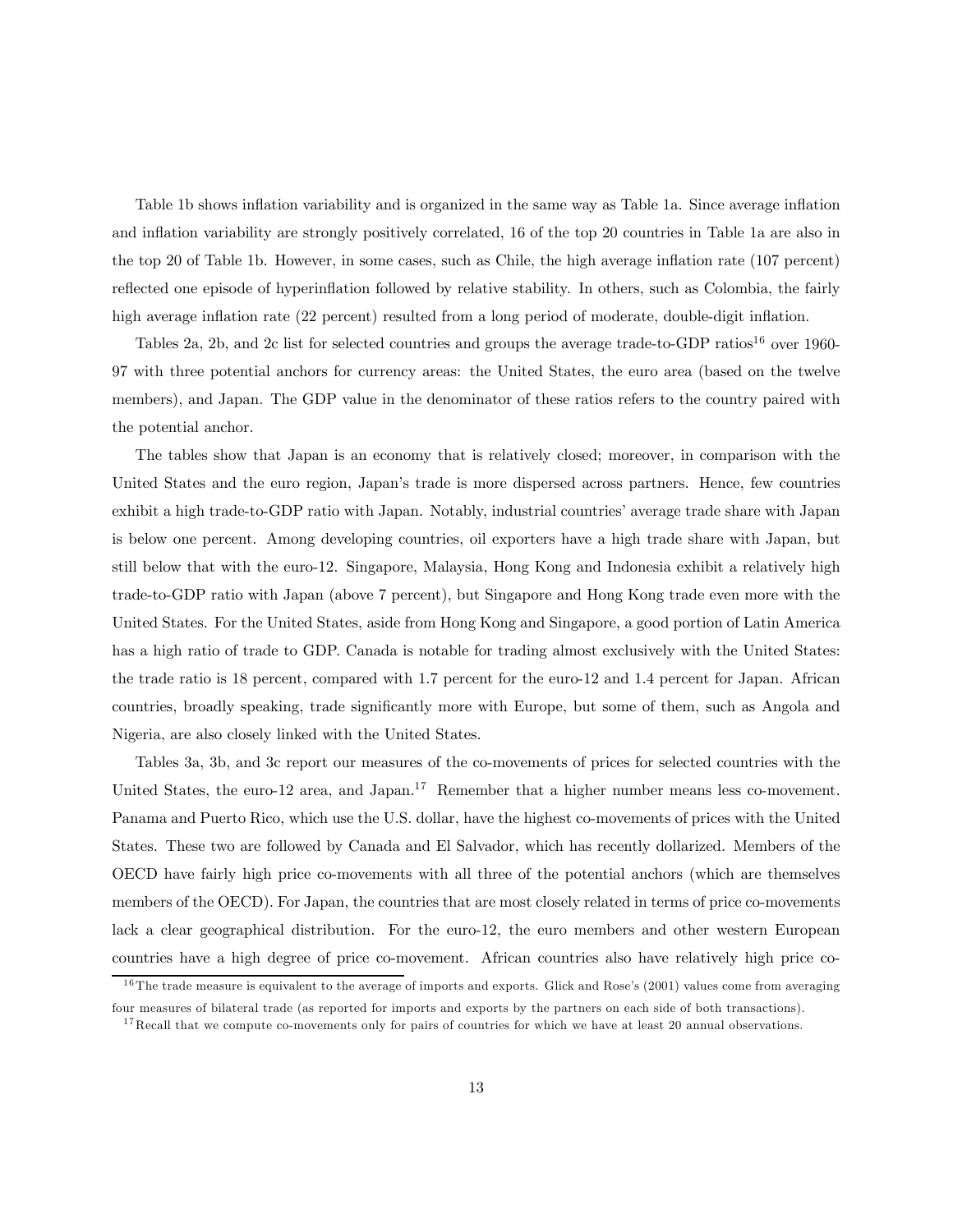Table 1b shows inflation variability and is organized in the same way as Table 1a. Since average inflation and inflation variability are strongly positively correlated, 16 of the top 20 countries in Table 1a are also in the top 20 of Table 1b. However, in some cases, such as Chile, the high average inflation rate (107 percent) reflected one episode of hyperinflation followed by relative stability. In others, such as Colombia, the fairly high average inflation rate (22 percent) resulted from a long period of moderate, double-digit inflation.

Tables 2a, 2b, and 2c list for selected countries and groups the average trade-to-GDP ratios[16] over 1960-97 with three potential anchors for currency areas: the United States, the euro area (based on the twelve members), and Japan. The GDP value in the denominator of these ratios refers to the country paired with the potential anchor.

The tables show that Japan is an economy that is relatively closed; moreover, in comparison with the United States and the euro region, Japan's trade is more dispersed across partners. Hence, few countries exhibit a high trade-to-GDP ratio with Japan. Notably, industrial countries' average trade share with Japan is below one percent. Among developing countries, oil exporters have a high trade share with Japan, but still below that with the euro-12. Singapore, Malaysia, Hong Kong and Indonesia exhibit a relatively high trade-to-GDP ratio with Japan (above 7 percent), but Singapore and Hong Kong trade even more with the United States. For the United States, aside from Hong Kong and Singapore, a good portion of Latin America has a high ratio of trade to GDP. Canada is notable for trading almost exclusively with the United States: the trade ratio is 18 percent, compared with 1.7 percent for the euro-12 and 1.4 percent for Japan. African countries, broadly speaking, trade significantly more with Europe, but some of them, such as Angola and Nigeria, are also closely linked with the United States.

Tables 3a, 3b, and 3c report our measures of the co-movements of prices for selected countries with the United States, the euro-12 area, and Japan.[17] Remember that a higher number means less co-movement. Panama and Puerto Rico, which use the U.S. dollar, have the highest co-movements of prices with the United States. These two are followed by Canada and El Salvador, which has recently dollarized. Members of the OECD have fairly high price co-movements with all three of the potential anchors (which are themselves members of the OECD). For Japan, the countries that are most closely related in terms of price co-movements lack a clear geographical distribution. For the euro-12, the euro members and other western European countries have a high degree of price co-movement. African countries also have relatively high price co-

[16] The trade measure is equivalent to the average of imports and exports. Glick and Rose's (2001) values come from averaging four measures of bilateral trade (as reported for imports and exports by the partners on each side of both transactions).

[17] Recall that we compute co-movements only for pairs of countries for which we have at least 20 annual observations.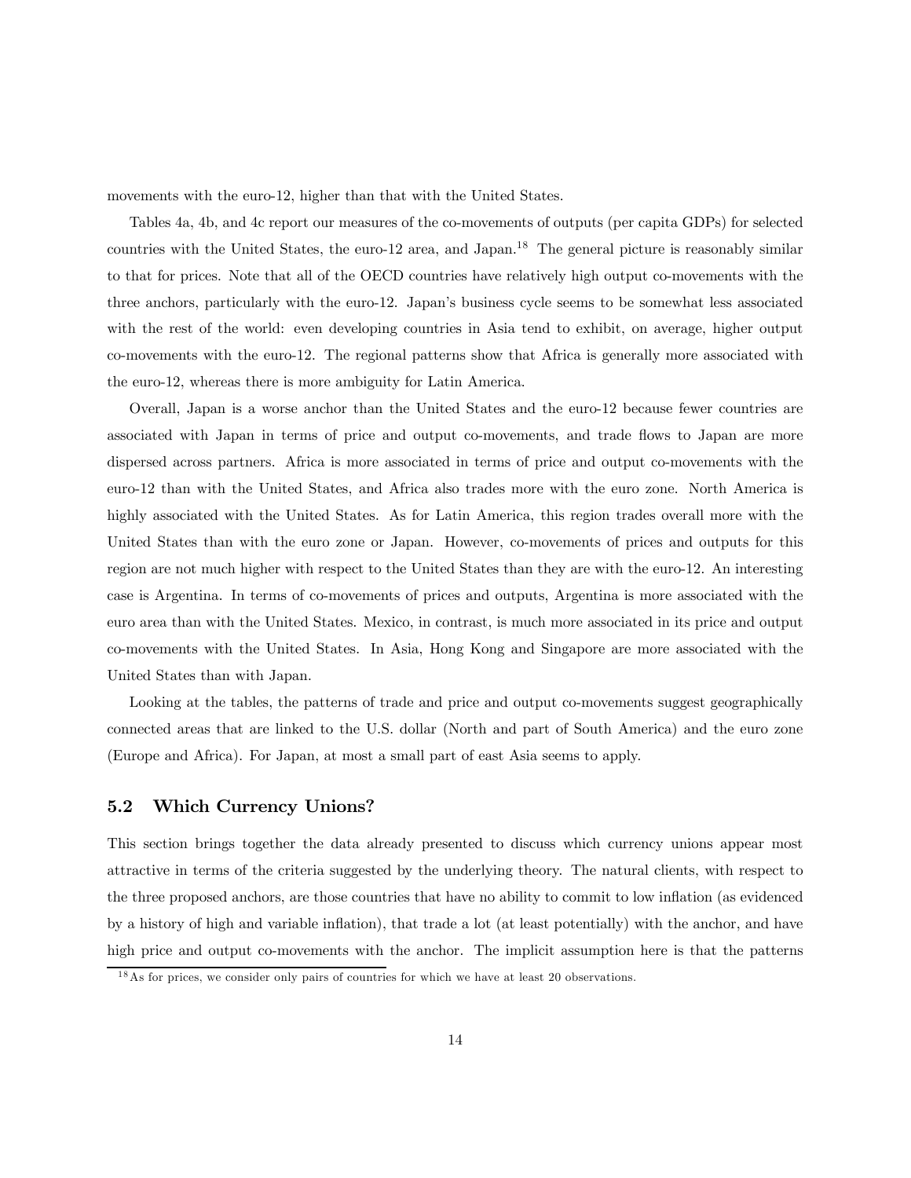movements with the euro-12, higher than that with the United States.

Tables 4a, 4b, and 4c report our measures of the co-movements of outputs (per capita GDPs) for selected countries with the United States, the euro-12 area, and Japan.[18] The general picture is reasonably similar to that for prices. Note that all of the OECD countries have relatively high output co-movements with the three anchors, particularly with the euro-12. Japan's business cycle seems to be somewhat less associated with the rest of the world: even developing countries in Asia tend to exhibit, on average, higher output co-movements with the euro-12. The regional patterns show that Africa is generally more associated with the euro-12, whereas there is more ambiguity for Latin America.

Overall, Japan is a worse anchor than the United States and the euro-12 because fewer countries are associated with Japan in terms of price and output co-movements, and trade flows to Japan are more dispersed across partners. Africa is more associated in terms of price and output co-movements with the euro-12 than with the United States, and Africa also trades more with the euro zone. North America is highly associated with the United States. As for Latin America, this region trades overall more with the United States than with the euro zone or Japan. However, co-movements of prices and outputs for this region are not much higher with respect to the United States than they are with the euro-12. An interesting case is Argentina. In terms of co-movements of prices and outputs, Argentina is more associated with the euro area than with the United States. Mexico, in contrast, is much more associated in its price and output co-movements with the United States. In Asia, Hong Kong and Singapore are more associated with the United States than with Japan.

Looking at the tables, the patterns of trade and price and output co-movements suggest geographically connected areas that are linked to the U.S. dollar (North and part of South America) and the euro zone (Europe and Africa). For Japan, at most a small part of east Asia seems to apply.

## 5.2 Which Currency Unions?

This section brings together the data already presented to discuss which currency unions appear most attractive in terms of the criteria suggested by the underlying theory. The natural clients, with respect to the three proposed anchors, are those countries that have no ability to commit to low inflation (as evidenced by a history of high and variable inflation), that trade a lot (at least potentially) with the anchor, and have high price and output co-movements with the anchor. The implicit assumption here is that the patterns

[18] As for prices, we consider only pairs of countries for which we have at least 20 observations.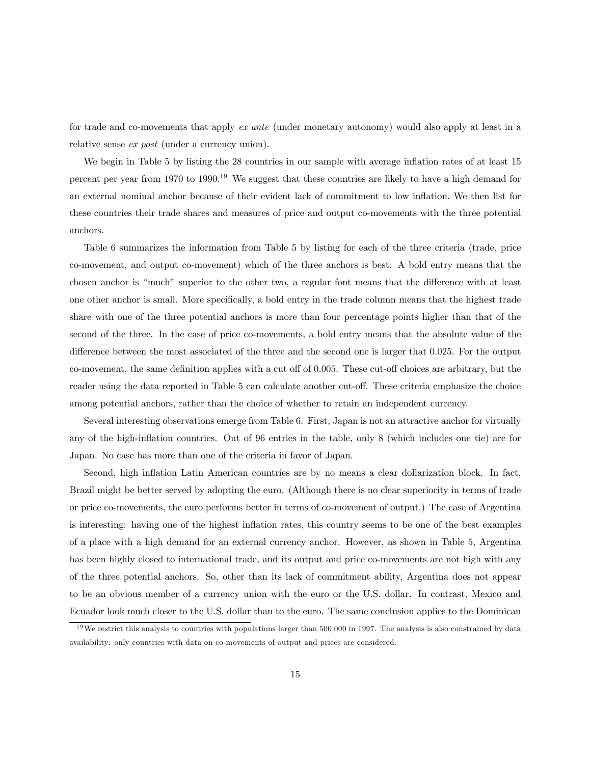for trade and co-movements that apply *ex ante* (under monetary autonomy) would also apply at least in a relative sense *ex post* (under a currency union).

We begin in Table 5 by listing the 28 countries in our sample with average inflation rates of at least 15 percent per year from 1970 to 1990.[19] We suggest that these countries are likely to have a high demand for an external nominal anchor because of their evident lack of commitment to low inflation. We then list for these countries their trade shares and measures of price and output co-movements with the three potential anchors.

Table 6 summarizes the information from Table 5 by listing for each of the three criteria (trade, price co-movement, and output co-movement) which of the three anchors is best. A bold entry means that the chosen anchor is "much" superior to the other two, a regular font means that the difference with at least one other anchor is small. More specifically, a bold entry in the trade column means that the highest trade share with one of the three potential anchors is more than four percentage points higher than that of the second of the three. In the case of price co-movements, a bold entry means that the absolute value of the difference between the most associated of the three and the second one is larger that 0.025. For the output co-movement, the same definition applies with a cut off of 0.005. These cut-off choices are arbitrary, but the reader using the data reported in Table 5 can calculate another cut-off. These criteria emphasize the choice among potential anchors, rather than the choice of whether to retain an independent currency.

Several interesting observations emerge from Table 6. First, Japan is not an attractive anchor for virtually any of the high-inflation countries. Out of 96 entries in the table, only 8 (which includes one tie) are for Japan. No case has more than one of the criteria in favor of Japan.

Second, high inflation Latin American countries are by no means a clear dollarization block. In fact, Brazil might be better served by adopting the euro. (Although there is no clear superiority in terms of trade or price co-movements, the euro performs better in terms of co-movement of output.) The case of Argentina is interesting: having one of the highest inflation rates, this country seems to be one of the best examples of a place with a high demand for an external currency anchor. However, as shown in Table 5, Argentina has been highly closed to international trade, and its output and price co-movements are not high with any of the three potential anchors. So, other than its lack of commitment ability, Argentina does not appear to be an obvious member of a currency union with the euro or the U.S. dollar. In contrast, Mexico and Ecuador look much closer to the U.S. dollar than to the euro. The same conclusion applies to the Dominican

[19] We restrict this analysis to countries with populations larger than 500,000 in 1997. The analysis is also constrained by data availability: only countries with data on co-movements of output and prices are considered.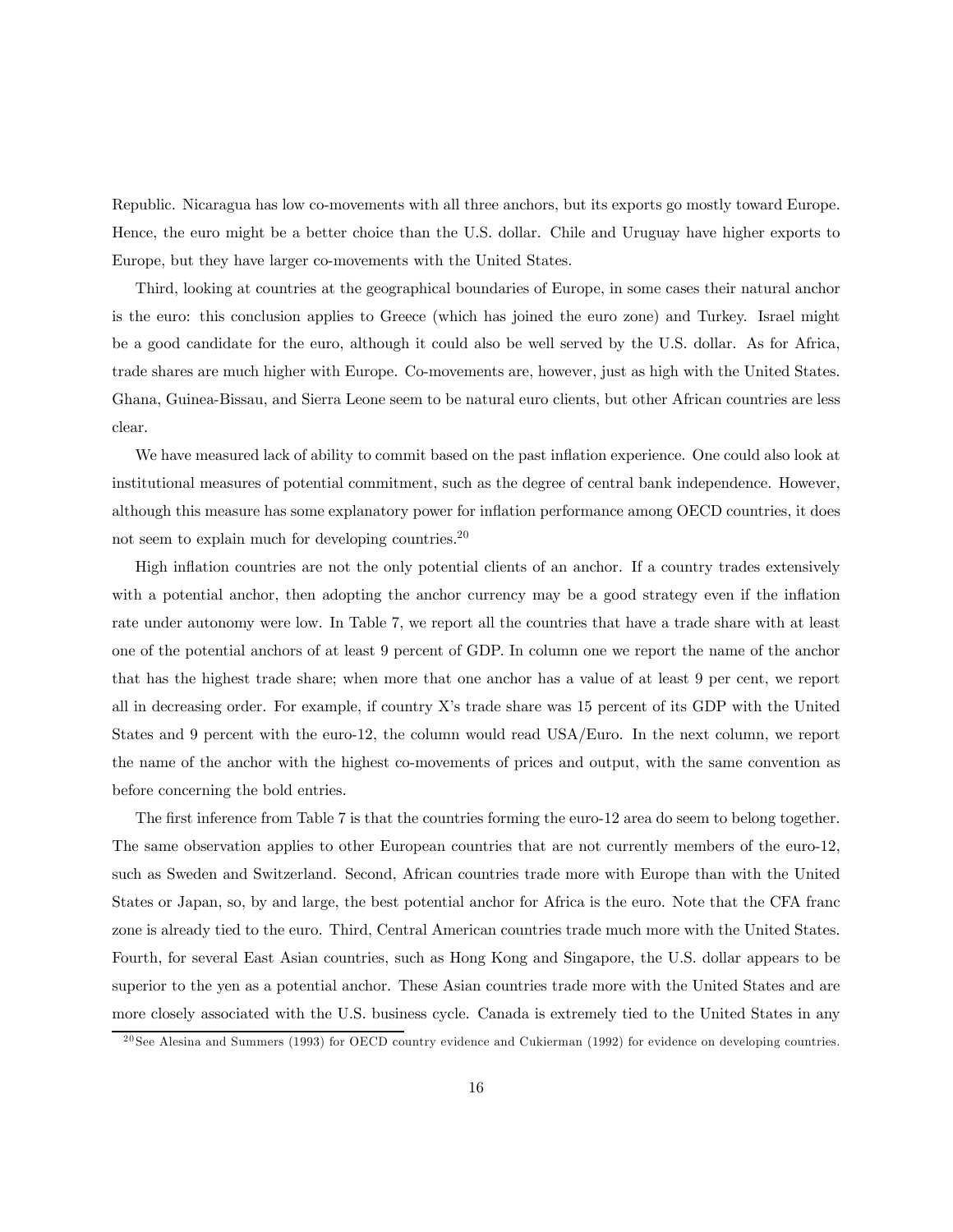Republic. Nicaragua has low co-movements with all three anchors, but its exports go mostly toward Europe. Hence, the euro might be a better choice than the U.S. dollar. Chile and Uruguay have higher exports to Europe, but they have larger co-movements with the United States.

Third, looking at countries at the geographical boundaries of Europe, in some cases their natural anchor is the euro: this conclusion applies to Greece (which has joined the euro zone) and Turkey. Israel might be a good candidate for the euro, although it could also be well served by the U.S. dollar. As for Africa, trade shares are much higher with Europe. Co-movements are, however, just as high with the United States. Ghana, Guinea-Bissau, and Sierra Leone seem to be natural euro clients, but other African countries are less clear.

We have measured lack of ability to commit based on the past inflation experience. One could also look at institutional measures of potential commitment, such as the degree of central bank independence. However, although this measure has some explanatory power for inflation performance among OECD countries, it does not seem to explain much for developing countries.[20]

High inflation countries are not the only potential clients of an anchor. If a country trades extensively with a potential anchor, then adopting the anchor currency may be a good strategy even if the inflation rate under autonomy were low. In Table 7, we report all the countries that have a trade share with at least one of the potential anchors of at least 9 percent of GDP. In column one we report the name of the anchor that has the highest trade share; when more that one anchor has a value of at least 9 per cent, we report all in decreasing order. For example, if country X's trade share was 15 percent of its GDP with the United States and 9 percent with the euro-12, the column would read USA/Euro. In the next column, we report the name of the anchor with the highest co-movements of prices and output, with the same convention as before concerning the bold entries.

The first inference from Table 7 is that the countries forming the euro-12 area do seem to belong together. The same observation applies to other European countries that are not currently members of the euro-12, such as Sweden and Switzerland. Second, African countries trade more with Europe than with the United States or Japan, so, by and large, the best potential anchor for Africa is the euro. Note that the CFA franc zone is already tied to the euro. Third, Central American countries trade much more with the United States. Fourth, for several East Asian countries, such as Hong Kong and Singapore, the U.S. dollar appears to be superior to the yen as a potential anchor. These Asian countries trade more with the United States and are more closely associated with the U.S. business cycle. Canada is extremely tied to the United States in any

[20] See Alesina and Summers (1993) for OECD country evidence and Cukierman (1992) for evidence on developing countries.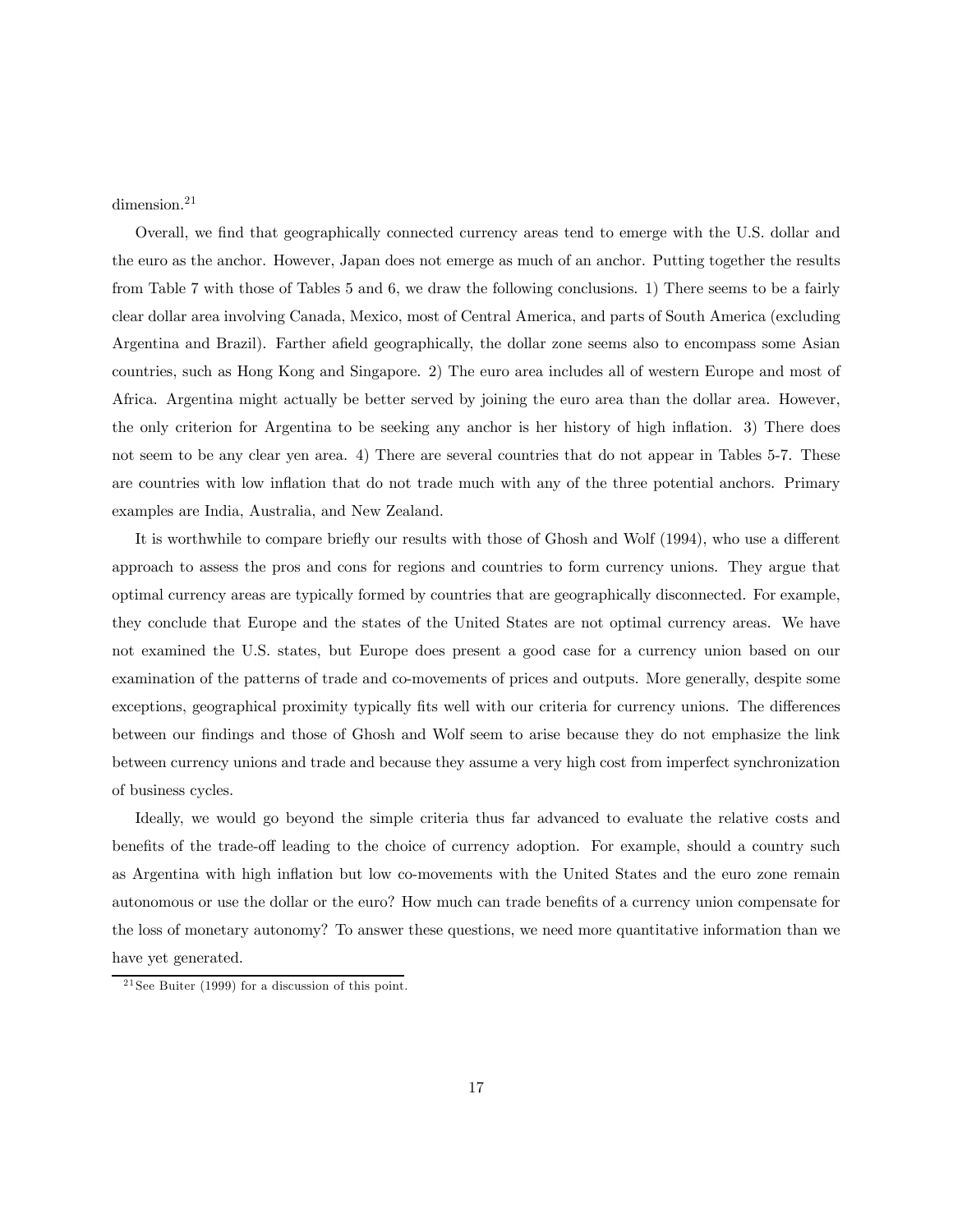dimension.[21]

Overall, we find that geographically connected currency areas tend to emerge with the U.S. dollar and the euro as the anchor. However, Japan does not emerge as much of an anchor. Putting together the results from Table 7 with those of Tables 5 and 6, we draw the following conclusions. 1) There seems to be a fairly clear dollar area involving Canada, Mexico, most of Central America, and parts of South America (excluding Argentina and Brazil). Farther afield geographically, the dollar zone seems also to encompass some Asian countries, such as Hong Kong and Singapore. 2) The euro area includes all of western Europe and most of Africa. Argentina might actually be better served by joining the euro area than the dollar area. However, the only criterion for Argentina to be seeking any anchor is her history of high inflation. 3) There does not seem to be any clear yen area. 4) There are several countries that do not appear in Tables 5-7. These are countries with low inflation that do not trade much with any of the three potential anchors. Primary examples are India, Australia, and New Zealand.

It is worthwhile to compare briefly our results with those of Ghosh and Wolf (1994), who use a different approach to assess the pros and cons for regions and countries to form currency unions. They argue that optimal currency areas are typically formed by countries that are geographically disconnected. For example, they conclude that Europe and the states of the United States are not optimal currency areas. We have not examined the U.S. states, but Europe does present a good case for a currency union based on our examination of the patterns of trade and co-movements of prices and outputs. More generally, despite some exceptions, geographical proximity typically fits well with our criteria for currency unions. The differences between our findings and those of Ghosh and Wolf seem to arise because they do not emphasize the link between currency unions and trade and because they assume a very high cost from imperfect synchronization of business cycles.

Ideally, we would go beyond the simple criteria thus far advanced to evaluate the relative costs and benefits of the trade-off leading to the choice of currency adoption. For example, should a country such as Argentina with high inflation but low co-movements with the United States and the euro zone remain autonomous or use the dollar or the euro? How much can trade benefits of a currency union compensate for the loss of monetary autonomy? To answer these questions, we need more quantitative information than we have yet generated.

[21] See Buiter (1999) for a discussion of this point.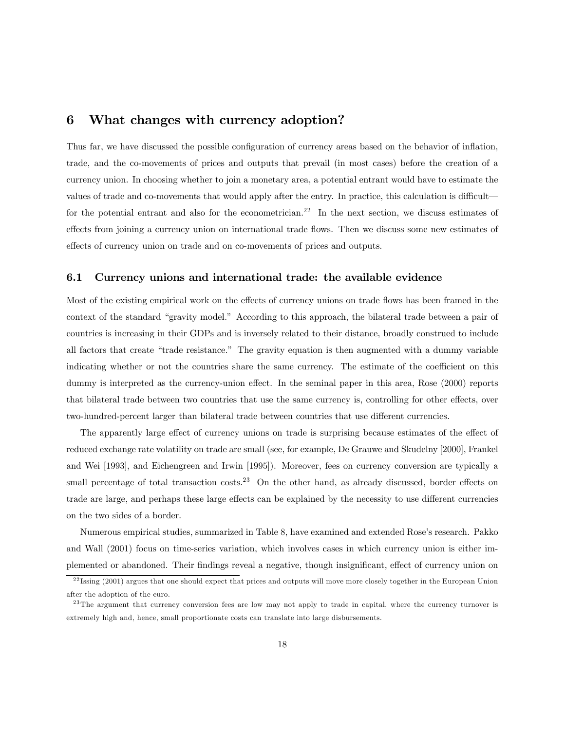# 6 What changes with currency adoption?

Thus far, we have discussed the possible configuration of currency areas based on the behavior of inflation, trade, and the co-movements of prices and outputs that prevail (in most cases) before the creation of a currency union. In choosing whether to join a monetary area, a potential entrant would have to estimate the values of trade and co-movements that would apply after the entry. In practice, this calculation is difficult—for the potential entrant and also for the econometrician.[22] In the next section, we discuss estimates of effects from joining a currency union on international trade flows. Then we discuss some new estimates of effects of currency union on trade and on co-movements of prices and outputs.

## 6.1 Currency unions and international trade: the available evidence

Most of the existing empirical work on the effects of currency unions on trade flows has been framed in the context of the standard "gravity model." According to this approach, the bilateral trade between a pair of countries is increasing in their GDPs and is inversely related to their distance, broadly construed to include all factors that create "trade resistance." The gravity equation is then augmented with a dummy variable indicating whether or not the countries share the same currency. The estimate of the coefficient on this dummy is interpreted as the currency-union effect. In the seminal paper in this area, Rose (2000) reports that bilateral trade between two countries that use the same currency is, controlling for other effects, over two-hundred-percent larger than bilateral trade between countries that use different currencies.

The apparently large effect of currency unions on trade is surprising because estimates of the effect of reduced exchange rate volatility on trade are small (see, for example, De Grauwe and Skudelny [2000], Frankel and Wei [1993], and Eichengreen and Irwin [1995]). Moreover, fees on currency conversion are typically a small percentage of total transaction costs.[23] On the other hand, as already discussed, border effects on trade are large, and perhaps these large effects can be explained by the necessity to use different currencies on the two sides of a border.

Numerous empirical studies, summarized in Table 8, have examined and extended Rose's research. Pakko and Wall (2001) focus on time-series variation, which involves cases in which currency union is either implemented or abandoned. Their findings reveal a negative, though insignificant, effect of currency union on

[22] Issing (2001) argues that one should expect that prices and outputs will move more closely together in the European Union after the adoption of the euro.

[23] The argument that currency conversion fees are low may not apply to trade in capital, where the currency turnover is extremely high and, hence, small proportionate costs can translate into large disbursements.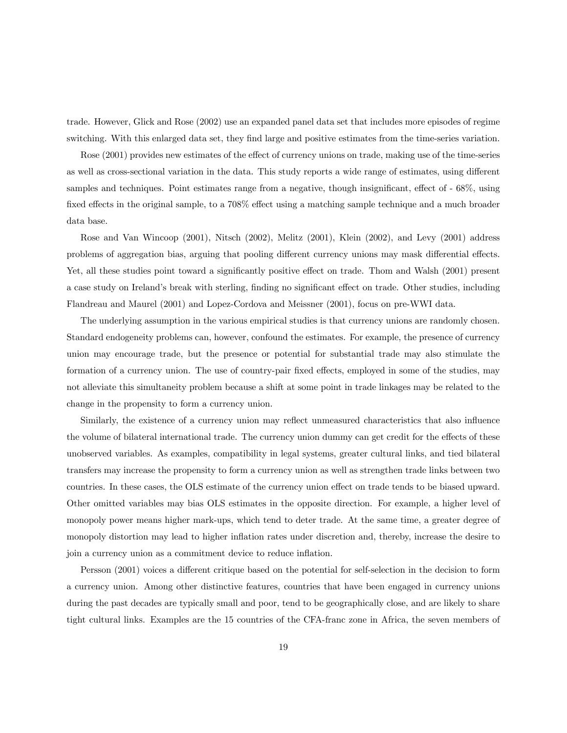trade. However, Glick and Rose (2002) use an expanded panel data set that includes more episodes of regime switching. With this enlarged data set, they find large and positive estimates from the time-series variation.

Rose (2001) provides new estimates of the effect of currency unions on trade, making use of the time-series as well as cross-sectional variation in the data. This study reports a wide range of estimates, using different samples and techniques. Point estimates range from a negative, though insignificant, effect of - 68%, using fixed effects in the original sample, to a 708% effect using a matching sample technique and a much broader data base.

Rose and Van Wincoop (2001), Nitsch (2002), Melitz (2001), Klein (2002), and Levy (2001) address problems of aggregation bias, arguing that pooling different currency unions may mask differential effects. Yet, all these studies point toward a significantly positive effect on trade. Thom and Walsh (2001) present a case study on Ireland's break with sterling, finding no significant effect on trade. Other studies, including Flandreau and Maurel (2001) and Lopez-Cordova and Meissner (2001), focus on pre-WWI data.

The underlying assumption in the various empirical studies is that currency unions are randomly chosen. Standard endogeneity problems can, however, confound the estimates. For example, the presence of currency union may encourage trade, but the presence or potential for substantial trade may also stimulate the formation of a currency union. The use of country-pair fixed effects, employed in some of the studies, may not alleviate this simultaneity problem because a shift at some point in trade linkages may be related to the change in the propensity to form a currency union.

Similarly, the existence of a currency union may reflect unmeasured characteristics that also influence the volume of bilateral international trade. The currency union dummy can get credit for the effects of these unobserved variables. As examples, compatibility in legal systems, greater cultural links, and tied bilateral transfers may increase the propensity to form a currency union as well as strengthen trade links between two countries. In these cases, the OLS estimate of the currency union effect on trade tends to be biased upward. Other omitted variables may bias OLS estimates in the opposite direction. For example, a higher level of monopoly power means higher mark-ups, which tend to deter trade. At the same time, a greater degree of monopoly distortion may lead to higher inflation rates under discretion and, thereby, increase the desire to join a currency union as a commitment device to reduce inflation.

Persson (2001) voices a different critique based on the potential for self-selection in the decision to form a currency union. Among other distinctive features, countries that have been engaged in currency unions during the past decades are typically small and poor, tend to be geographically close, and are likely to share tight cultural links. Examples are the 15 countries of the CFA-franc zone in Africa, the seven members of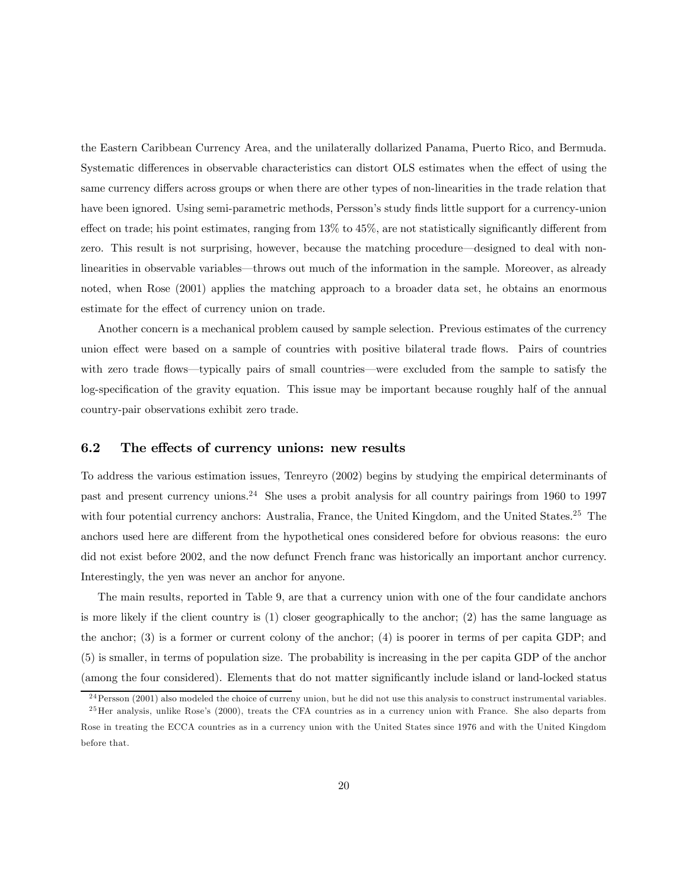the Eastern Caribbean Currency Area, and the unilaterally dollarized Panama, Puerto Rico, and Bermuda. Systematic differences in observable characteristics can distort OLS estimates when the effect of using the same currency differs across groups or when there are other types of non-linearities in the trade relation that have been ignored. Using semi-parametric methods, Persson's study finds little support for a currency-union effect on trade; his point estimates, ranging from 13% to 45%, are not statistically significantly different from zero. This result is not surprising, however, because the matching procedure—designed to deal with non-linearities in observable variables—throws out much of the information in the sample. Moreover, as already noted, when Rose (2001) applies the matching approach to a broader data set, he obtains an enormous estimate for the effect of currency union on trade.

Another concern is a mechanical problem caused by sample selection. Previous estimates of the currency union effect were based on a sample of countries with positive bilateral trade flows. Pairs of countries with zero trade flows—typically pairs of small countries—were excluded from the sample to satisfy the log-specification of the gravity equation. This issue may be important because roughly half of the annual country-pair observations exhibit zero trade.

### 6.2 The effects of currency unions: new results

To address the various estimation issues, Tenreyro (2002) begins by studying the empirical determinants of past and present currency unions.[24] She uses a probit analysis for all country pairings from 1960 to 1997 with four potential currency anchors: Australia, France, the United Kingdom, and the United States.[25] The anchors used here are different from the hypothetical ones considered before for obvious reasons: the euro did not exist before 2002, and the now defunct French franc was historically an important anchor currency. Interestingly, the yen was never an anchor for anyone.

The main results, reported in Table 9, are that a currency union with one of the four candidate anchors is more likely if the client country is (1) closer geographically to the anchor; (2) has the same language as the anchor; (3) is a former or current colony of the anchor; (4) is poorer in terms of per capita GDP; and (5) is smaller, in terms of population size. The probability is increasing in the per capita GDP of the anchor (among the four considered). Elements that do not matter significantly include island or land-locked status

[24] Persson (2001) also modeled the choice of curreny union, but he did not use this analysis to construct instrumental variables.

[25] Her analysis, unlike Rose's (2000), treats the CFA countries as in a currency union with France. She also departs from Rose in treating the ECCA countries as in a currency union with the United States since 1976 and with the United Kingdom before that.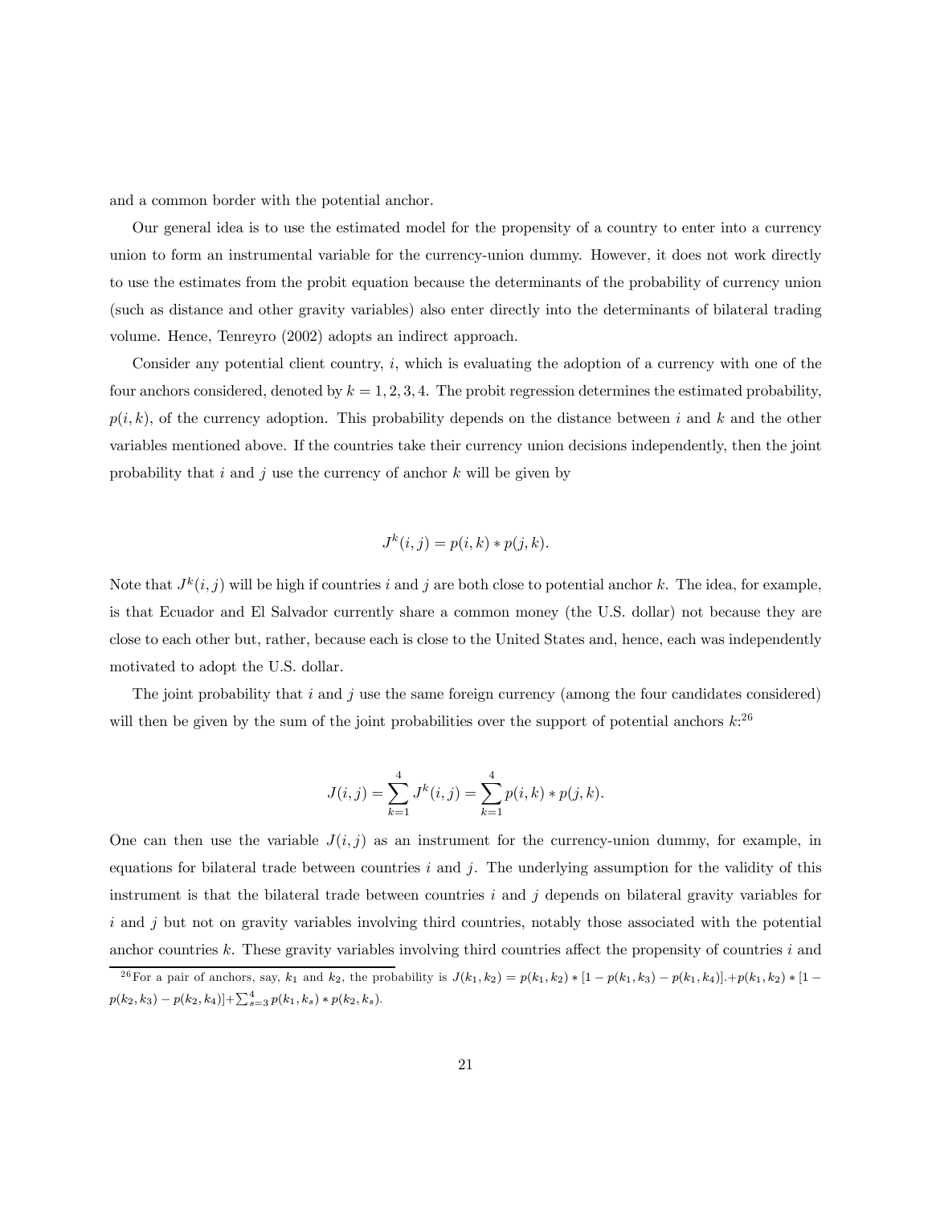and a common border with the potential anchor.

Our general idea is to use the estimated model for the propensity of a country to enter into a currency union to form an instrumental variable for the currency-union dummy. However, it does not work directly to use the estimates from the probit equation because the determinants of the probability of currency union (such as distance and other gravity variables) also enter directly into the determinants of bilateral trading volume. Hence, Tenreyro (2002) adopts an indirect approach.

Consider any potential client country, $i$, which is evaluating the adoption of a currency with one of the four anchors considered, denoted by $k = 1, 2, 3, 4$. The probit regression determines the estimated probability, $p(i, k)$, of the currency adoption. This probability depends on the distance between $i$ and $k$ and the other variables mentioned above. If the countries take their currency union decisions independently, then the joint probability that $i$ and $j$ use the currency of anchor $k$ will be given by

$$J^k(i, j) = p(i, k) * p(j, k).$$

Note that $J^k(i, j)$ will be high if countries $i$ and $j$ are both close to potential anchor $k$. The idea, for example, is that Ecuador and El Salvador currently share a common money (the U.S. dollar) not because they are close to each other but, rather, because each is close to the United States and, hence, each was independently motivated to adopt the U.S. dollar.

The joint probability that $i$ and $j$ use the same foreign currency (among the four candidates considered) will then be given by the sum of the joint probabilities over the support of potential anchors $k$:[26]

$$J(i, j) = \sum_{k=1}^{4} J^k(i, j) = \sum_{k=1}^{4} p(i, k) * p(j, k).$$

One can then use the variable $J(i, j)$ as an instrument for the currency-union dummy, for example, in equations for bilateral trade between countries $i$ and $j$. The underlying assumption for the validity of this instrument is that the bilateral trade between countries $i$ and $j$ depends on bilateral gravity variables for $i$ and $j$ but not on gravity variables involving third countries, notably those associated with the potential anchor countries $k$. These gravity variables involving third countries affect the propensity of countries $i$ and

[26] For a pair of anchors, say, $k_1$ and $k_2$, the probability is $J(k_1, k_2) = p(k_1, k_2) * [1 - p(k_1, k_3) - p(k_1, k_4)]. + p(k_1, k_2) * [1 - p(k_2, k_3) - p(k_2, k_4)] + \sum_{s=3}^{4} p(k_1, k_s) * p(k_2, k_s)$.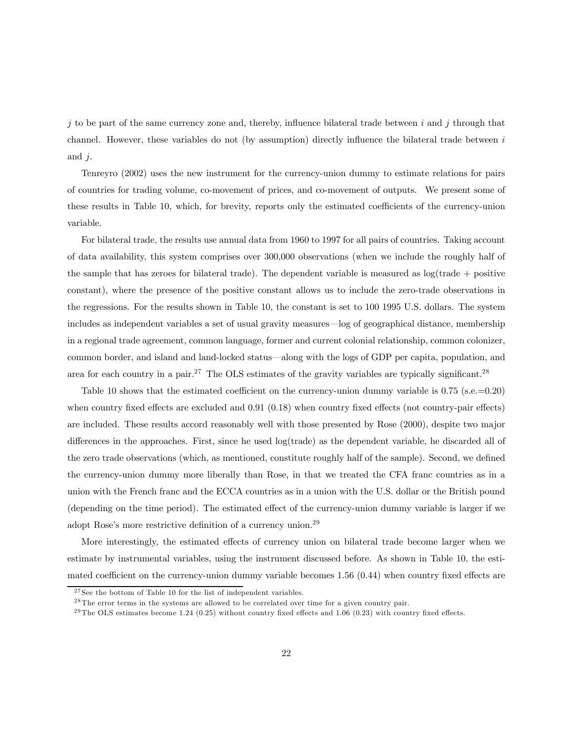$j$ to be part of the same currency zone and, thereby, influence bilateral trade between $i$ and $j$ through that channel. However, these variables do not (by assumption) directly influence the bilateral trade between $i$ and $j$.

Tenreyro (2002) uses the new instrument for the currency-union dummy to estimate relations for pairs of countries for trading volume, co-movement of prices, and co-movement of outputs. We present some of these results in Table 10, which, for brevity, reports only the estimated coefficients of the currency-union variable.

For bilateral trade, the results use annual data from 1960 to 1997 for all pairs of countries. Taking account of data availability, this system comprises over 300,000 observations (when we include the roughly half of the sample that has zeroes for bilateral trade). The dependent variable is measured as log(trade + positive constant), where the presence of the positive constant allows us to include the zero-trade observations in the regressions. For the results shown in Table 10, the constant is set to 100 1995 U.S. dollars. The system includes as independent variables a set of usual gravity measures—log of geographical distance, membership in a regional trade agreement, common language, former and current colonial relationship, common colonizer, common border, and island and land-locked status—along with the logs of GDP per capita, population, and area for each country in a pair.[27] The OLS estimates of the gravity variables are typically significant.[28]

Table 10 shows that the estimated coefficient on the currency-union dummy variable is 0.75 (s.e.=0.20) when country fixed effects are excluded and 0.91 (0.18) when country fixed effects (not country-pair effects) are included. These results accord reasonably well with those presented by Rose (2000), despite two major differences in the approaches. First, since he used log(trade) as the dependent variable, he discarded all of the zero trade observations (which, as mentioned, constitute roughly half of the sample). Second, we defined the currency-union dummy more liberally than Rose, in that we treated the CFA franc countries as in a union with the French franc and the ECCA countries as in a union with the U.S. dollar or the British pound (depending on the time period). The estimated effect of the currency-union dummy variable is larger if we adopt Rose's more restrictive definition of a currency union.[29]

More interestingly, the estimated effects of currency union on bilateral trade become larger when we estimate by instrumental variables, using the instrument discussed before. As shown in Table 10, the estimated coefficient on the currency-union dummy variable becomes 1.56 (0.44) when country fixed effects are

[27] See the bottom of Table 10 for the list of independent variables.

[28] The error terms in the systems are allowed to be correlated over time for a given country pair.

[29] The OLS estimates become 1.24 (0.25) without country fixed effects and 1.06 (0.23) with country fixed effects.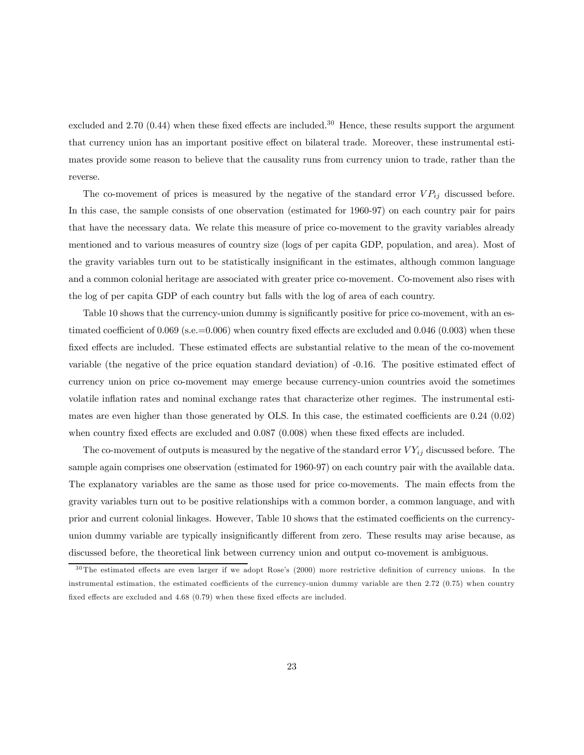excluded and 2.70 (0.44) when these fixed effects are included.[30] Hence, these results support the argument that currency union has an important positive effect on bilateral trade. Moreover, these instrumental estimates provide some reason to believe that the causality runs from currency union to trade, rather than the reverse.

The co-movement of prices is measured by the negative of the standard error $VP_{ij}$ discussed before. In this case, the sample consists of one observation (estimated for 1960-97) on each country pair for pairs that have the necessary data. We relate this measure of price co-movement to the gravity variables already mentioned and to various measures of country size (logs of per capita GDP, population, and area). Most of the gravity variables turn out to be statistically insignificant in the estimates, although common language and a common colonial heritage are associated with greater price co-movement. Co-movement also rises with the log of per capita GDP of each country but falls with the log of area of each country.

Table 10 shows that the currency-union dummy is significantly positive for price co-movement, with an estimated coefficient of 0.069 (s.e.=0.006) when country fixed effects are excluded and 0.046 (0.003) when these fixed effects are included. These estimated effects are substantial relative to the mean of the co-movement variable (the negative of the price equation standard deviation) of -0.16. The positive estimated effect of currency union on price co-movement may emerge because currency-union countries avoid the sometimes volatile inflation rates and nominal exchange rates that characterize other regimes. The instrumental estimates are even higher than those generated by OLS. In this case, the estimated coefficients are 0.24 (0.02) when country fixed effects are excluded and 0.087 (0.008) when these fixed effects are included.

The co-movement of outputs is measured by the negative of the standard error $VY_{ij}$ discussed before. The sample again comprises one observation (estimated for 1960-97) on each country pair with the available data. The explanatory variables are the same as those used for price co-movements. The main effects from the gravity variables turn out to be positive relationships with a common border, a common language, and with prior and current colonial linkages. However, Table 10 shows that the estimated coefficients on the currency-union dummy variable are typically insignificantly different from zero. These results may arise because, as discussed before, the theoretical link between currency union and output co-movement is ambiguous.

[30] The estimated effects are even larger if we adopt Rose's (2000) more restrictive definition of currency unions. In the instrumental estimation, the estimated coefficients of the currency-union dummy variable are then 2.72 (0.75) when country fixed effects are excluded and 4.68 (0.79) when these fixed effects are included.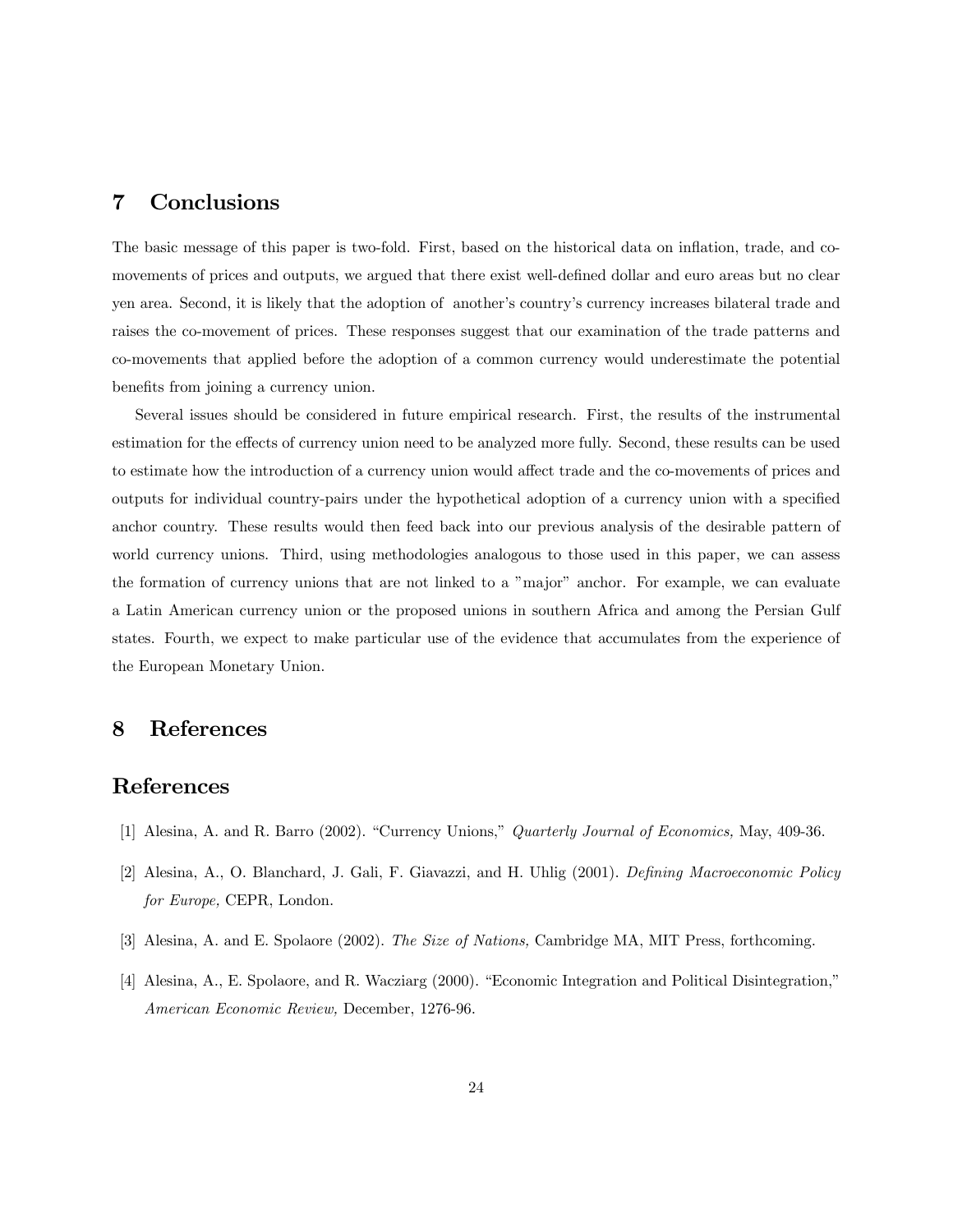## 7 Conclusions

The basic message of this paper is two-fold. First, based on the historical data on inflation, trade, and co-movements of prices and outputs, we argued that there exist well-defined dollar and euro areas but no clear yen area. Second, it is likely that the adoption of another's country's currency increases bilateral trade and raises the co-movement of prices. These responses suggest that our examination of the trade patterns and co-movements that applied before the adoption of a common currency would underestimate the potential benefits from joining a currency union.

Several issues should be considered in future empirical research. First, the results of the instrumental estimation for the effects of currency union need to be analyzed more fully. Second, these results can be used to estimate how the introduction of a currency union would affect trade and the co-movements of prices and outputs for individual country-pairs under the hypothetical adoption of a currency union with a specified anchor country. These results would then feed back into our previous analysis of the desirable pattern of world currency unions. Third, using methodologies analogous to those used in this paper, we can assess the formation of currency unions that are not linked to a "major" anchor. For example, we can evaluate a Latin American currency union or the proposed unions in southern Africa and among the Persian Gulf states. Fourth, we expect to make particular use of the evidence that accumulates from the experience of the European Monetary Union.

## 8 References

## References

[1] Alesina, A. and R. Barro (2002). "Currency Unions," *Quarterly Journal of Economics,* May, 409-36.

[2] Alesina, A., O. Blanchard, J. Gali, F. Giavazzi, and H. Uhlig (2001). *Defining Macroeconomic Policy for Europe,* CEPR, London.

[3] Alesina, A. and E. Spolaore (2002). *The Size of Nations,* Cambridge MA, MIT Press, forthcoming.

[4] Alesina, A., E. Spolaore, and R. Wacziarg (2000). "Economic Integration and Political Disintegration," *American Economic Review,* December, 1276-96.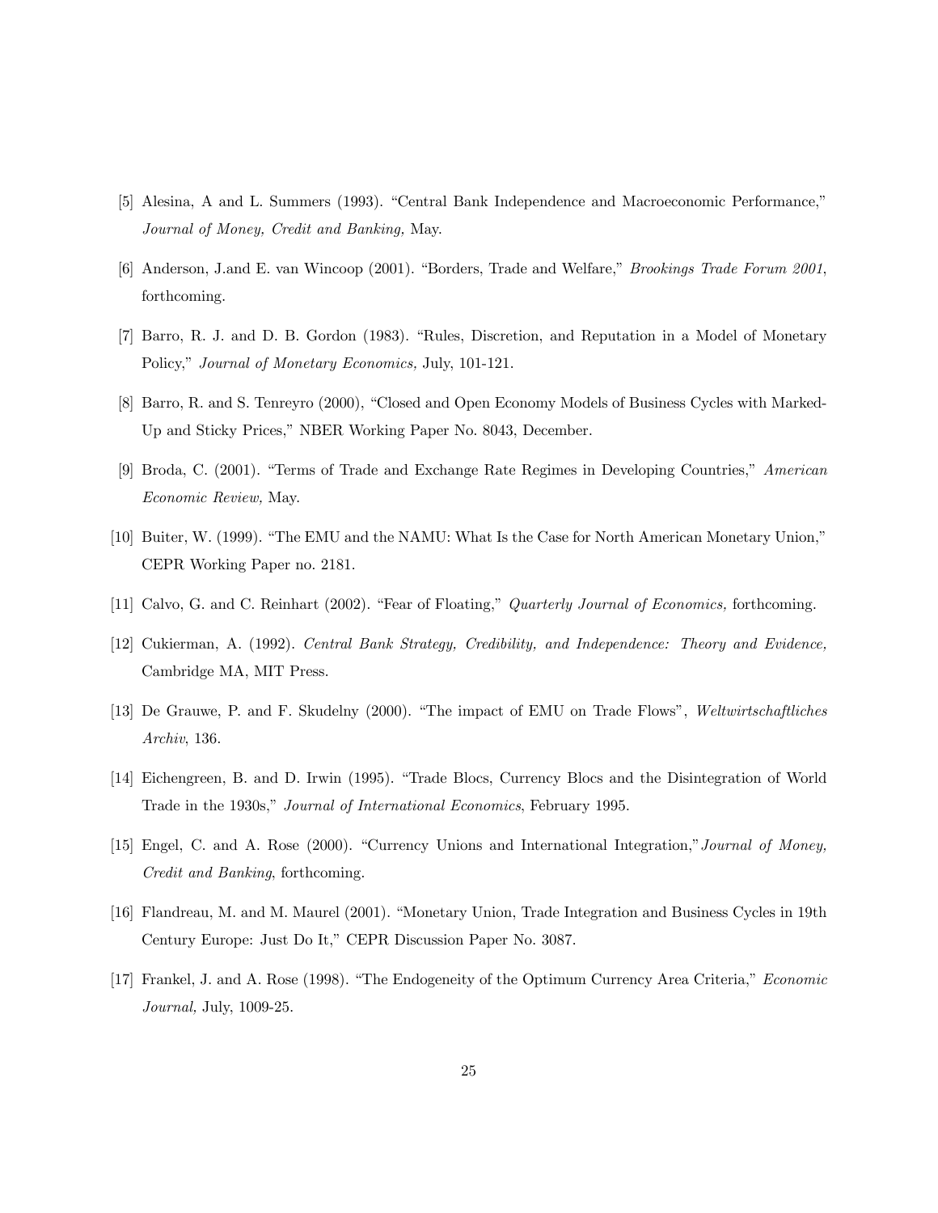[5] Alesina, A and L. Summers (1993). "Central Bank Independence and Macroeconomic Performance," *Journal of Money, Credit and Banking,* May.

[6] Anderson, J.and E. van Wincoop (2001). "Borders, Trade and Welfare," *Brookings Trade Forum 2001*, forthcoming.

[7] Barro, R. J. and D. B. Gordon (1983). "Rules, Discretion, and Reputation in a Model of Monetary Policy," *Journal of Monetary Economics,* July, 101-121.

[8] Barro, R. and S. Tenreyro (2000), "Closed and Open Economy Models of Business Cycles with Marked-Up and Sticky Prices," NBER Working Paper No. 8043, December.

[9] Broda, C. (2001). "Terms of Trade and Exchange Rate Regimes in Developing Countries," *American Economic Review,* May.

[10] Buiter, W. (1999). "The EMU and the NAMU: What Is the Case for North American Monetary Union," CEPR Working Paper no. 2181.

[11] Calvo, G. and C. Reinhart (2002). "Fear of Floating," *Quarterly Journal of Economics,* forthcoming.

[12] Cukierman, A. (1992). *Central Bank Strategy, Credibility, and Independence: Theory and Evidence,* Cambridge MA, MIT Press.

[13] De Grauwe, P. and F. Skudelny (2000). "The impact of EMU on Trade Flows", *Weltwirtschaftliches Archiv*, 136.

[14] Eichengreen, B. and D. Irwin (1995). "Trade Blocs, Currency Blocs and the Disintegration of World Trade in the 1930s," *Journal of International Economics*, February 1995.

[15] Engel, C. and A. Rose (2000). "Currency Unions and International Integration,"*Journal of Money, Credit and Banking*, forthcoming.

[16] Flandreau, M. and M. Maurel (2001). "Monetary Union, Trade Integration and Business Cycles in 19th Century Europe: Just Do It," CEPR Discussion Paper No. 3087.

[17] Frankel, J. and A. Rose (1998). "The Endogeneity of the Optimum Currency Area Criteria," *Economic Journal,* July, 1009-25.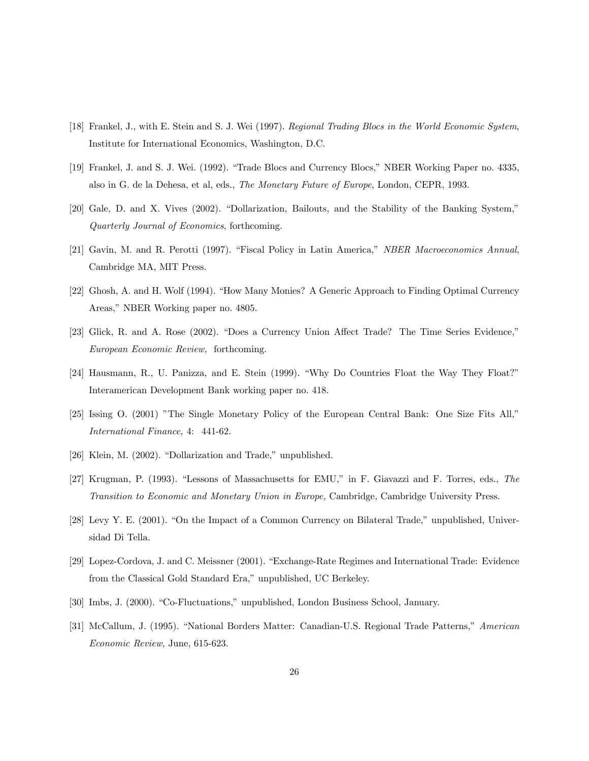[18] Frankel, J., with E. Stein and S. J. Wei (1997). *Regional Trading Blocs in the World Economic System*, Institute for International Economics, Washington, D.C.

[19] Frankel, J. and S. J. Wei. (1992). "Trade Blocs and Currency Blocs," NBER Working Paper no. 4335, also in G. de la Dehesa, et al, eds., *The Monetary Future of Europe*, London, CEPR, 1993.

[20] Gale, D. and X. Vives (2002). "Dollarization, Bailouts, and the Stability of the Banking System," *Quarterly Journal of Economics*, forthcoming.

[21] Gavin, M. and R. Perotti (1997). "Fiscal Policy in Latin America," *NBER Macroeconomics Annual*, Cambridge MA, MIT Press.

[22] Ghosh, A. and H. Wolf (1994). "How Many Monies? A Generic Approach to Finding Optimal Currency Areas," NBER Working paper no. 4805.

[23] Glick, R. and A. Rose (2002). "Does a Currency Union Affect Trade? The Time Series Evidence," *European Economic Review,* forthcoming.

[24] Hausmann, R., U. Panizza, and E. Stein (1999). "Why Do Countries Float the Way They Float?" Interamerican Development Bank working paper no. 418.

[25] Issing O. (2001) "The Single Monetary Policy of the European Central Bank: One Size Fits All," *International Finance,* 4: 441-62.

[26] Klein, M. (2002). "Dollarization and Trade," unpublished.

[27] Krugman, P. (1993). "Lessons of Massachusetts for EMU," in F. Giavazzi and F. Torres, eds., *The Transition to Economic and Monetary Union in Europe,* Cambridge, Cambridge University Press.

[28] Levy Y. E. (2001). "On the Impact of a Common Currency on Bilateral Trade," unpublished, Universidad Di Tella.

[29] Lopez-Cordova, J. and C. Meissner (2001). "Exchange-Rate Regimes and International Trade: Evidence from the Classical Gold Standard Era," unpublished, UC Berkeley.

[30] Imbs, J. (2000). "Co-Fluctuations," unpublished, London Business School, January.

[31] McCallum, J. (1995). "National Borders Matter: Canadian-U.S. Regional Trade Patterns," *American Economic Review,* June, 615-623.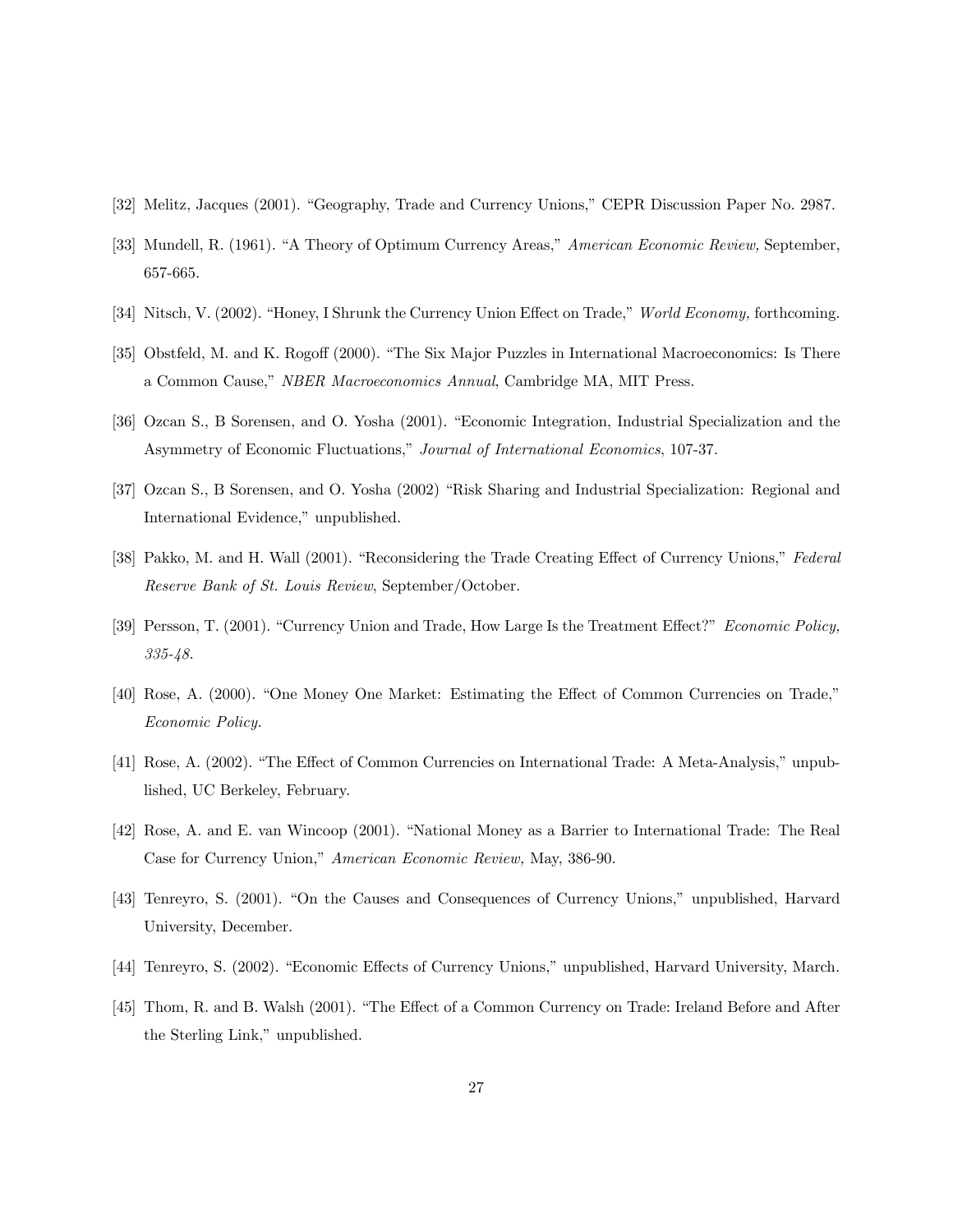[32] Melitz, Jacques (2001). "Geography, Trade and Currency Unions," CEPR Discussion Paper No. 2987.

[33] Mundell, R. (1961). "A Theory of Optimum Currency Areas," *American Economic Review,* September, 657-665.

[34] Nitsch, V. (2002). "Honey, I Shrunk the Currency Union Effect on Trade," *World Economy,* forthcoming.

[35] Obstfeld, M. and K. Rogoff (2000). "The Six Major Puzzles in International Macroeconomics: Is There a Common Cause," *NBER Macroeconomics Annual*, Cambridge MA, MIT Press.

[36] Ozcan S., B Sorensen, and O. Yosha (2001). "Economic Integration, Industrial Specialization and the Asymmetry of Economic Fluctuations," *Journal of International Economics*, 107-37.

[37] Ozcan S., B Sorensen, and O. Yosha (2002) "Risk Sharing and Industrial Specialization: Regional and International Evidence," unpublished.

[38] Pakko, M. and H. Wall (2001). "Reconsidering the Trade Creating Effect of Currency Unions," *Federal Reserve Bank of St. Louis Review*, September/October.

[39] Persson, T. (2001). "Currency Union and Trade, How Large Is the Treatment Effect?" *Economic Policy, 335-48.*

[40] Rose, A. (2000). "One Money One Market: Estimating the Effect of Common Currencies on Trade," *Economic Policy.*

[41] Rose, A. (2002). "The Effect of Common Currencies on International Trade: A Meta-Analysis," unpublished, UC Berkeley, February.

[42] Rose, A. and E. van Wincoop (2001). "National Money as a Barrier to International Trade: The Real Case for Currency Union," *American Economic Review,* May, 386-90.

[43] Tenreyro, S. (2001). "On the Causes and Consequences of Currency Unions," unpublished, Harvard University, December.

[44] Tenreyro, S. (2002). "Economic Effects of Currency Unions," unpublished, Harvard University, March.

[45] Thom, R. and B. Walsh (2001). "The Effect of a Common Currency on Trade: Ireland Before and After the Sterling Link," unpublished.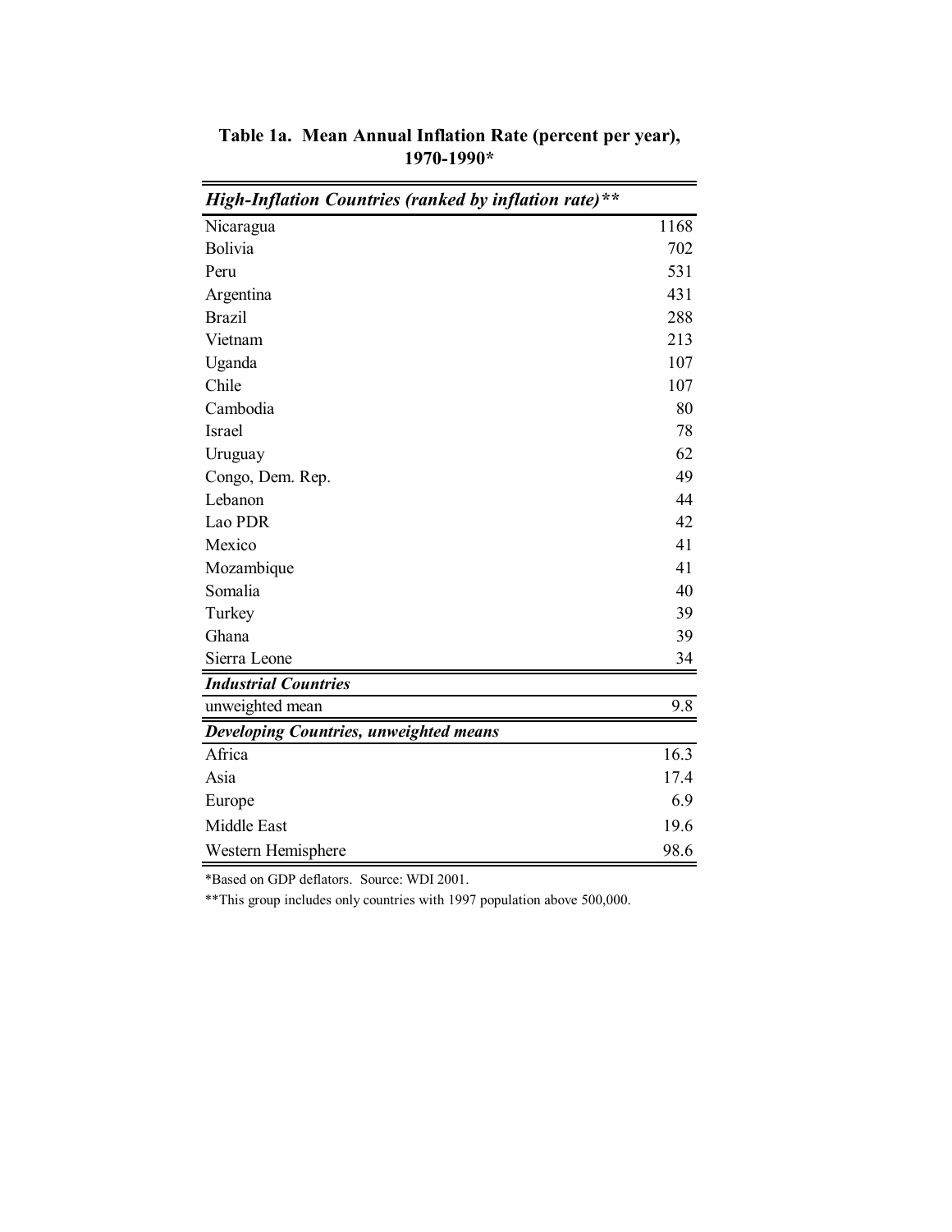**Table 1a. Mean Annual Inflation Rate (percent per year), 1970-1990***

| ***High-Inflation Countries (ranked by inflation rate)**** | |
|---|---|
| Nicaragua | 1168 |
| Bolivia | 702 |
| Peru | 531 |
| Argentina | 431 |
| Brazil | 288 |
| Vietnam | 213 |
| Uganda | 107 |
| Chile | 107 |
| Cambodia | 80 |
| Israel | 78 |
| Uruguay | 62 |
| Congo, Dem. Rep. | 49 |
| Lebanon | 44 |
| Lao PDR | 42 |
| Mexico | 41 |
| Mozambique | 41 |
| Somalia | 40 |
| Turkey | 39 |
| Ghana | 39 |
| Sierra Leone | 34 |
| ***Industrial Countries*** | |
| unweighted mean | 9.8 |
| ***Developing Countries, unweighted means*** | |
| Africa | 16.3 |
| Asia | 17.4 |
| Europe | 6.9 |
| Middle East | 19.6 |
| Western Hemisphere | 98.6 |

*Based on GDP deflators. Source: WDI 2001.

**This group includes only countries with 1997 population above 500,000.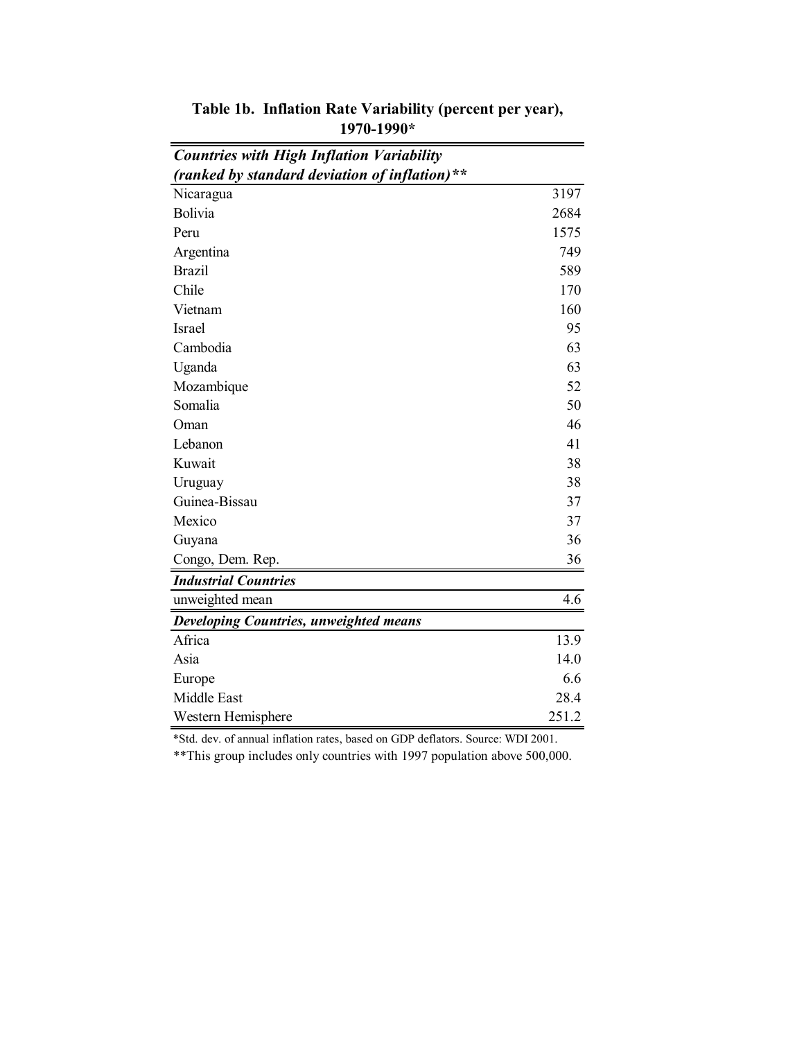**Table 1b. Inflation Rate Variability (percent per year), 1970-1990***

| ***Countries with High Inflation Variability (ranked by standard deviation of inflation)**** | |
|---|---|
| Nicaragua | 3197 |
| Bolivia | 2684 |
| Peru | 1575 |
| Argentina | 749 |
| Brazil | 589 |
| Chile | 170 |
| Vietnam | 160 |
| Israel | 95 |
| Cambodia | 63 |
| Uganda | 63 |
| Mozambique | 52 |
| Somalia | 50 |
| Oman | 46 |
| Lebanon | 41 |
| Kuwait | 38 |
| Uruguay | 38 |
| Guinea-Bissau | 37 |
| Mexico | 37 |
| Guyana | 36 |
| Congo, Dem. Rep. | 36 |
| ***Industrial Countries*** | |
| unweighted mean | 4.6 |
| ***Developing Countries, unweighted means*** | |
| Africa | 13.9 |
| Asia | 14.0 |
| Europe | 6.6 |
| Middle East | 28.4 |
| Western Hemisphere | 251.2 |

*Std. dev. of annual inflation rates, based on GDP deflators. Source: WDI 2001.

**This group includes only countries with 1997 population above 500,000.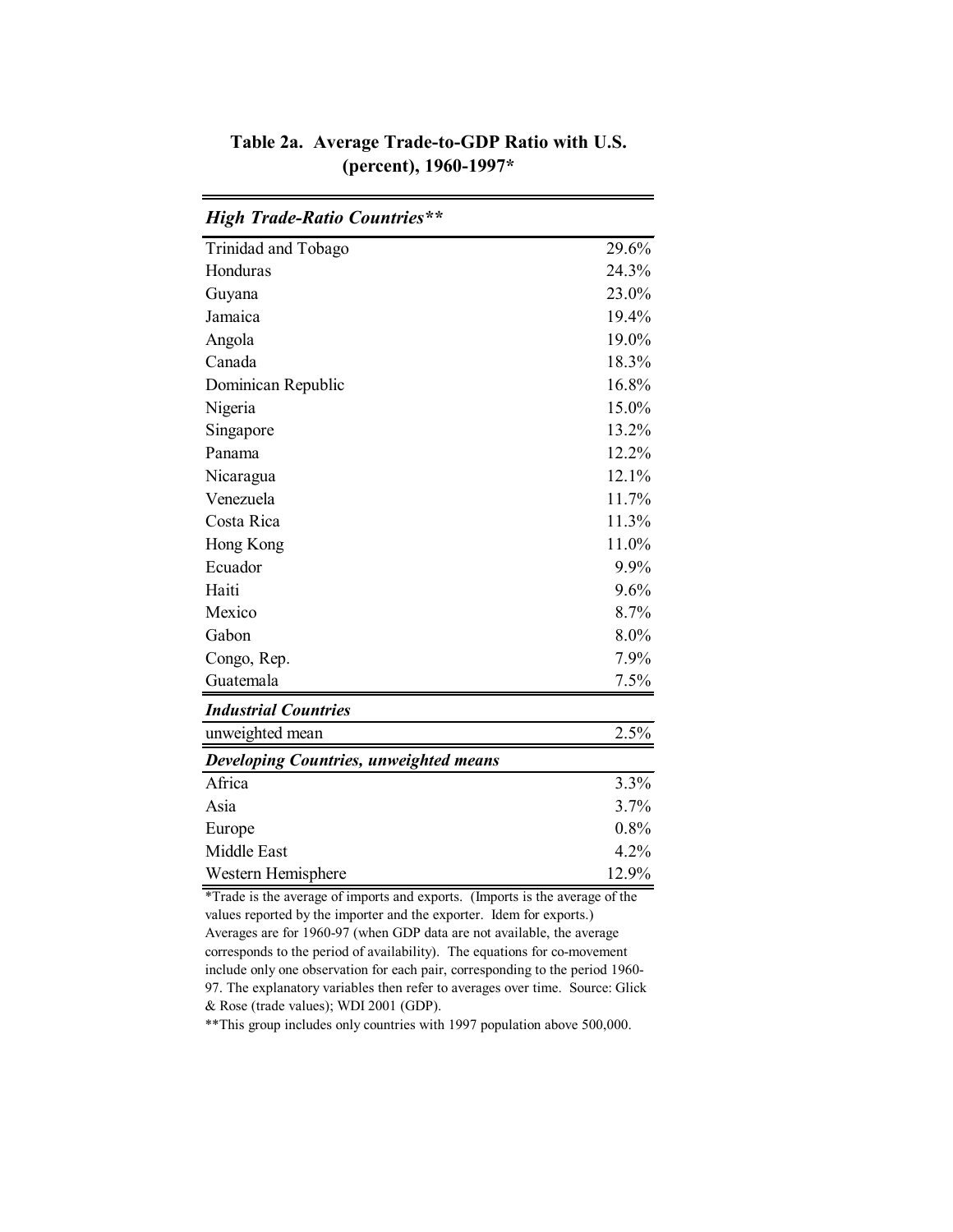## Table 2a. Average Trade-to-GDP Ratio with U.S. (percent), 1960-1997*

| *High Trade-Ratio Countries*** | |
|---|---|
| Trinidad and Tobago | 29.6% |
| Honduras | 24.3% |
| Guyana | 23.0% |
| Jamaica | 19.4% |
| Angola | 19.0% |
| Canada | 18.3% |
| Dominican Republic | 16.8% |
| Nigeria | 15.0% |
| Singapore | 13.2% |
| Panama | 12.2% |
| Nicaragua | 12.1% |
| Venezuela | 11.7% |
| Costa Rica | 11.3% |
| Hong Kong | 11.0% |
| Ecuador | 9.9% |
| Haiti | 9.6% |
| Mexico | 8.7% |
| Gabon | 8.0% |
| Congo, Rep. | 7.9% |
| Guatemala | 7.5% |
| ***Industrial Countries*** | |
| unweighted mean | 2.5% |
| ***Developing Countries, unweighted means*** | |
| Africa | 3.3% |
| Asia | 3.7% |
| Europe | 0.8% |
| Middle East | 4.2% |
| Western Hemisphere | 12.9% |

*Trade is the average of imports and exports. (Imports is the average of the values reported by the importer and the exporter. Idem for exports.) Averages are for 1960-97 (when GDP data are not available, the average corresponds to the period of availability). The equations for co-movement include only one observation for each pair, corresponding to the period 1960-97. The explanatory variables then refer to averages over time. Source: Glick & Rose (trade values); WDI 2001 (GDP).

**This group includes only countries with 1997 population above 500,000.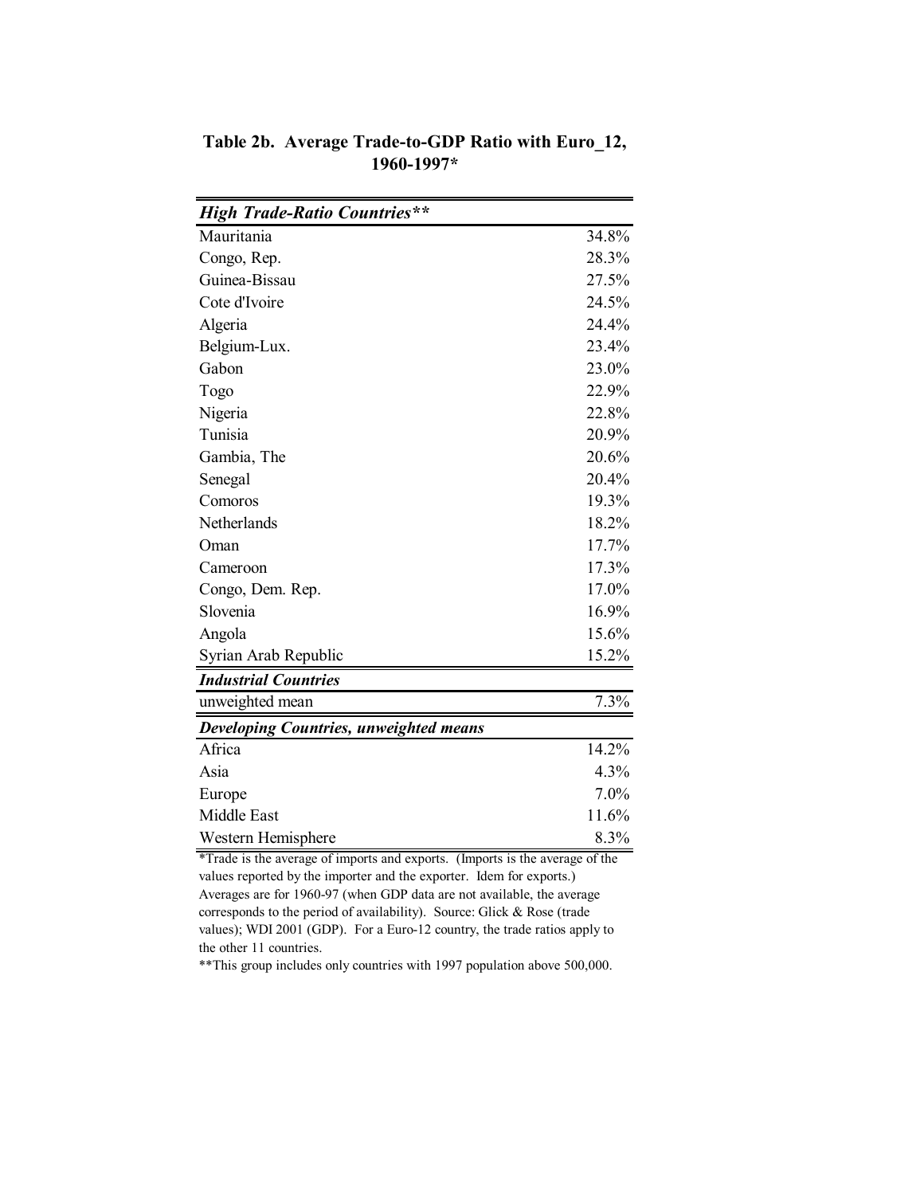**Table 2b. Average Trade-to-GDP Ratio with Euro_12, 1960-1997***

| ***High Trade-Ratio Countries**** | |
|---|---|
| Mauritania | 34.8% |
| Congo, Rep. | 28.3% |
| Guinea-Bissau | 27.5% |
| Cote d'Ivoire | 24.5% |
| Algeria | 24.4% |
| Belgium-Lux. | 23.4% |
| Gabon | 23.0% |
| Togo | 22.9% |
| Nigeria | 22.8% |
| Tunisia | 20.9% |
| Gambia, The | 20.6% |
| Senegal | 20.4% |
| Comoros | 19.3% |
| Netherlands | 18.2% |
| Oman | 17.7% |
| Cameroon | 17.3% |
| Congo, Dem. Rep. | 17.0% |
| Slovenia | 16.9% |
| Angola | 15.6% |
| Syrian Arab Republic | 15.2% |
| ***Industrial Countries*** | |
| unweighted mean | 7.3% |
| ***Developing Countries, unweighted means*** | |
| Africa | 14.2% |
| Asia | 4.3% |
| Europe | 7.0% |
| Middle East | 11.6% |
| Western Hemisphere | 8.3% |

*Trade is the average of imports and exports. (Imports is the average of the values reported by the importer and the exporter. Idem for exports.) Averages are for 1960-97 (when GDP data are not available, the average corresponds to the period of availability). Source: Glick & Rose (trade values); WDI 2001 (GDP). For a Euro-12 country, the trade ratios apply to the other 11 countries.

**This group includes only countries with 1997 population above 500,000.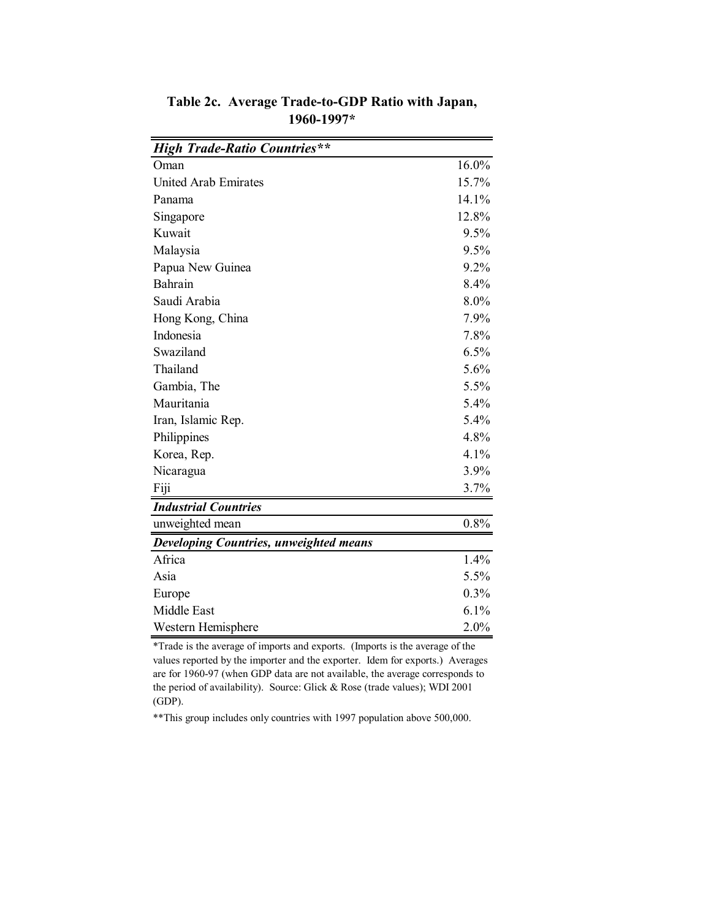**Table 2c. Average Trade-to-GDP Ratio with Japan, 1960-1997***

| ***High Trade-Ratio Countries**** | |
|---|---|
| Oman | 16.0% |
| United Arab Emirates | 15.7% |
| Panama | 14.1% |
| Singapore | 12.8% |
| Kuwait | 9.5% |
| Malaysia | 9.5% |
| Papua New Guinea | 9.2% |
| Bahrain | 8.4% |
| Saudi Arabia | 8.0% |
| Hong Kong, China | 7.9% |
| Indonesia | 7.8% |
| Swaziland | 6.5% |
| Thailand | 5.6% |
| Gambia, The | 5.5% |
| Mauritania | 5.4% |
| Iran, Islamic Rep. | 5.4% |
| Philippines | 4.8% |
| Korea, Rep. | 4.1% |
| Nicaragua | 3.9% |
| Fiji | 3.7% |
| ***Industrial Countries*** | |
| unweighted mean | 0.8% |
| ***Developing Countries, unweighted means*** | |
| Africa | 1.4% |
| Asia | 5.5% |
| Europe | 0.3% |
| Middle East | 6.1% |
| Western Hemisphere | 2.0% |

*Trade is the average of imports and exports. (Imports is the average of the values reported by the importer and the exporter. Idem for exports.) Averages are for 1960-97 (when GDP data are not available, the average corresponds to the period of availability). Source: Glick & Rose (trade values); WDI 2001 (GDP).

**This group includes only countries with 1997 population above 500,000.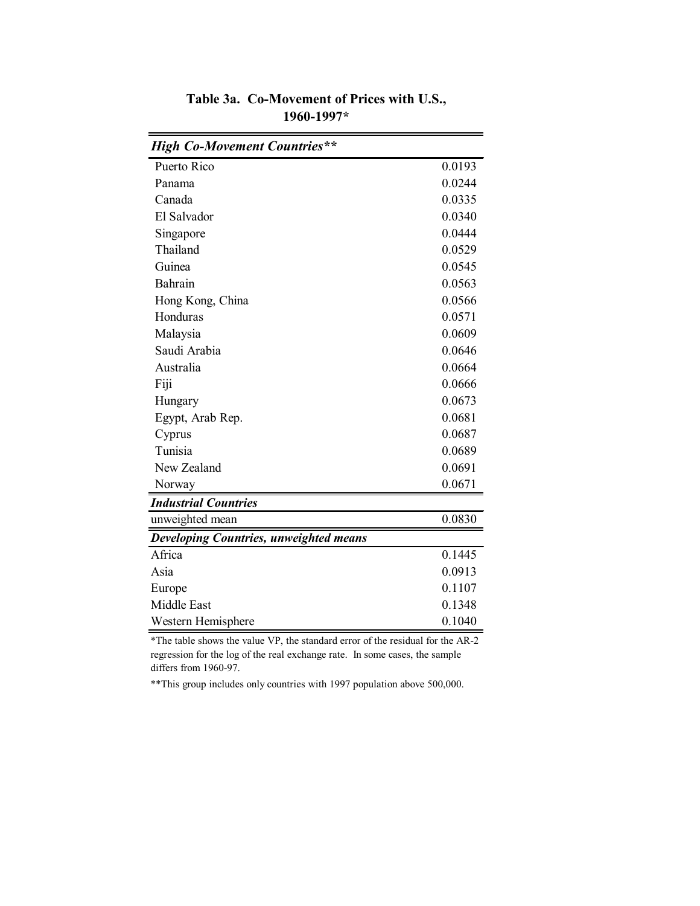**Table 3a. Co-Movement of Prices with U.S., 1960-1997***

| *High Co-Movement Countries*** | |
|---|---|
| Puerto Rico | 0.0193 |
| Panama | 0.0244 |
| Canada | 0.0335 |
| El Salvador | 0.0340 |
| Singapore | 0.0444 |
| Thailand | 0.0529 |
| Guinea | 0.0545 |
| Bahrain | 0.0563 |
| Hong Kong, China | 0.0566 |
| Honduras | 0.0571 |
| Malaysia | 0.0609 |
| Saudi Arabia | 0.0646 |
| Australia | 0.0664 |
| Fiji | 0.0666 |
| Hungary | 0.0673 |
| Egypt, Arab Rep. | 0.0681 |
| Cyprus | 0.0687 |
| Tunisia | 0.0689 |
| New Zealand | 0.0691 |
| Norway | 0.0671 |
| ***Industrial Countries*** | |
| unweighted mean | 0.0830 |
| ***Developing Countries, unweighted means*** | |
| Africa | 0.1445 |
| Asia | 0.0913 |
| Europe | 0.1107 |
| Middle East | 0.1348 |
| Western Hemisphere | 0.1040 |

*The table shows the value VP, the standard error of the residual for the AR-2 regression for the log of the real exchange rate. In some cases, the sample differs from 1960-97.

**This group includes only countries with 1997 population above 500,000.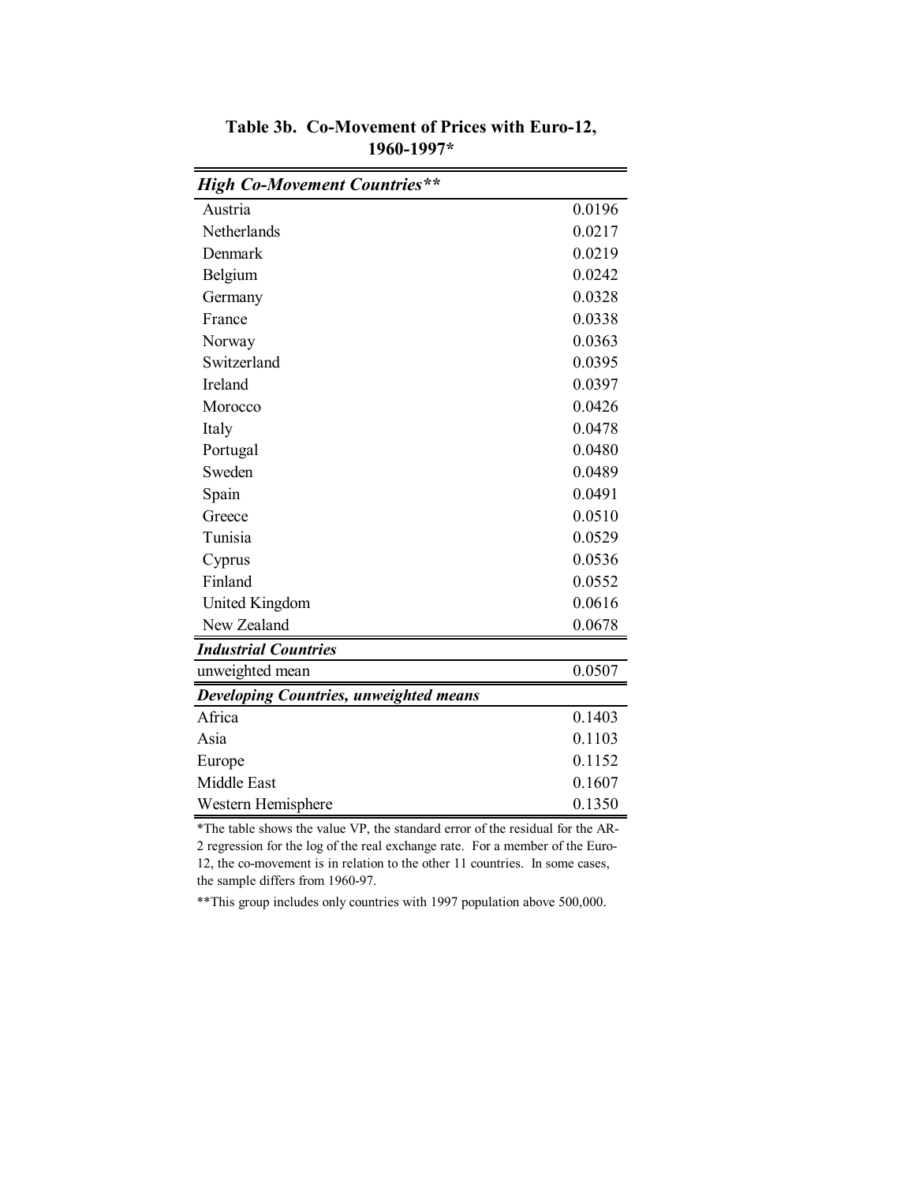**Table 3b. Co-Movement of Prices with Euro-12, 1960-1997***

| ***High Co-Movement Countries**** | |
|---|---|
| Austria | 0.0196 |
| Netherlands | 0.0217 |
| Denmark | 0.0219 |
| Belgium | 0.0242 |
| Germany | 0.0328 |
| France | 0.0338 |
| Norway | 0.0363 |
| Switzerland | 0.0395 |
| Ireland | 0.0397 |
| Morocco | 0.0426 |
| Italy | 0.0478 |
| Portugal | 0.0480 |
| Sweden | 0.0489 |
| Spain | 0.0491 |
| Greece | 0.0510 |
| Tunisia | 0.0529 |
| Cyprus | 0.0536 |
| Finland | 0.0552 |
| United Kingdom | 0.0616 |
| New Zealand | 0.0678 |
| ***Industrial Countries*** | |
| unweighted mean | 0.0507 |
| ***Developing Countries, unweighted means*** | |
| Africa | 0.1403 |
| Asia | 0.1103 |
| Europe | 0.1152 |
| Middle East | 0.1607 |
| Western Hemisphere | 0.1350 |

*The table shows the value VP, the standard error of the residual for the AR-2 regression for the log of the real exchange rate. For a member of the Euro-12, the co-movement is in relation to the other 11 countries. In some cases, the sample differs from 1960-97.

**This group includes only countries with 1997 population above 500,000.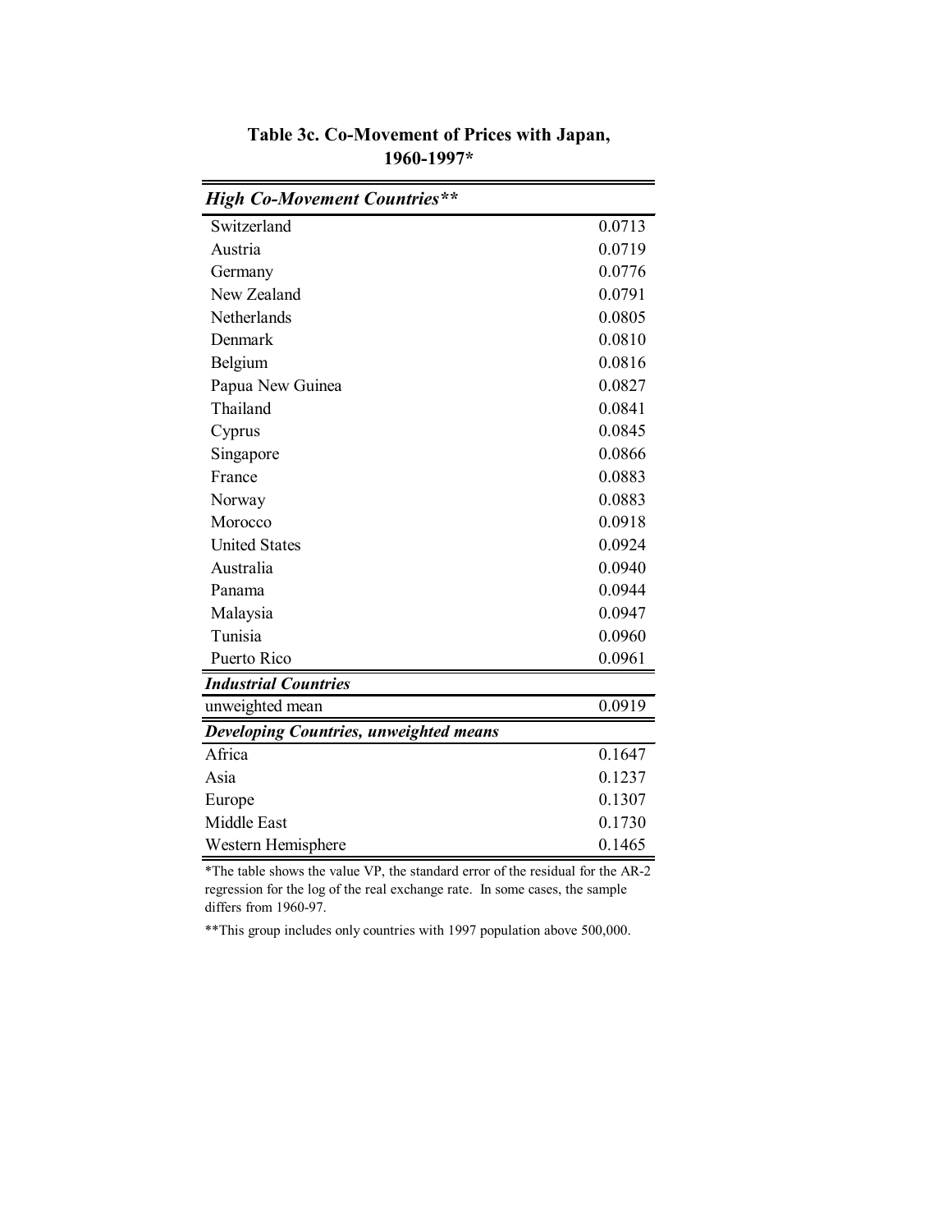## Table 3c. Co-Movement of Prices with Japan, 1960-1997*

| ***High Co-Movement Countries**** | |
|---|---|
| Switzerland | 0.0713 |
| Austria | 0.0719 |
| Germany | 0.0776 |
| New Zealand | 0.0791 |
| Netherlands | 0.0805 |
| Denmark | 0.0810 |
| Belgium | 0.0816 |
| Papua New Guinea | 0.0827 |
| Thailand | 0.0841 |
| Cyprus | 0.0845 |
| Singapore | 0.0866 |
| France | 0.0883 |
| Norway | 0.0883 |
| Morocco | 0.0918 |
| United States | 0.0924 |
| Australia | 0.0940 |
| Panama | 0.0944 |
| Malaysia | 0.0947 |
| Tunisia | 0.0960 |
| Puerto Rico | 0.0961 |
| ***Industrial Countries*** | |
| unweighted mean | 0.0919 |
| ***Developing Countries, unweighted means*** | |
| Africa | 0.1647 |
| Asia | 0.1237 |
| Europe | 0.1307 |
| Middle East | 0.1730 |
| Western Hemisphere | 0.1465 |

*The table shows the value VP, the standard error of the residual for the AR-2 regression for the log of the real exchange rate. In some cases, the sample differs from 1960-97.

**This group includes only countries with 1997 population above 500,000.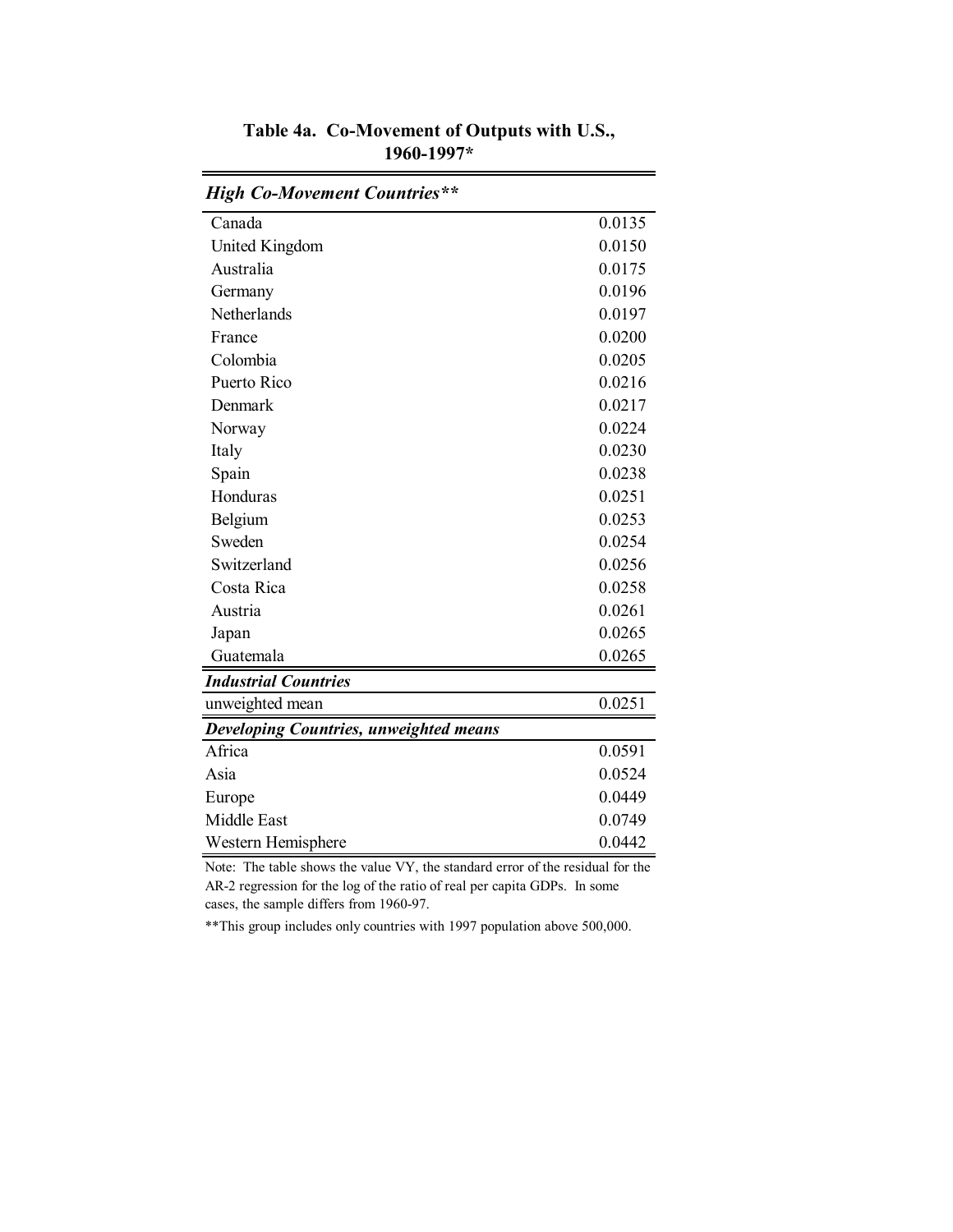# Table 4a. Co-Movement of Outputs with U.S., 1960-1997*

| *High Co-Movement Countries*** | |
|---|---|
| Canada | 0.0135 |
| United Kingdom | 0.0150 |
| Australia | 0.0175 |
| Germany | 0.0196 |
| Netherlands | 0.0197 |
| France | 0.0200 |
| Colombia | 0.0205 |
| Puerto Rico | 0.0216 |
| Denmark | 0.0217 |
| Norway | 0.0224 |
| Italy | 0.0230 |
| Spain | 0.0238 |
| Honduras | 0.0251 |
| Belgium | 0.0253 |
| Sweden | 0.0254 |
| Switzerland | 0.0256 |
| Costa Rica | 0.0258 |
| Austria | 0.0261 |
| Japan | 0.0265 |
| Guatemala | 0.0265 |
| ***Industrial Countries*** | |
| unweighted mean | 0.0251 |
| ***Developing Countries, unweighted means*** | |
| Africa | 0.0591 |
| Asia | 0.0524 |
| Europe | 0.0449 |
| Middle East | 0.0749 |
| Western Hemisphere | 0.0442 |

Note: The table shows the value VY, the standard error of the residual for the AR-2 regression for the log of the ratio of real per capita GDPs. In some cases, the sample differs from 1960-97.

**This group includes only countries with 1997 population above 500,000.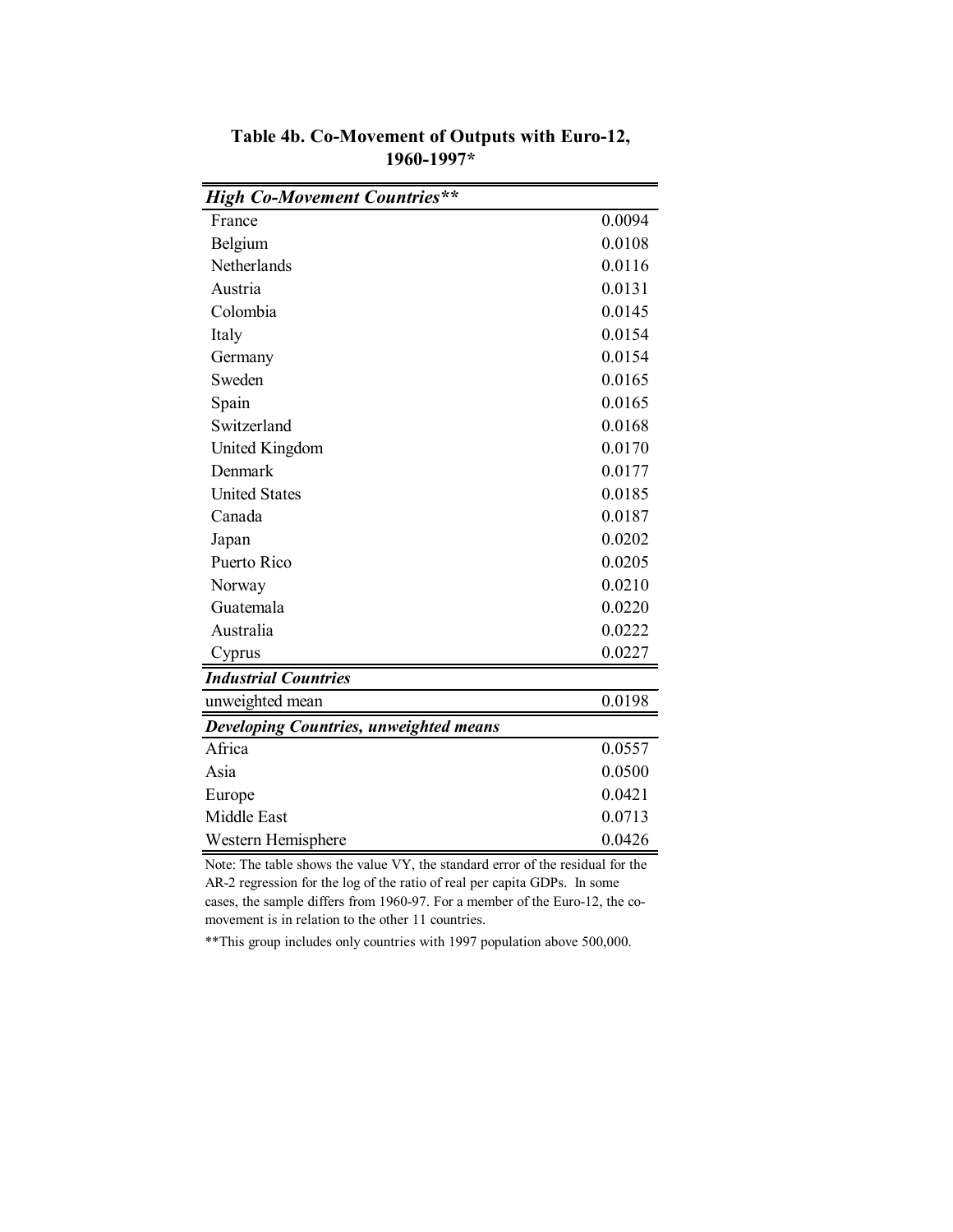**Table 4b. Co-Movement of Outputs with Euro-12, 1960-1997***

| ***High Co-Movement Countries**** | |
|---|---|
| France | 0.0094 |
| Belgium | 0.0108 |
| Netherlands | 0.0116 |
| Austria | 0.0131 |
| Colombia | 0.0145 |
| Italy | 0.0154 |
| Germany | 0.0154 |
| Sweden | 0.0165 |
| Spain | 0.0165 |
| Switzerland | 0.0168 |
| United Kingdom | 0.0170 |
| Denmark | 0.0177 |
| United States | 0.0185 |
| Canada | 0.0187 |
| Japan | 0.0202 |
| Puerto Rico | 0.0205 |
| Norway | 0.0210 |
| Guatemala | 0.0220 |
| Australia | 0.0222 |
| Cyprus | 0.0227 |
| ***Industrial Countries*** | |
| unweighted mean | 0.0198 |
| ***Developing Countries, unweighted means*** | |
| Africa | 0.0557 |
| Asia | 0.0500 |
| Europe | 0.0421 |
| Middle East | 0.0713 |
| Western Hemisphere | 0.0426 |

Note: The table shows the value VY, the standard error of the residual for the AR-2 regression for the log of the ratio of real per capita GDPs. In some cases, the sample differs from 1960-97. For a member of the Euro-12, the co-movement is in relation to the other 11 countries.

**This group includes only countries with 1997 population above 500,000.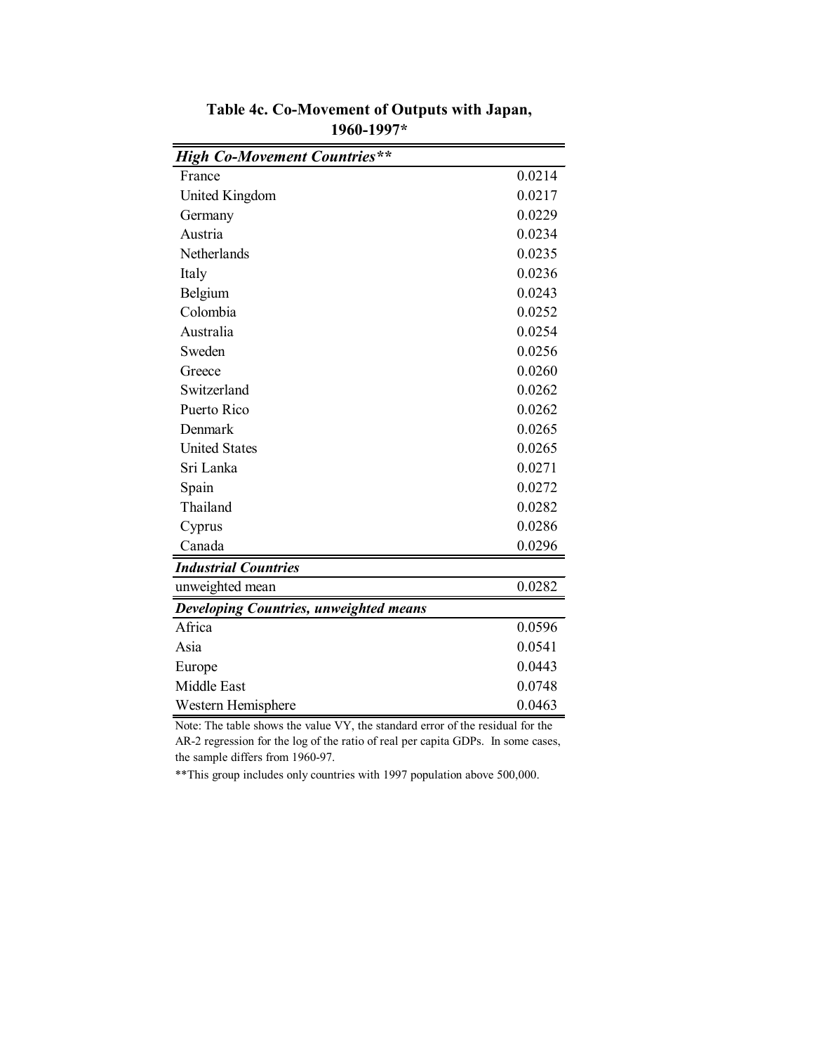## Table 4c. Co-Movement of Outputs with Japan, 1960-1997*

| ***High Co-Movement Countries*** ** | |
|---|---|
| France | 0.0214 |
| United Kingdom | 0.0217 |
| Germany | 0.0229 |
| Austria | 0.0234 |
| Netherlands | 0.0235 |
| Italy | 0.0236 |
| Belgium | 0.0243 |
| Colombia | 0.0252 |
| Australia | 0.0254 |
| Sweden | 0.0256 |
| Greece | 0.0260 |
| Switzerland | 0.0262 |
| Puerto Rico | 0.0262 |
| Denmark | 0.0265 |
| United States | 0.0265 |
| Sri Lanka | 0.0271 |
| Spain | 0.0272 |
| Thailand | 0.0282 |
| Cyprus | 0.0286 |
| Canada | 0.0296 |
| ***Industrial Countries*** | |
| unweighted mean | 0.0282 |
| ***Developing Countries, unweighted means*** | |
| Africa | 0.0596 |
| Asia | 0.0541 |
| Europe | 0.0443 |
| Middle East | 0.0748 |
| Western Hemisphere | 0.0463 |

Note: The table shows the value VY, the standard error of the residual for the AR-2 regression for the log of the ratio of real per capita GDPs. In some cases, the sample differs from 1960-97.

**This group includes only countries with 1997 population above 500,000.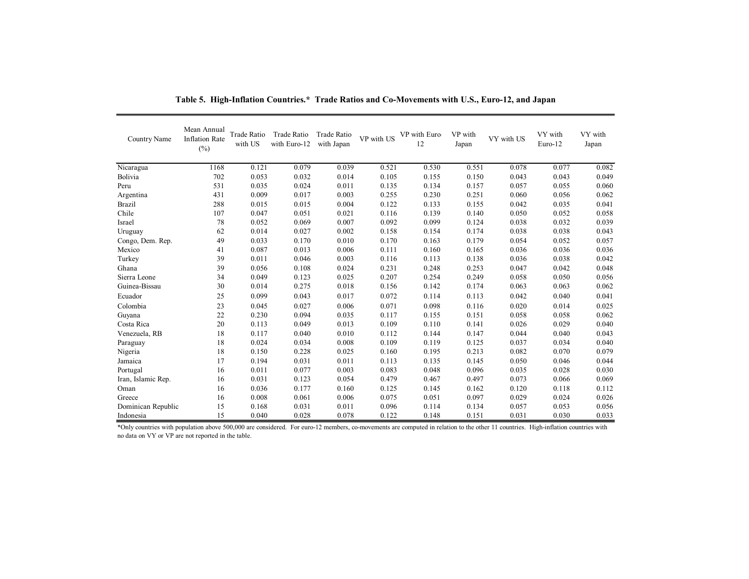**Table 5. High-Inflation Countries.\* Trade Ratios and Co-Movements with U.S., Euro-12, and Japan**

| Country Name | Mean Annual Inflation Rate (%) | Trade Ratio with US | Trade Ratio with Euro-12 | Trade Ratio with Japan | VP with US | VP with Euro-12 | VP with Japan | VY with US | VY with Euro-12 | VY with Japan |
|---|---|---|---|---|---|---|---|---|---|---|
| Nicaragua | 1168 | 0.121 | 0.079 | 0.039 | 0.521 | 0.530 | 0.551 | 0.078 | 0.077 | 0.082 |
| Bolivia | 702 | 0.053 | 0.032 | 0.014 | 0.105 | 0.155 | 0.150 | 0.043 | 0.043 | 0.049 |
| Peru | 531 | 0.035 | 0.024 | 0.011 | 0.135 | 0.134 | 0.157 | 0.057 | 0.055 | 0.060 |
| Argentina | 431 | 0.009 | 0.017 | 0.003 | 0.255 | 0.230 | 0.251 | 0.060 | 0.056 | 0.062 |
| Brazil | 288 | 0.015 | 0.015 | 0.004 | 0.122 | 0.133 | 0.155 | 0.042 | 0.035 | 0.041 |
| Chile | 107 | 0.047 | 0.051 | 0.021 | 0.116 | 0.139 | 0.140 | 0.050 | 0.052 | 0.058 |
| Israel | 78 | 0.052 | 0.069 | 0.007 | 0.092 | 0.099 | 0.124 | 0.038 | 0.032 | 0.039 |
| Uruguay | 62 | 0.014 | 0.027 | 0.002 | 0.158 | 0.154 | 0.174 | 0.038 | 0.038 | 0.043 |
| Congo, Dem. Rep. | 49 | 0.033 | 0.170 | 0.010 | 0.170 | 0.163 | 0.179 | 0.054 | 0.052 | 0.057 |
| Mexico | 41 | 0.087 | 0.013 | 0.006 | 0.111 | 0.160 | 0.165 | 0.036 | 0.036 | 0.036 |
| Turkey | 39 | 0.011 | 0.046 | 0.003 | 0.116 | 0.113 | 0.138 | 0.036 | 0.038 | 0.042 |
| Ghana | 39 | 0.056 | 0.108 | 0.024 | 0.231 | 0.248 | 0.253 | 0.047 | 0.042 | 0.048 |
| Sierra Leone | 34 | 0.049 | 0.123 | 0.025 | 0.207 | 0.254 | 0.249 | 0.058 | 0.050 | 0.056 |
| Guinea-Bissau | 30 | 0.014 | 0.275 | 0.018 | 0.156 | 0.142 | 0.174 | 0.063 | 0.063 | 0.062 |
| Ecuador | 25 | 0.099 | 0.043 | 0.017 | 0.072 | 0.114 | 0.113 | 0.042 | 0.040 | 0.041 |
| Colombia | 23 | 0.045 | 0.027 | 0.006 | 0.071 | 0.098 | 0.116 | 0.020 | 0.014 | 0.025 |
| Guyana | 22 | 0.230 | 0.094 | 0.035 | 0.117 | 0.155 | 0.151 | 0.058 | 0.058 | 0.062 |
| Costa Rica | 20 | 0.113 | 0.049 | 0.013 | 0.109 | 0.110 | 0.141 | 0.026 | 0.029 | 0.040 |
| Venezuela, RB | 18 | 0.117 | 0.040 | 0.010 | 0.112 | 0.144 | 0.147 | 0.044 | 0.040 | 0.043 |
| Paraguay | 18 | 0.024 | 0.034 | 0.008 | 0.109 | 0.119 | 0.125 | 0.037 | 0.034 | 0.040 |
| Nigeria | 18 | 0.150 | 0.228 | 0.025 | 0.160 | 0.195 | 0.213 | 0.082 | 0.070 | 0.079 |
| Jamaica | 17 | 0.194 | 0.031 | 0.011 | 0.113 | 0.135 | 0.145 | 0.050 | 0.046 | 0.044 |
| Portugal | 16 | 0.011 | 0.077 | 0.003 | 0.083 | 0.048 | 0.096 | 0.035 | 0.028 | 0.030 |
| Iran, Islamic Rep. | 16 | 0.031 | 0.123 | 0.054 | 0.479 | 0.467 | 0.497 | 0.073 | 0.066 | 0.069 |
| Oman | 16 | 0.036 | 0.177 | 0.160 | 0.125 | 0.145 | 0.162 | 0.120 | 0.118 | 0.112 |
| Greece | 16 | 0.008 | 0.061 | 0.006 | 0.075 | 0.051 | 0.097 | 0.029 | 0.024 | 0.026 |
| Dominican Republic | 15 | 0.168 | 0.031 | 0.011 | 0.096 | 0.114 | 0.134 | 0.057 | 0.053 | 0.056 |
| Indonesia | 15 | 0.040 | 0.028 | 0.078 | 0.122 | 0.148 | 0.151 | 0.031 | 0.030 | 0.033 |

*Only countries with population above 500,000 are considered. For euro-12 members, co-movements are computed in relation to the other 11 countries. High-inflation countries with no data on VY or VP are not reported in the table.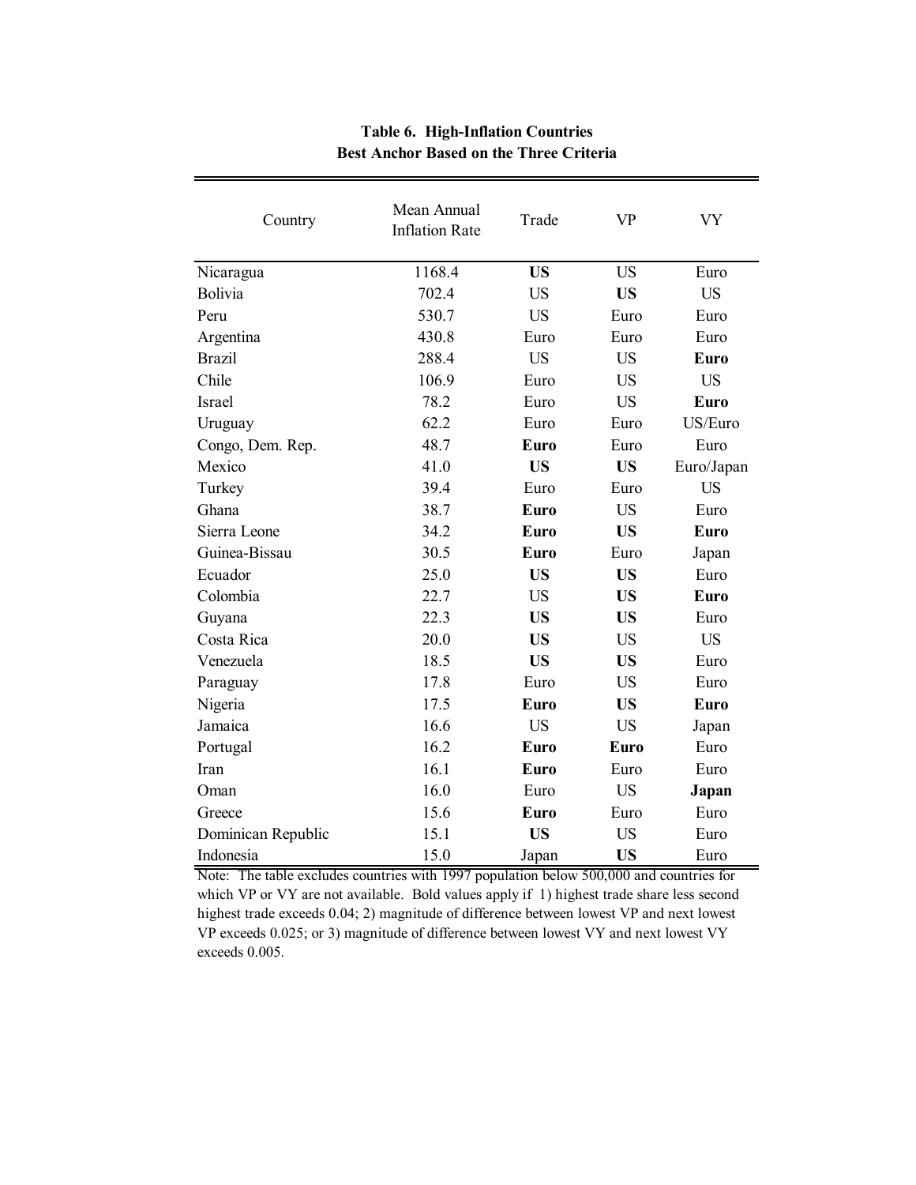**Table 6. High-Inflation Countries**
**Best Anchor Based on the Three Criteria**

| Country | Mean Annual Inflation Rate | Trade | VP | VY |
|---|---|---|---|---|
| Nicaragua | 1168.4 | **US** | US | Euro |
| Bolivia | 702.4 | US | **US** | US |
| Peru | 530.7 | US | Euro | Euro |
| Argentina | 430.8 | Euro | Euro | Euro |
| Brazil | 288.4 | US | US | **Euro** |
| Chile | 106.9 | Euro | US | US |
| Israel | 78.2 | Euro | US | **Euro** |
| Uruguay | 62.2 | Euro | Euro | US/Euro |
| Congo, Dem. Rep. | 48.7 | **Euro** | Euro | Euro |
| Mexico | 41.0 | **US** | **US** | Euro/Japan |
| Turkey | 39.4 | Euro | Euro | US |
| Ghana | 38.7 | **Euro** | US | Euro |
| Sierra Leone | 34.2 | **Euro** | **US** | **Euro** |
| Guinea-Bissau | 30.5 | **Euro** | Euro | Japan |
| Ecuador | 25.0 | **US** | **US** | Euro |
| Colombia | 22.7 | US | **US** | **Euro** |
| Guyana | 22.3 | **US** | **US** | Euro |
| Costa Rica | 20.0 | **US** | US | US |
| Venezuela | 18.5 | **US** | **US** | Euro |
| Paraguay | 17.8 | Euro | US | Euro |
| Nigeria | 17.5 | **Euro** | **US** | **Euro** |
| Jamaica | 16.6 | US | US | Japan |
| Portugal | 16.2 | **Euro** | **Euro** | Euro |
| Iran | 16.1 | **Euro** | Euro | Euro |
| Oman | 16.0 | Euro | US | **Japan** |
| Greece | 15.6 | **Euro** | Euro | Euro |
| Dominican Republic | 15.1 | **US** | US | Euro |
| Indonesia | 15.0 | Japan | **US** | Euro |

Note: The table excludes countries with 1997 population below 500,000 and countries for which VP or VY are not available. Bold values apply if 1) highest trade share less second highest trade exceeds 0.04; 2) magnitude of difference between lowest VP and next lowest VP exceeds 0.025; or 3) magnitude of difference between lowest VY and next lowest VY exceeds 0.005.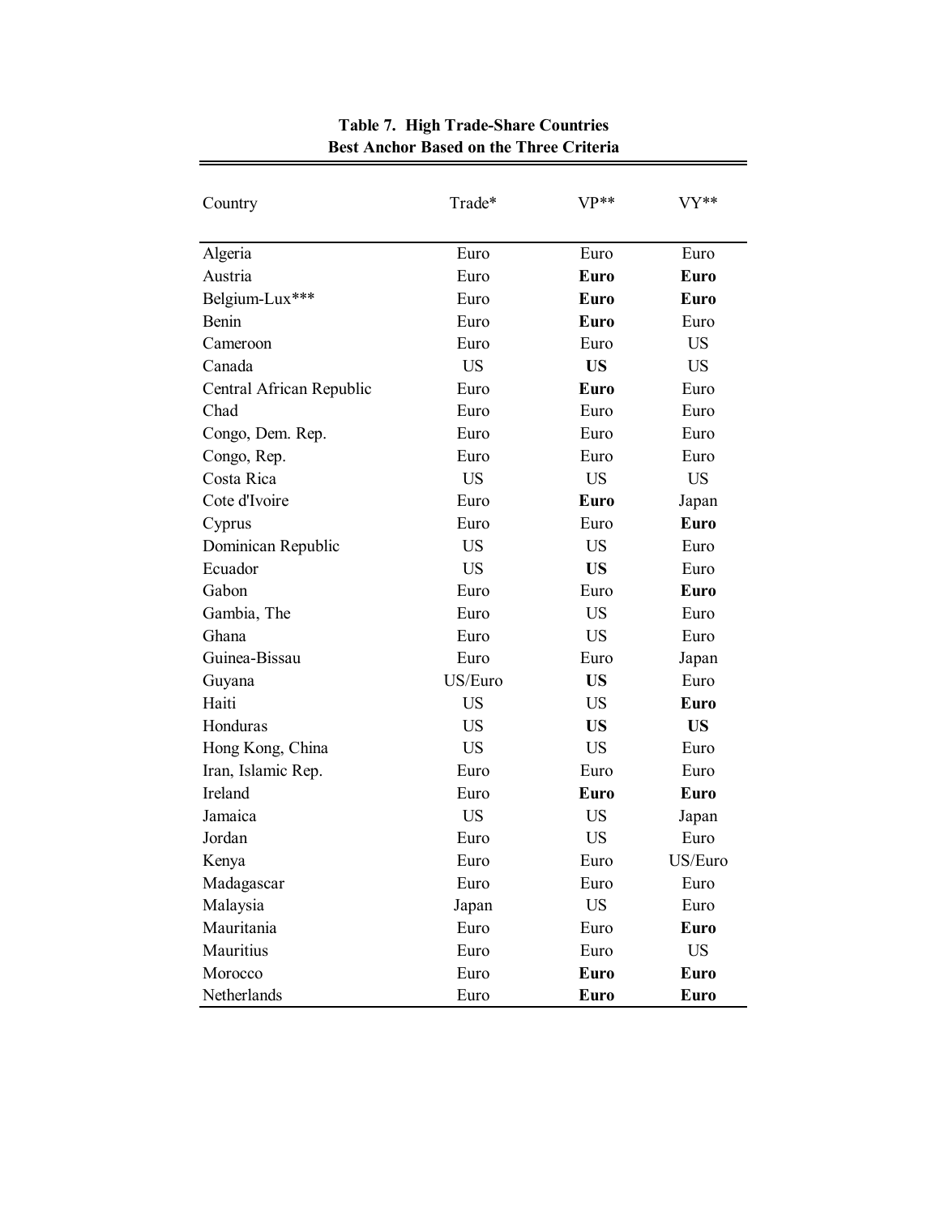**Table 7. High Trade-Share Countries**
**Best Anchor Based on the Three Criteria**

| Country | Trade* | VP** | VY** |
|---|---|---|---|
| Algeria | Euro | Euro | Euro |
| Austria | Euro | **Euro** | **Euro** |
| Belgium-Lux*** | Euro | **Euro** | **Euro** |
| Benin | Euro | **Euro** | Euro |
| Cameroon | Euro | Euro | US |
| Canada | US | **US** | US |
| Central African Republic | Euro | **Euro** | Euro |
| Chad | Euro | Euro | Euro |
| Congo, Dem. Rep. | Euro | Euro | Euro |
| Congo, Rep. | Euro | Euro | Euro |
| Costa Rica | US | US | US |
| Cote d'Ivoire | Euro | **Euro** | Japan |
| Cyprus | Euro | Euro | **Euro** |
| Dominican Republic | US | US | Euro |
| Ecuador | US | **US** | Euro |
| Gabon | Euro | Euro | **Euro** |
| Gambia, The | Euro | US | Euro |
| Ghana | Euro | US | Euro |
| Guinea-Bissau | Euro | Euro | Japan |
| Guyana | US/Euro | **US** | Euro |
| Haiti | US | US | **Euro** |
| Honduras | US | **US** | **US** |
| Hong Kong, China | US | US | Euro |
| Iran, Islamic Rep. | Euro | Euro | Euro |
| Ireland | Euro | **Euro** | **Euro** |
| Jamaica | US | US | Japan |
| Jordan | Euro | US | Euro |
| Kenya | Euro | Euro | US/Euro |
| Madagascar | Euro | Euro | Euro |
| Malaysia | Japan | US | Euro |
| Mauritania | Euro | Euro | **Euro** |
| Mauritius | Euro | Euro | US |
| Morocco | Euro | **Euro** | **Euro** |
| Netherlands | Euro | **Euro** | **Euro** |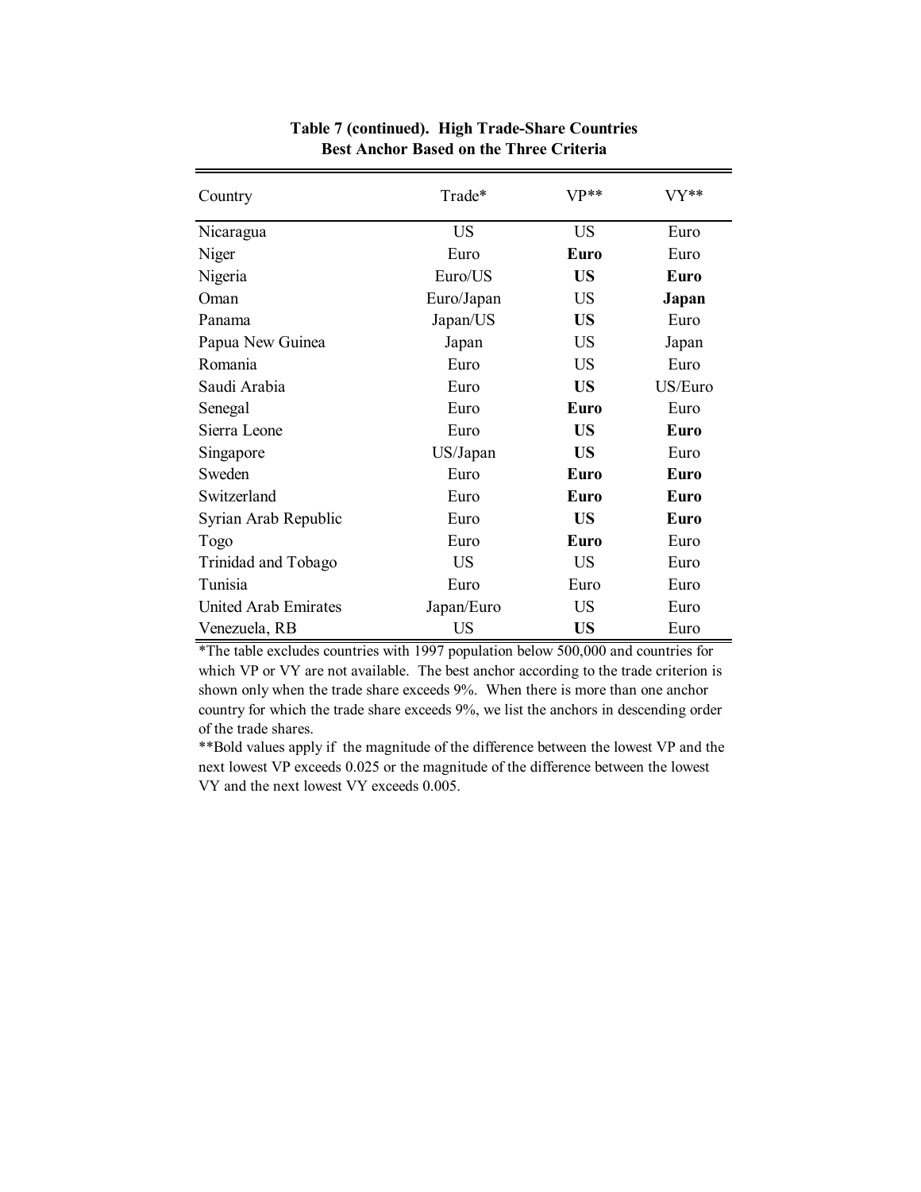**Table 7 (continued). High Trade-Share Countries**
**Best Anchor Based on the Three Criteria**

| Country | Trade* | VP** | VY** |
|---|---|---|---|
| Nicaragua | US | US | Euro |
| Niger | Euro | **Euro** | Euro |
| Nigeria | Euro/US | **US** | **Euro** |
| Oman | Euro/Japan | US | **Japan** |
| Panama | Japan/US | **US** | Euro |
| Papua New Guinea | Japan | US | Japan |
| Romania | Euro | US | Euro |
| Saudi Arabia | Euro | **US** | US/Euro |
| Senegal | Euro | **Euro** | Euro |
| Sierra Leone | Euro | **US** | **Euro** |
| Singapore | US/Japan | **US** | Euro |
| Sweden | Euro | **Euro** | **Euro** |
| Switzerland | Euro | **Euro** | **Euro** |
| Syrian Arab Republic | Euro | **US** | **Euro** |
| Togo | Euro | **Euro** | Euro |
| Trinidad and Tobago | US | US | Euro |
| Tunisia | Euro | Euro | Euro |
| United Arab Emirates | Japan/Euro | US | Euro |
| Venezuela, RB | US | **US** | Euro |

*The table excludes countries with 1997 population below 500,000 and countries for which VP or VY are not available. The best anchor according to the trade criterion is shown only when the trade share exceeds 9%. When there is more than one anchor country for which the trade share exceeds 9%, we list the anchors in descending order of the trade shares.

**Bold values apply if the magnitude of the difference between the lowest VP and the next lowest VP exceeds 0.025 or the magnitude of the difference between the lowest VY and the next lowest VY exceeds 0.005.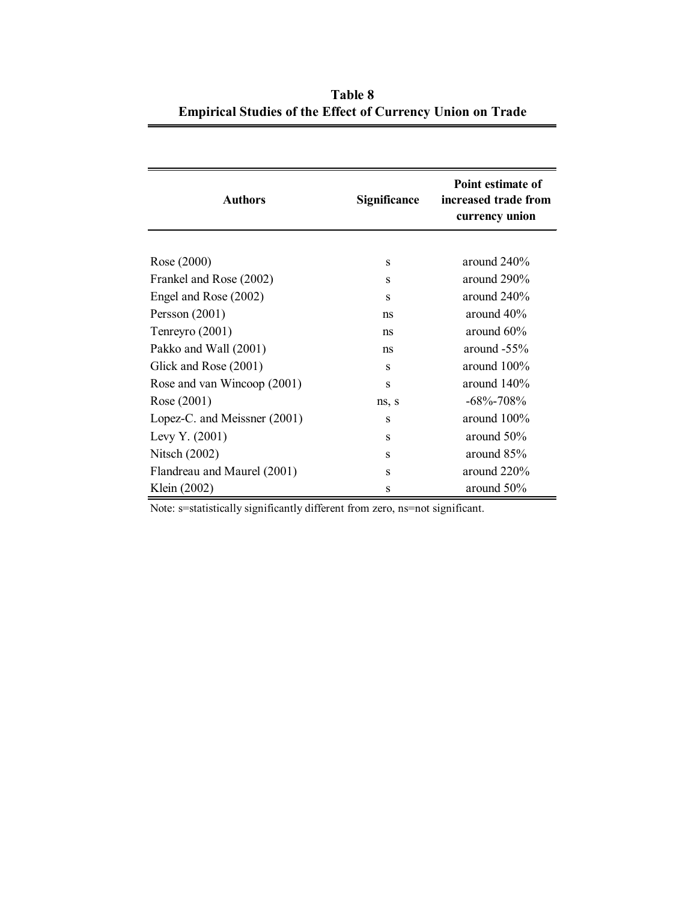**Table 8**
**Empirical Studies of the Effect of Currency Union on Trade**

| Authors | Significance | Point estimate of increased trade from currency union |
|---|---|---|
| Rose (2000) | s | around 240% |
| Frankel and Rose (2002) | s | around 290% |
| Engel and Rose (2002) | s | around 240% |
| Persson (2001) | ns | around 40% |
| Tenreyro (2001) | ns | around 60% |
| Pakko and Wall (2001) | ns | around -55% |
| Glick and Rose (2001) | s | around 100% |
| Rose and van Wincoop (2001) | s | around 140% |
| Rose (2001) | ns, s | -68%-708% |
| Lopez-C. and Meissner (2001) | s | around 100% |
| Levy Y. (2001) | s | around 50% |
| Nitsch (2002) | s | around 85% |
| Flandreau and Maurel (2001) | s | around 220% |
| Klein (2002) | s | around 50% |

Note: s=statistically significantly different from zero, ns=not significant.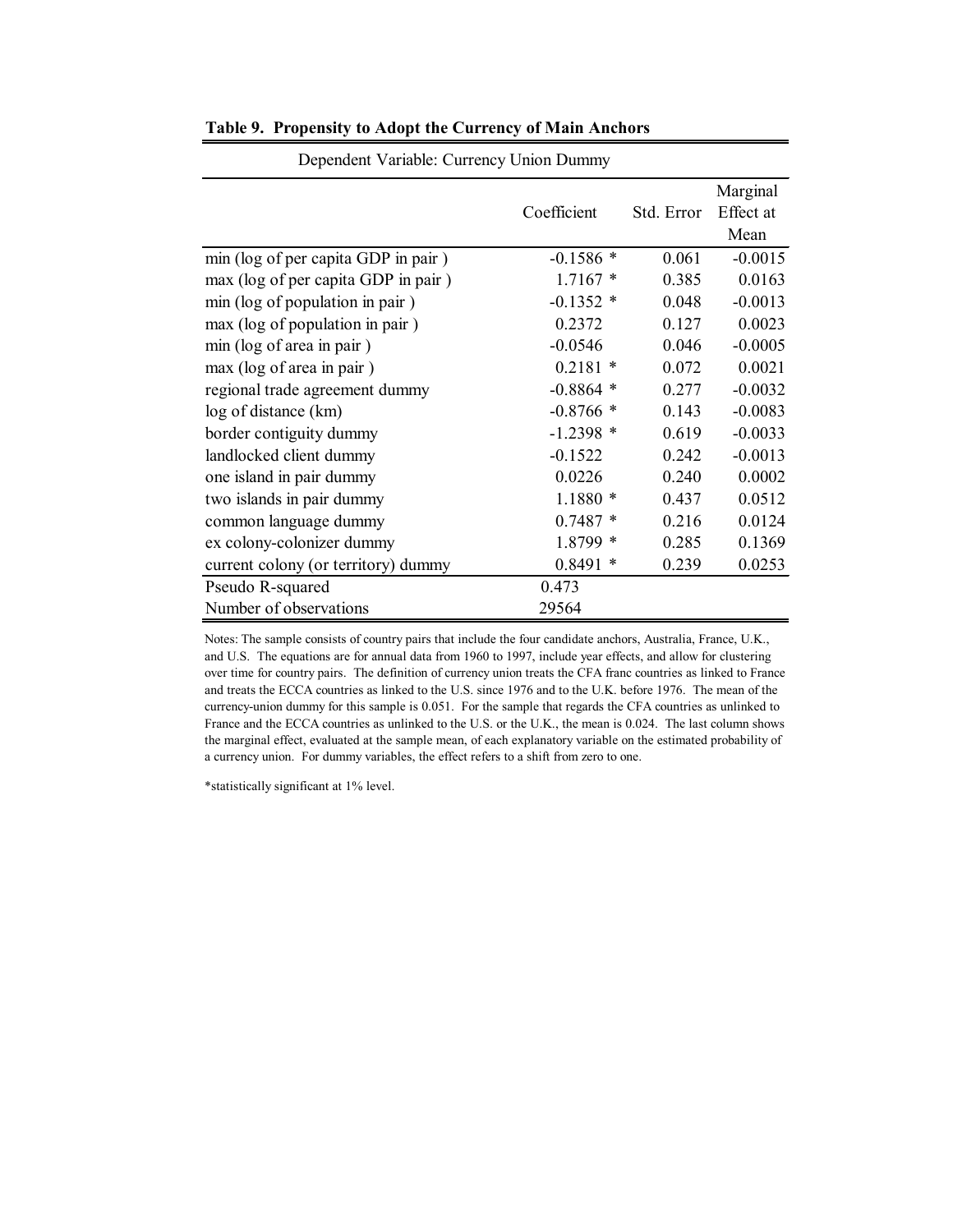**Table 9. Propensity to Adopt the Currency of Main Anchors**

Dependent Variable: Currency Union Dummy

| | Coefficient | Std. Error | Marginal Effect at Mean |
|---|---|---|---|
| min (log of per capita GDP in pair ) | -0.1586 * | 0.061 | -0.0015 |
| max (log of per capita GDP in pair ) | 1.7167 * | 0.385 | 0.0163 |
| min (log of population in pair ) | -0.1352 * | 0.048 | -0.0013 |
| max (log of population in pair ) | 0.2372 | 0.127 | 0.0023 |
| min (log of area in pair ) | -0.0546 | 0.046 | -0.0005 |
| max (log of area in pair ) | 0.2181 * | 0.072 | 0.0021 |
| regional trade agreement dummy | -0.8864 * | 0.277 | -0.0032 |
| log of distance (km) | -0.8766 * | 0.143 | -0.0083 |
| border contiguity dummy | -1.2398 * | 0.619 | -0.0033 |
| landlocked client dummy | -0.1522 | 0.242 | -0.0013 |
| one island in pair dummy | 0.0226 | 0.240 | 0.0002 |
| two islands in pair dummy | 1.1880 * | 0.437 | 0.0512 |
| common language dummy | 0.7487 * | 0.216 | 0.0124 |
| ex colony-colonizer dummy | 1.8799 * | 0.285 | 0.1369 |
| current colony (or territory) dummy | 0.8491 * | 0.239 | 0.0253 |
| Pseudo R-squared | 0.473 | | |
| Number of observations | 29564 | | |

Notes: The sample consists of country pairs that include the four candidate anchors, Australia, France, U.K., and U.S. The equations are for annual data from 1960 to 1997, include year effects, and allow for clustering over time for country pairs. The definition of currency union treats the CFA franc countries as linked to France and treats the ECCA countries as linked to the U.S. since 1976 and to the U.K. before 1976. The mean of the currency-union dummy for this sample is 0.051. For the sample that regards the CFA countries as unlinked to France and the ECCA countries as unlinked to the U.S. or the U.K., the mean is 0.024. The last column shows the marginal effect, evaluated at the sample mean, of each explanatory variable on the estimated probability of a currency union. For dummy variables, the effect refers to a shift from zero to one.

*statistically significant at 1% level.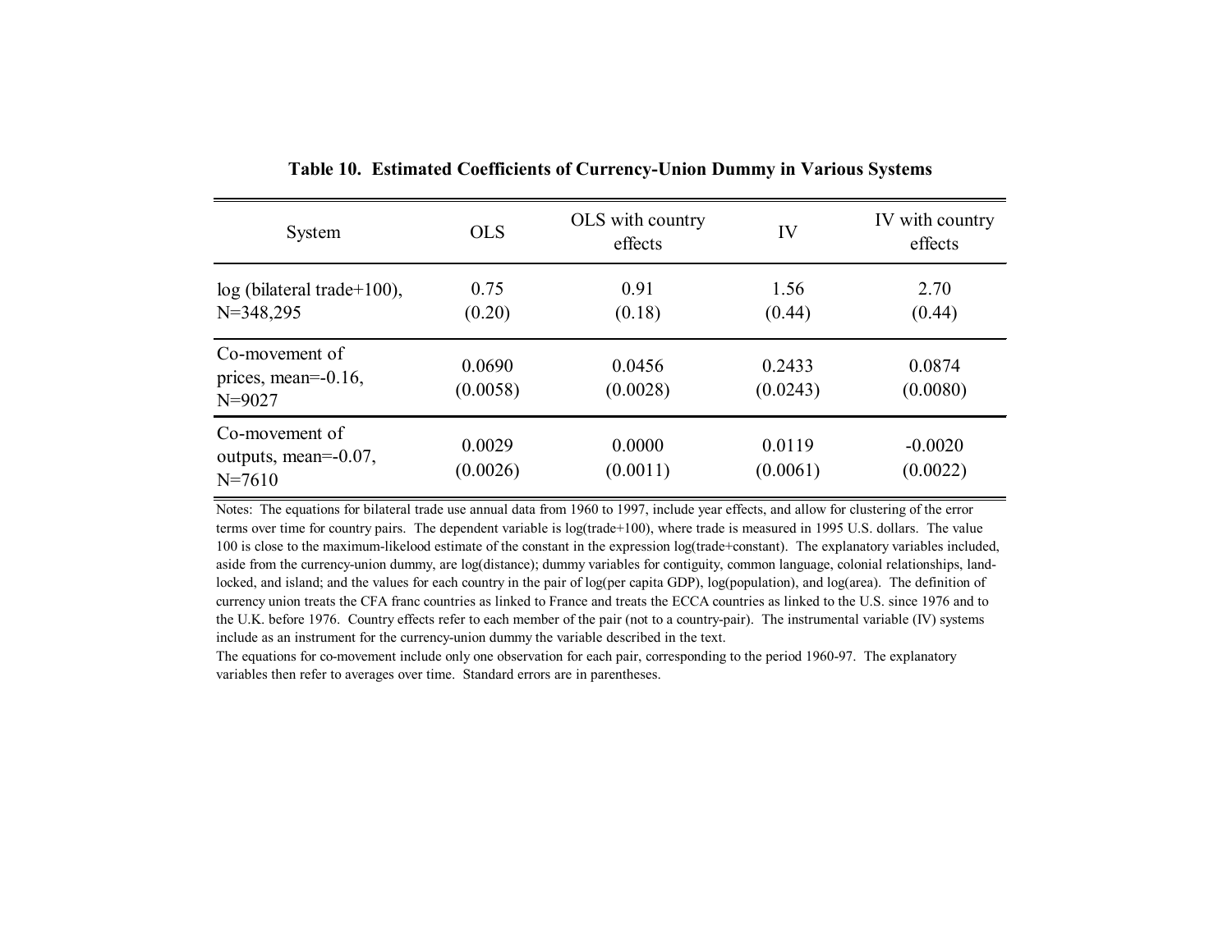**Table 10. Estimated Coefficients of Currency-Union Dummy in Various Systems**

| System | OLS | OLS with country effects | IV | IV with country effects |
|---|---|---|---|---|
| log (bilateral trade+100), N=348,295 | 0.75<br>(0.20) | 0.91<br>(0.18) | 1.56<br>(0.44) | 2.70<br>(0.44) |
| Co-movement of prices, mean=-0.16, N=9027 | 0.0690<br>(0.0058) | 0.0456<br>(0.0028) | 0.2433<br>(0.0243) | 0.0874<br>(0.0080) |
| Co-movement of outputs, mean=-0.07, N=7610 | 0.0029<br>(0.0026) | 0.0000<br>(0.0011) | 0.0119<br>(0.0061) | -0.0020<br>(0.0022) |

Notes: The equations for bilateral trade use annual data from 1960 to 1997, include year effects, and allow for clustering of the error terms over time for country pairs. The dependent variable is log(trade+100), where trade is measured in 1995 U.S. dollars. The value 100 is close to the maximum-likelood estimate of the constant in the expression log(trade+constant). The explanatory variables included, aside from the currency-union dummy, are log(distance); dummy variables for contiguity, common language, colonial relationships, land-locked, and island; and the values for each country in the pair of log(per capita GDP), log(population), and log(area). The definition of currency union treats the CFA franc countries as linked to France and treats the ECCA countries as linked to the U.S. since 1976 and to the U.K. before 1976. Country effects refer to each member of the pair (not to a country-pair). The instrumental variable (IV) systems include as an instrument for the currency-union dummy the variable described in the text.

The equations for co-movement include only one observation for each pair, corresponding to the period 1960-97. The explanatory variables then refer to averages over time. Standard errors are in parentheses.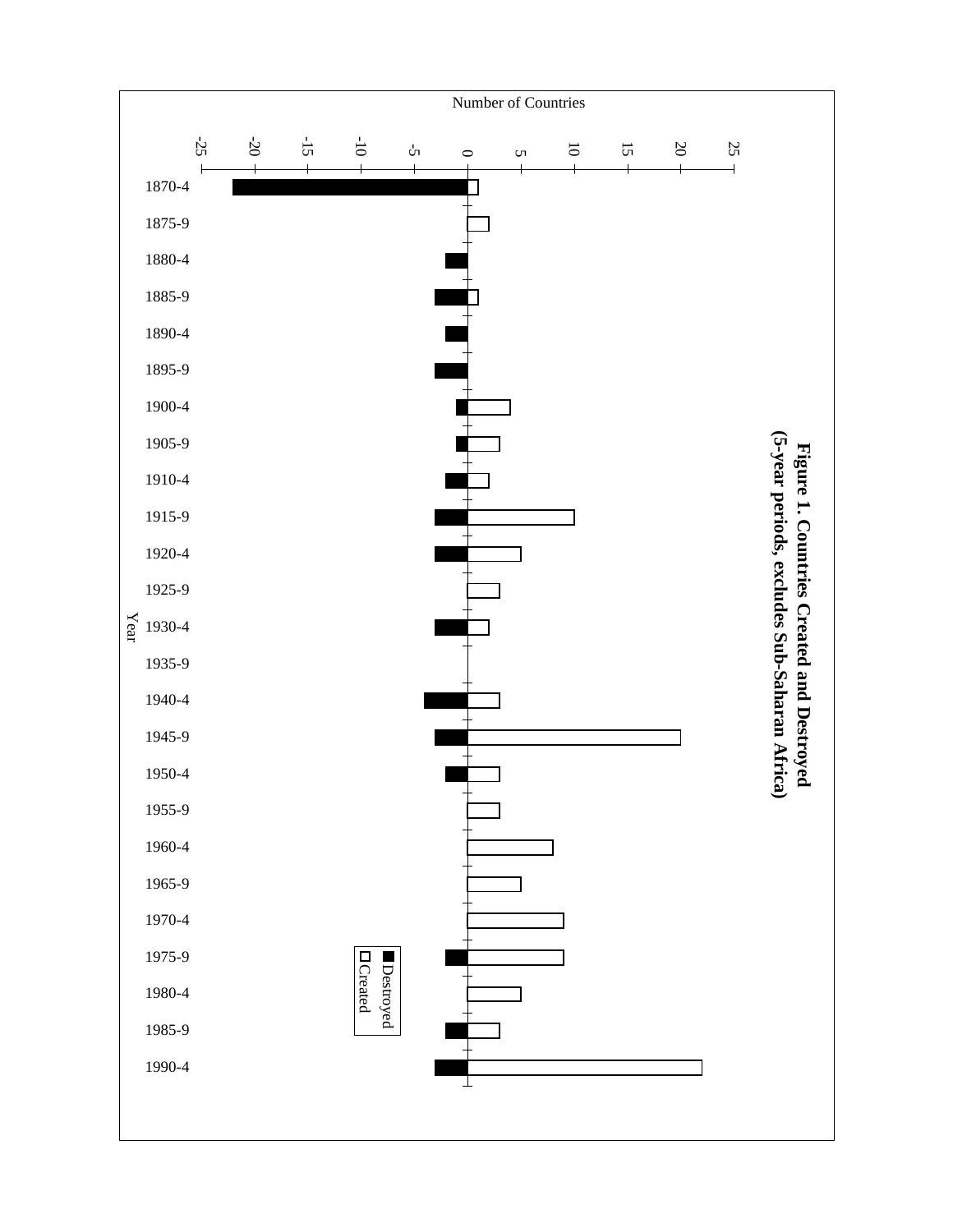**Figure 1. Countries Created and Destroyed**
**(5-year periods, excludes Sub-Saharan Africa)**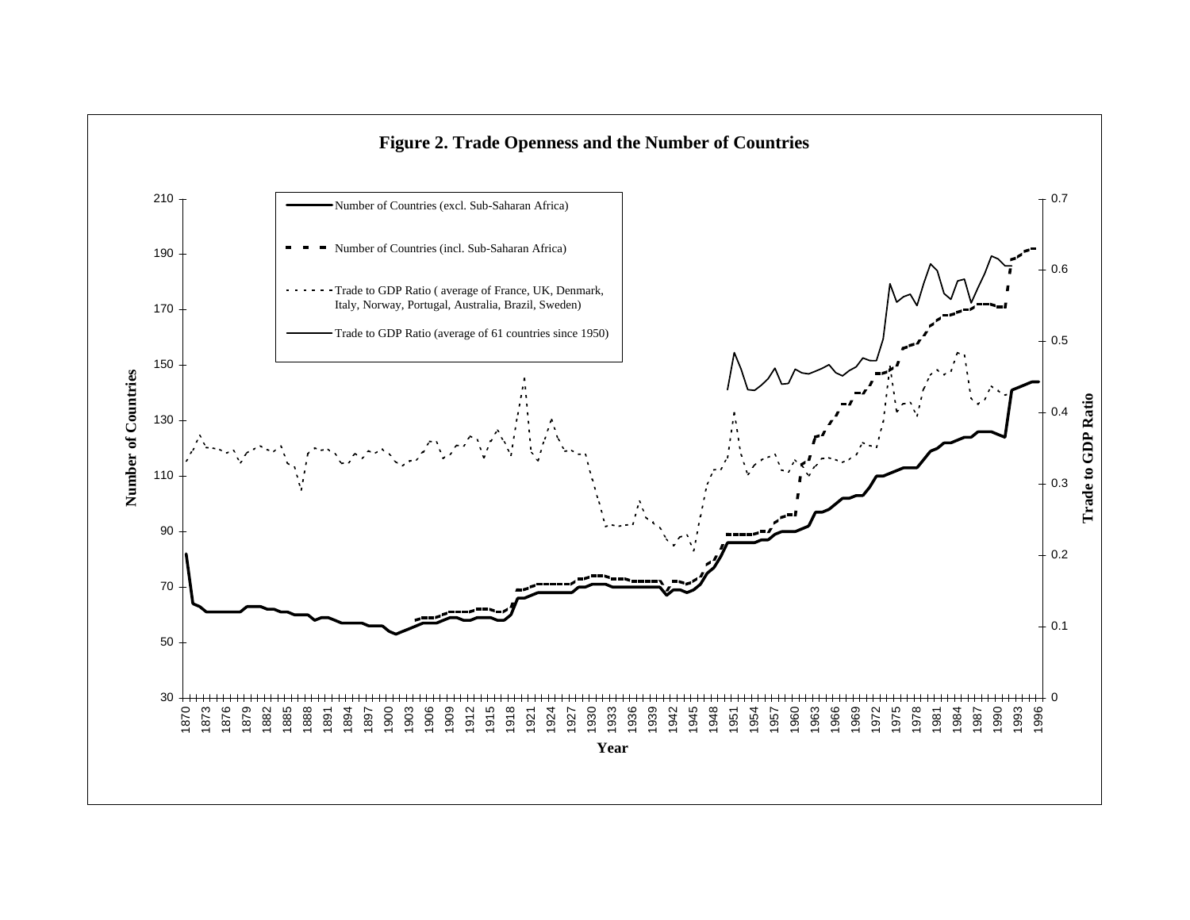**Figure 2. Trade Openness and the Number of Countries**

Number of Countries (excl. Sub-Saharan Africa)

Number of Countries (incl. Sub-Saharan Africa)

Trade to GDP Ratio ( average of France, UK, Denmark, Italy, Norway, Portugal, Australia, Brazil, Sweden)

Trade to GDP Ratio (average of 61 countries since 1950)

Number of Countries

210
190
170
150
130
110
90
70
50
30

Trade to GDP Ratio

0.7
0.6
0.5
0.4
0.3
0.2
0.1
0

1870 1873 1876 1879 1882 1885 1888 1891 1894 1897 1900 1903 1906 1909 1912 1915 1918 1921 1924 1927 1930 1933 1936 1939 1942 1945 1948 1951 1954 1957 1960 1963 1966 1969 1972 1975 1978 1981 1984 1987 1990 1993 1996

Year